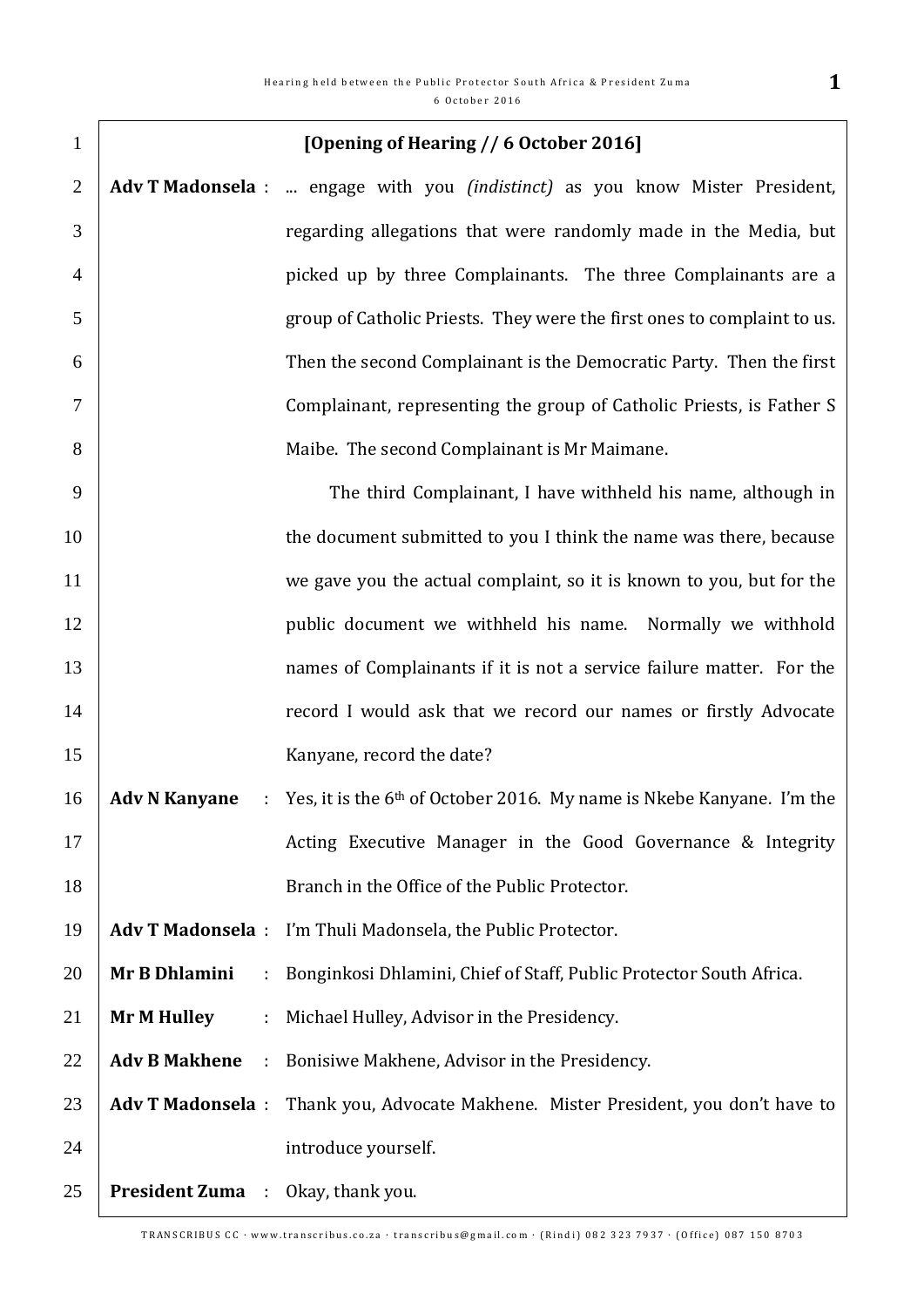**[Opening of Hearing // 6 October 2016]**

**Adv T Madonsela** : ... engage with you *(indistinct)* as you know Mister President, regarding allegations that were randomly made in the Media, but picked up by three Complainants. The three Complainants are a group of Catholic Priests. They were the first ones to complaint to us. Then the second Complainant is the Democratic Party. Then the first Complainant, representing the group of Catholic Priests, is Father S Maibe. The second Complainant is Mr Maimane.

The third Complainant, I have withheld his name, although in the document submitted to you I think the name was there, because we gave you the actual complaint, so it is known to you, but for the public document we withheld his name. Normally we withhold names of Complainants if it is not a service failure matter. For the record I would ask that we record our names or firstly Advocate Kanyane, record the date?

**Adv N Kanyane** : Yes, it is the 6th of October 2016. My name is Nkebe Kanyane. I'm the Acting Executive Manager in the Good Governance & Integrity Branch in the Office of the Public Protector.

**Adv T Madonsela** : I'm Thuli Madonsela, the Public Protector.

**Mr B Dhlamini** : Bonginkosi Dhlamini, Chief of Staff, Public Protector South Africa.

**Mr M Hulley** : Michael Hulley, Advisor in the Presidency.

**Adv B Makhene** : Bonisiwe Makhene, Advisor in the Presidency.

**Adv T Madonsela** : Thank you, Advocate Makhene. Mister President, you don't have to introduce yourself.

**President Zuma** : Okay, thank you.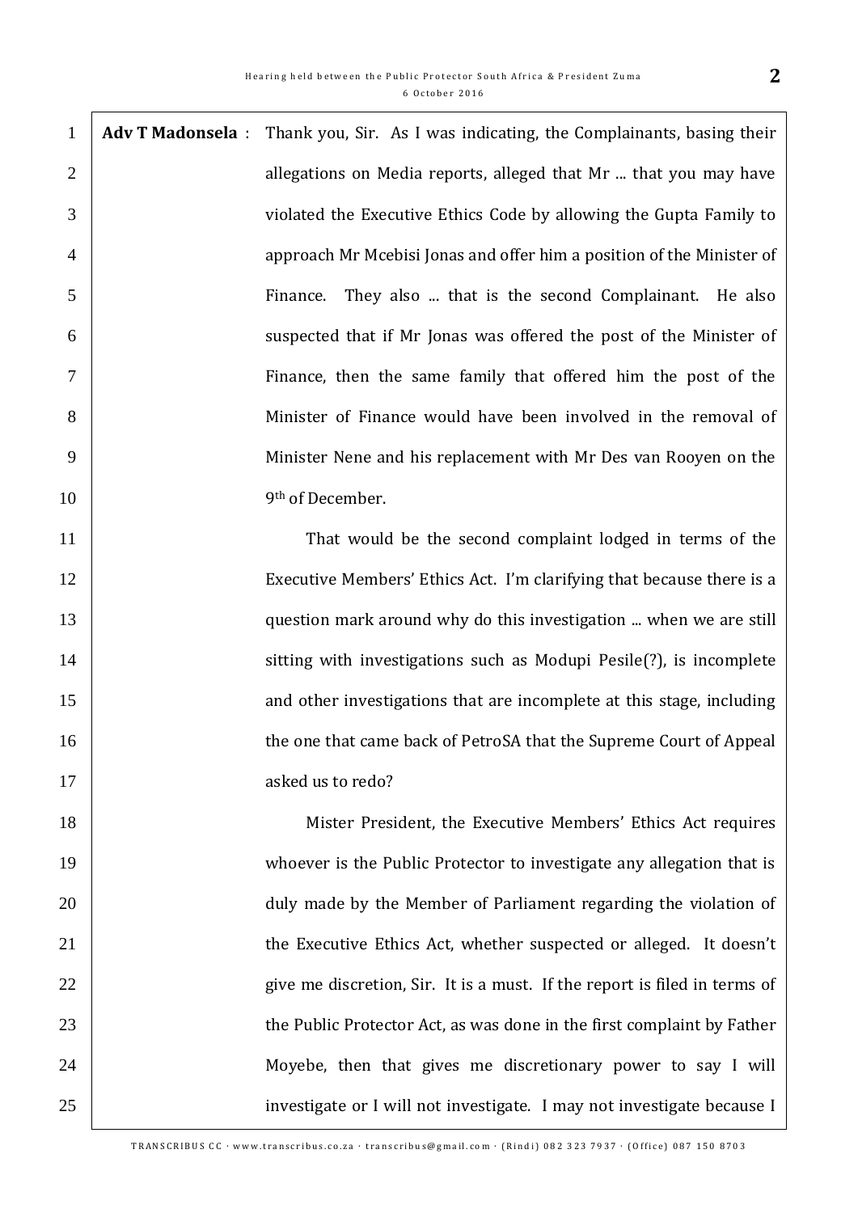**Adv T Madonsela** : Thank you, Sir. As I was indicating, the Complainants, basing their allegations on Media reports, alleged that Mr ... that you may have violated the Executive Ethics Code by allowing the Gupta Family to approach Mr Mcebisi Jonas and offer him a position of the Minister of Finance. They also ... that is the second Complainant. He also suspected that if Mr Jonas was offered the post of the Minister of Finance, then the same family that offered him the post of the Minister of Finance would have been involved in the removal of Minister Nene and his replacement with Mr Des van Rooyen on the 9th of December.

That would be the second complaint lodged in terms of the Executive Members' Ethics Act. I'm clarifying that because there is a question mark around why do this investigation ... when we are still sitting with investigations such as Modupi Pesile(?), is incomplete and other investigations that are incomplete at this stage, including the one that came back of PetroSA that the Supreme Court of Appeal asked us to redo?

Mister President, the Executive Members' Ethics Act requires whoever is the Public Protector to investigate any allegation that is duly made by the Member of Parliament regarding the violation of the Executive Ethics Act, whether suspected or alleged. It doesn't give me discretion, Sir. It is a must. If the report is filed in terms of the Public Protector Act, as was done in the first complaint by Father Moyebe, then that gives me discretionary power to say I will investigate or I will not investigate. I may not investigate because I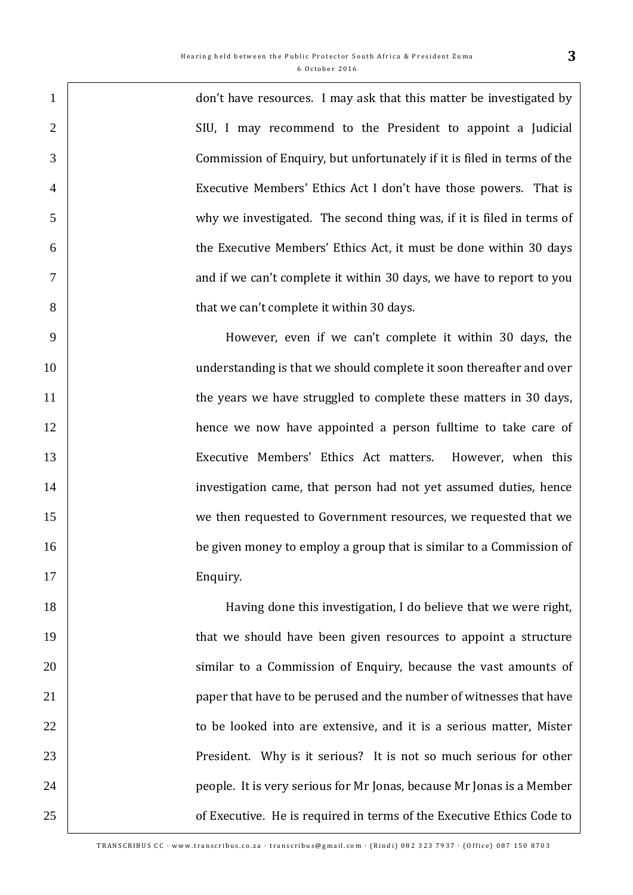don't have resources. I may ask that this matter be investigated by SIU, I may recommend to the President to appoint a Judicial Commission of Enquiry, but unfortunately if it is filed in terms of the Executive Members' Ethics Act I don't have those powers. That is why we investigated. The second thing was, if it is filed in terms of the Executive Members' Ethics Act, it must be done within 30 days and if we can't complete it within 30 days, we have to report to you that we can't complete it within 30 days.

However, even if we can't complete it within 30 days, the understanding is that we should complete it soon thereafter and over the years we have struggled to complete these matters in 30 days, hence we now have appointed a person fulltime to take care of Executive Members' Ethics Act matters. However, when this investigation came, that person had not yet assumed duties, hence we then requested to Government resources, we requested that we be given money to employ a group that is similar to a Commission of Enquiry.

Having done this investigation, I do believe that we were right, that we should have been given resources to appoint a structure similar to a Commission of Enquiry, because the vast amounts of paper that have to be perused and the number of witnesses that have to be looked into are extensive, and it is a serious matter, Mister President. Why is it serious? It is not so much serious for other people. It is very serious for Mr Jonas, because Mr Jonas is a Member of Executive. He is required in terms of the Executive Ethics Code to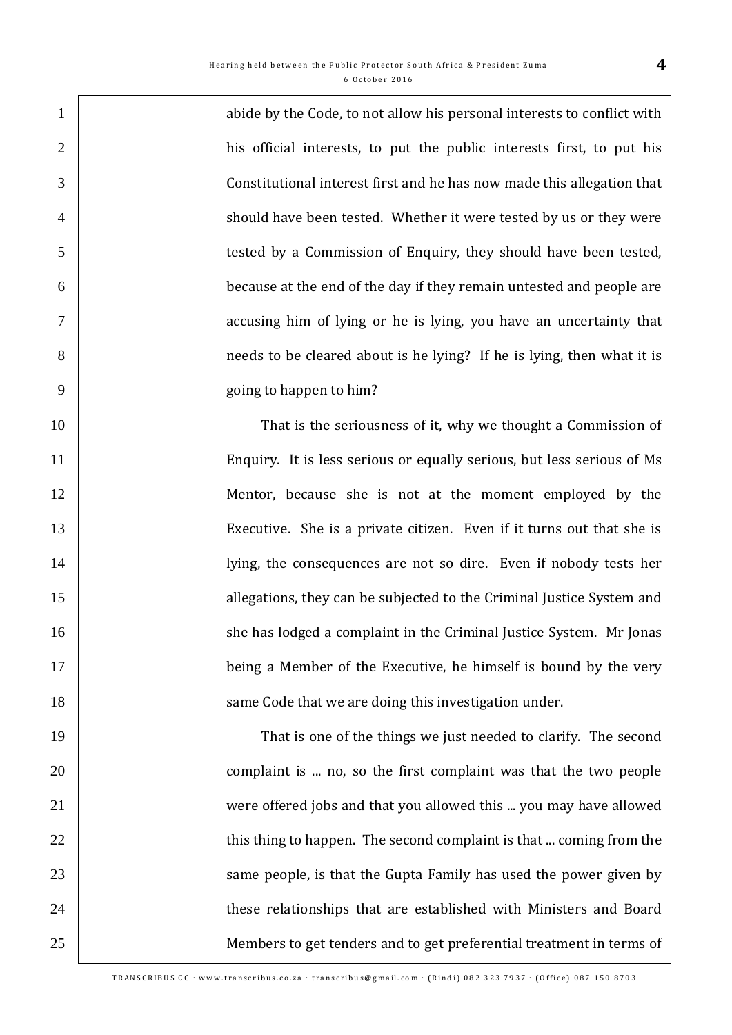abide by the Code, to not allow his personal interests to conflict with his official interests, to put the public interests first, to put his Constitutional interest first and he has now made this allegation that should have been tested. Whether it were tested by us or they were tested by a Commission of Enquiry, they should have been tested, because at the end of the day if they remain untested and people are accusing him of lying or he is lying, you have an uncertainty that needs to be cleared about is he lying? If he is lying, then what it is going to happen to him?

That is the seriousness of it, why we thought a Commission of Enquiry. It is less serious or equally serious, but less serious of Ms Mentor, because she is not at the moment employed by the Executive. She is a private citizen. Even if it turns out that she is lying, the consequences are not so dire. Even if nobody tests her allegations, they can be subjected to the Criminal Justice System and she has lodged a complaint in the Criminal Justice System. Mr Jonas being a Member of the Executive, he himself is bound by the very same Code that we are doing this investigation under.

That is one of the things we just needed to clarify. The second complaint is ... no, so the first complaint was that the two people were offered jobs and that you allowed this ... you may have allowed this thing to happen. The second complaint is that ... coming from the same people, is that the Gupta Family has used the power given by these relationships that are established with Ministers and Board Members to get tenders and to get preferential treatment in terms of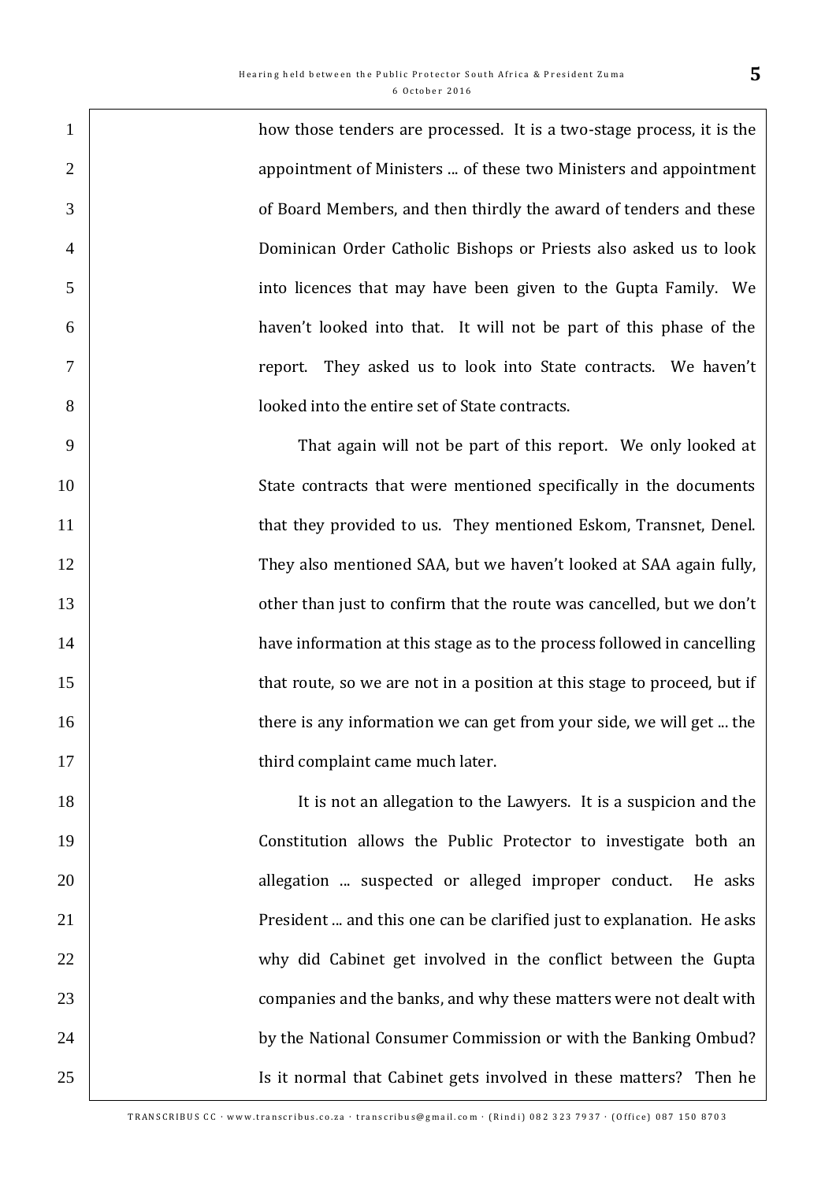how those tenders are processed. It is a two-stage process, it is the appointment of Ministers ... of these two Ministers and appointment of Board Members, and then thirdly the award of tenders and these Dominican Order Catholic Bishops or Priests also asked us to look into licences that may have been given to the Gupta Family. We haven't looked into that. It will not be part of this phase of the report. They asked us to look into State contracts. We haven't looked into the entire set of State contracts.

That again will not be part of this report. We only looked at State contracts that were mentioned specifically in the documents that they provided to us. They mentioned Eskom, Transnet, Denel. They also mentioned SAA, but we haven't looked at SAA again fully, other than just to confirm that the route was cancelled, but we don't have information at this stage as to the process followed in cancelling that route, so we are not in a position at this stage to proceed, but if there is any information we can get from your side, we will get ... the third complaint came much later.

It is not an allegation to the Lawyers. It is a suspicion and the Constitution allows the Public Protector to investigate both an allegation ... suspected or alleged improper conduct. He asks President ... and this one can be clarified just to explanation. He asks why did Cabinet get involved in the conflict between the Gupta companies and the banks, and why these matters were not dealt with by the National Consumer Commission or with the Banking Ombud? Is it normal that Cabinet gets involved in these matters? Then he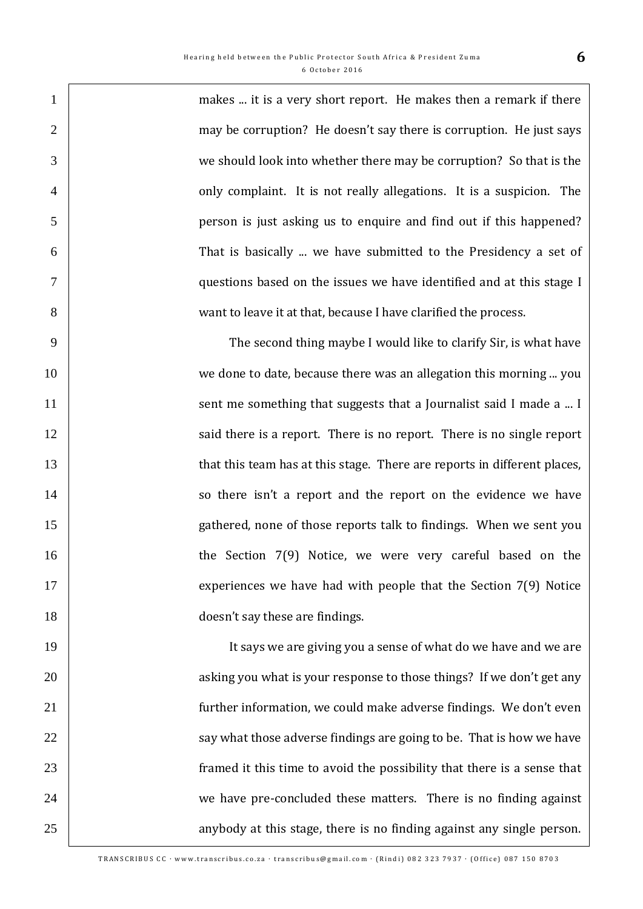makes ... it is a very short report. He makes then a remark if there may be corruption? He doesn't say there is corruption. He just says we should look into whether there may be corruption? So that is the only complaint. It is not really allegations. It is a suspicion. The person is just asking us to enquire and find out if this happened? That is basically ... we have submitted to the Presidency a set of questions based on the issues we have identified and at this stage I want to leave it at that, because I have clarified the process.

The second thing maybe I would like to clarify Sir, is what have we done to date, because there was an allegation this morning ... you sent me something that suggests that a Journalist said I made a ... I said there is a report. There is no report. There is no single report that this team has at this stage. There are reports in different places, so there isn't a report and the report on the evidence we have gathered, none of those reports talk to findings. When we sent you the Section 7(9) Notice, we were very careful based on the experiences we have had with people that the Section 7(9) Notice doesn't say these are findings.

It says we are giving you a sense of what do we have and we are asking you what is your response to those things? If we don't get any further information, we could make adverse findings. We don't even say what those adverse findings are going to be. That is how we have framed it this time to avoid the possibility that there is a sense that we have pre-concluded these matters. There is no finding against anybody at this stage, there is no finding against any single person.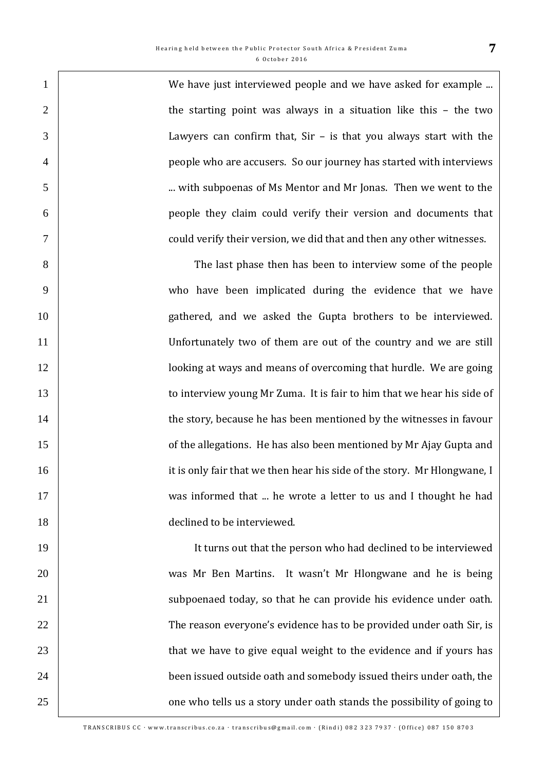We have just interviewed people and we have asked for example ... the starting point was always in a situation like this – the two Lawyers can confirm that, Sir – is that you always start with the people who are accusers. So our journey has started with interviews ... with subpoenas of Ms Mentor and Mr Jonas. Then we went to the people they claim could verify their version and documents that could verify their version, we did that and then any other witnesses.

The last phase then has been to interview some of the people who have been implicated during the evidence that we have gathered, and we asked the Gupta brothers to be interviewed. Unfortunately two of them are out of the country and we are still looking at ways and means of overcoming that hurdle. We are going to interview young Mr Zuma. It is fair to him that we hear his side of the story, because he has been mentioned by the witnesses in favour of the allegations. He has also been mentioned by Mr Ajay Gupta and it is only fair that we then hear his side of the story. Mr Hlongwane, I was informed that ... he wrote a letter to us and I thought he had declined to be interviewed.

It turns out that the person who had declined to be interviewed was Mr Ben Martins. It wasn't Mr Hlongwane and he is being subpoenaed today, so that he can provide his evidence under oath. The reason everyone's evidence has to be provided under oath Sir, is that we have to give equal weight to the evidence and if yours has been issued outside oath and somebody issued theirs under oath, the one who tells us a story under oath stands the possibility of going to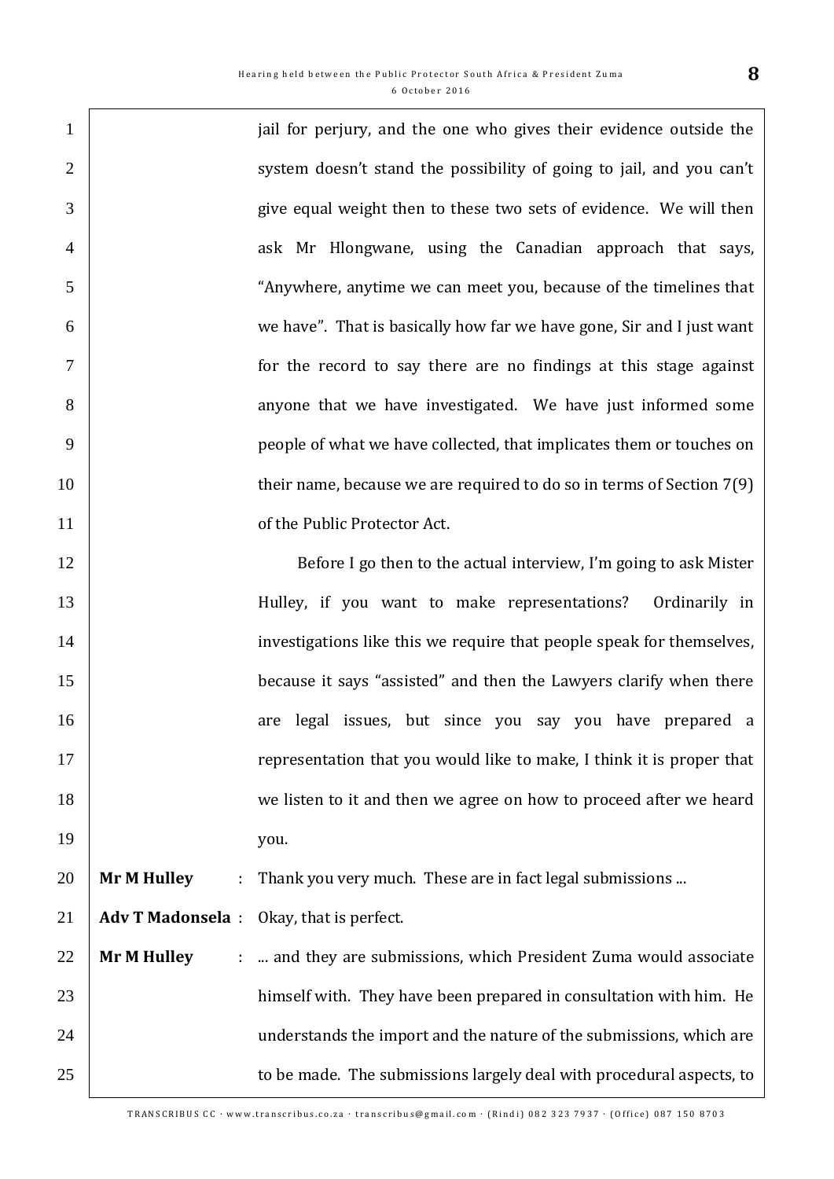jail for perjury, and the one who gives their evidence outside the system doesn't stand the possibility of going to jail, and you can't give equal weight then to these two sets of evidence. We will then ask Mr Hlongwane, using the Canadian approach that says, "Anywhere, anytime we can meet you, because of the timelines that we have". That is basically how far we have gone, Sir and I just want for the record to say there are no findings at this stage against anyone that we have investigated. We have just informed some people of what we have collected, that implicates them or touches on their name, because we are required to do so in terms of Section 7(9) of the Public Protector Act.

Before I go then to the actual interview, I'm going to ask Mister Hulley, if you want to make representations? Ordinarily in investigations like this we require that people speak for themselves, because it says "assisted" and then the Lawyers clarify when there are legal issues, but since you say you have prepared a representation that you would like to make, I think it is proper that we listen to it and then we agree on how to proceed after we heard you.

**Mr M Hulley** : Thank you very much. These are in fact legal submissions ...

**Adv T Madonsela** : Okay, that is perfect.

**Mr M Hulley** : ... and they are submissions, which President Zuma would associate himself with. They have been prepared in consultation with him. He understands the import and the nature of the submissions, which are to be made. The submissions largely deal with procedural aspects, to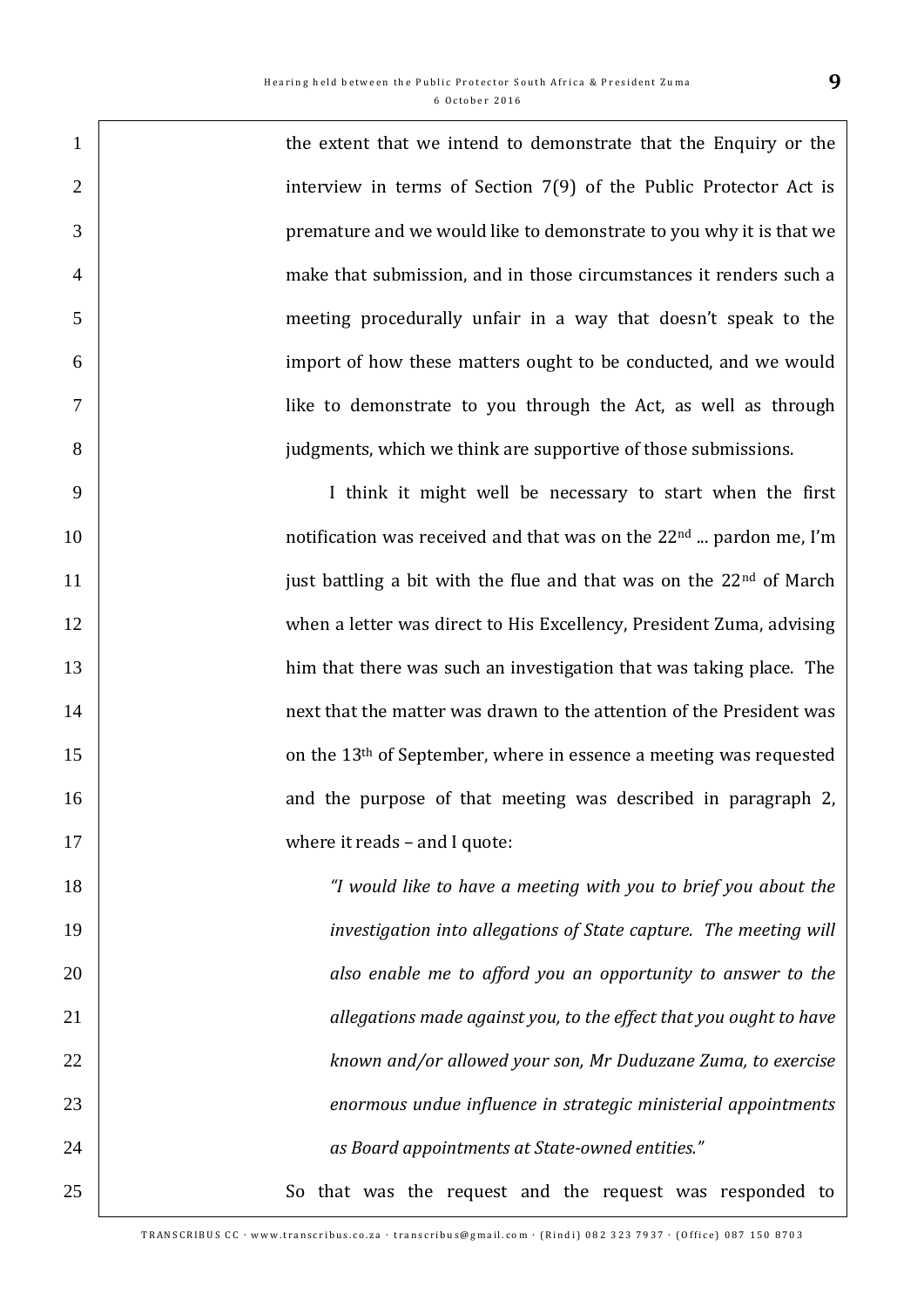the extent that we intend to demonstrate that the Enquiry or the interview in terms of Section 7(9) of the Public Protector Act is premature and we would like to demonstrate to you why it is that we make that submission, and in those circumstances it renders such a meeting procedurally unfair in a way that doesn't speak to the import of how these matters ought to be conducted, and we would like to demonstrate to you through the Act, as well as through judgments, which we think are supportive of those submissions.

I think it might well be necessary to start when the first notification was received and that was on the 22nd ... pardon me, I'm just battling a bit with the flue and that was on the 22nd of March when a letter was direct to His Excellency, President Zuma, advising him that there was such an investigation that was taking place. The next that the matter was drawn to the attention of the President was on the 13th of September, where in essence a meeting was requested and the purpose of that meeting was described in paragraph 2, where it reads – and I quote:

> *"I would like to have a meeting with you to brief you about the investigation into allegations of State capture. The meeting will also enable me to afford you an opportunity to answer to the allegations made against you, to the effect that you ought to have known and/or allowed your son, Mr Duduzane Zuma, to exercise enormous undue influence in strategic ministerial appointments as Board appointments at State-owned entities."*

So that was the request and the request was responded to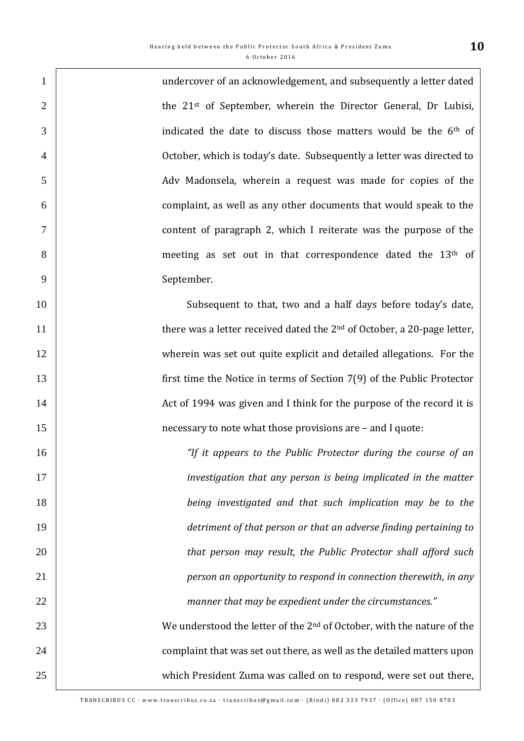undercover of an acknowledgement, and subsequently a letter dated the 21st of September, wherein the Director General, Dr Lubisi, indicated the date to discuss those matters would be the 6th of October, which is today's date. Subsequently a letter was directed to Adv Madonsela, wherein a request was made for copies of the complaint, as well as any other documents that would speak to the content of paragraph 2, which I reiterate was the purpose of the meeting as set out in that correspondence dated the 13th of September.

Subsequent to that, two and a half days before today's date, there was a letter received dated the 2nd of October, a 20-page letter, wherein was set out quite explicit and detailed allegations. For the first time the Notice in terms of Section 7(9) of the Public Protector Act of 1994 was given and I think for the purpose of the record it is necessary to note what those provisions are – and I quote:

> *"If it appears to the Public Protector during the course of an investigation that any person is being implicated in the matter being investigated and that such implication may be to the detriment of that person or that an adverse finding pertaining to that person may result, the Public Protector shall afford such person an opportunity to respond in connection therewith, in any manner that may be expedient under the circumstances."*

We understood the letter of the 2nd of October, with the nature of the complaint that was set out there, as well as the detailed matters upon which President Zuma was called on to respond, were set out there,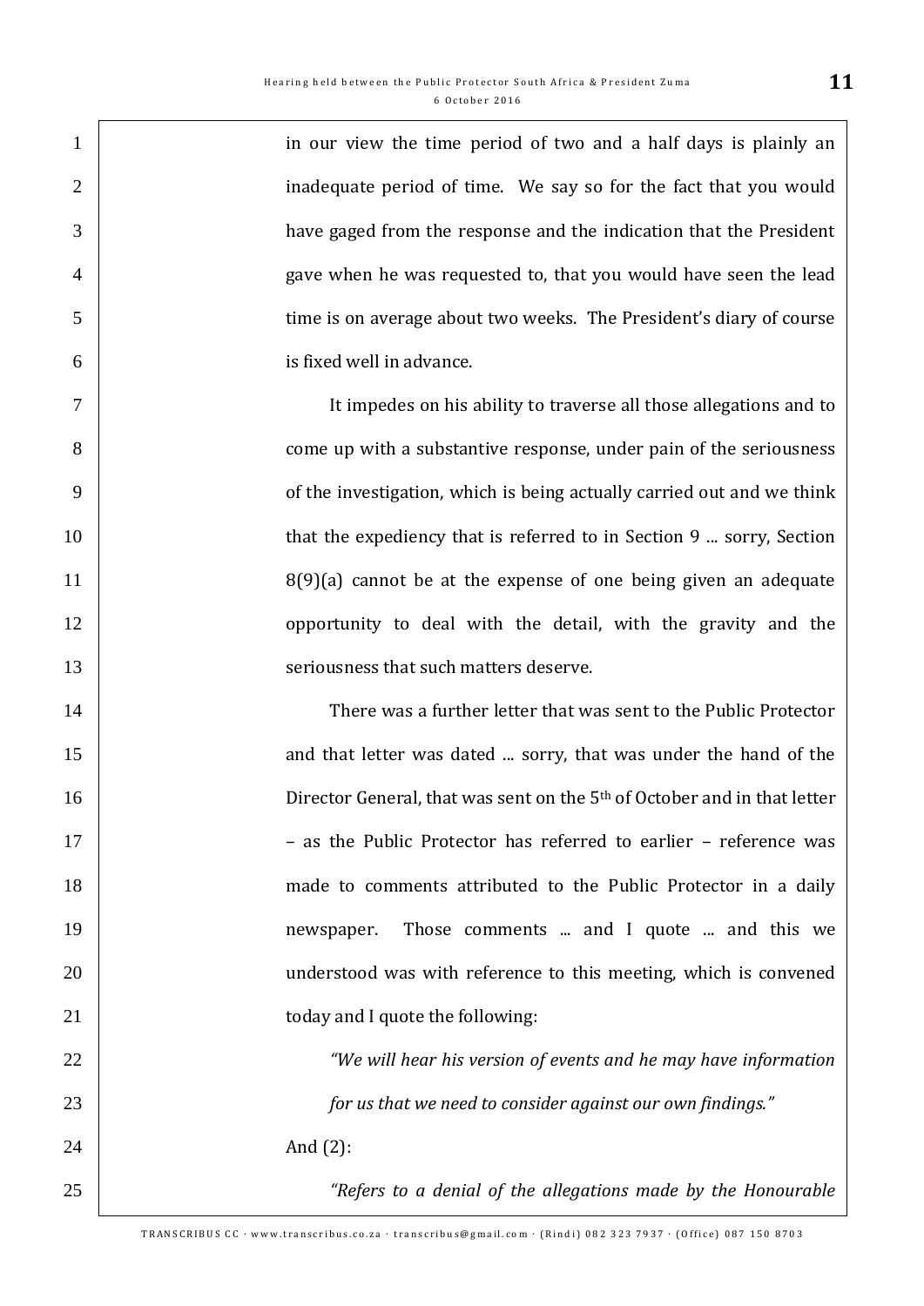in our view the time period of two and a half days is plainly an inadequate period of time. We say so for the fact that you would have gaged from the response and the indication that the President gave when he was requested to, that you would have seen the lead time is on average about two weeks. The President's diary of course is fixed well in advance.

It impedes on his ability to traverse all those allegations and to come up with a substantive response, under pain of the seriousness of the investigation, which is being actually carried out and we think that the expediency that is referred to in Section 9 ... sorry, Section 8(9)(a) cannot be at the expense of one being given an adequate opportunity to deal with the detail, with the gravity and the seriousness that such matters deserve.

There was a further letter that was sent to the Public Protector and that letter was dated ... sorry, that was under the hand of the Director General, that was sent on the 5th of October and in that letter – as the Public Protector has referred to earlier – reference was made to comments attributed to the Public Protector in a daily newspaper. Those comments ... and I quote ... and this we understood was with reference to this meeting, which is convened today and I quote the following:

*"We will hear his version of events and he may have information for us that we need to consider against our own findings."*

And (2):

*"Refers to a denial of the allegations made by the Honourable*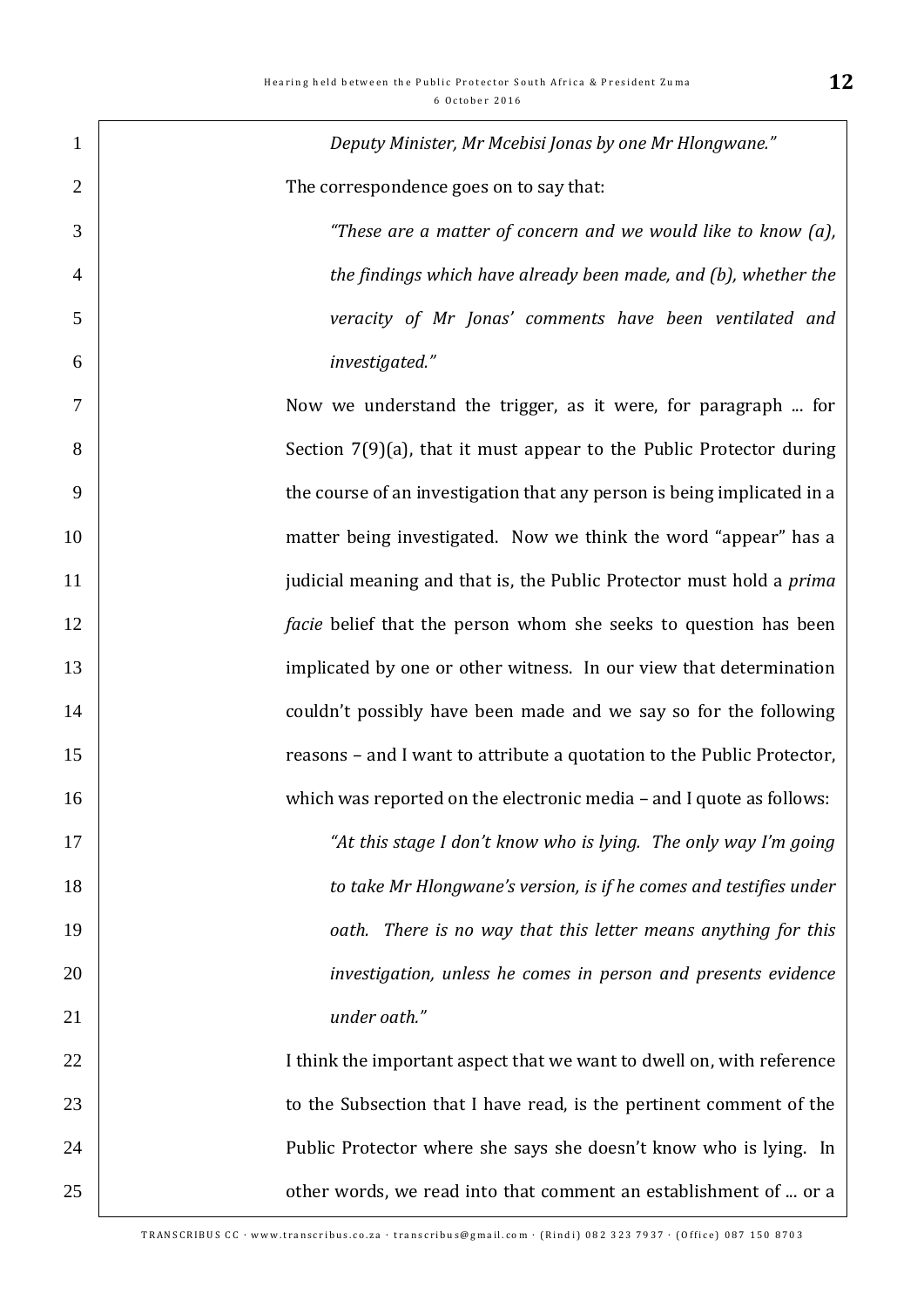*Deputy Minister, Mr Mcebisi Jonas by one Mr Hlongwane."*

The correspondence goes on to say that:

> *"These are a matter of concern and we would like to know (a), the findings which have already been made, and (b), whether the veracity of Mr Jonas' comments have been ventilated and investigated."*

Now we understand the trigger, as it were, for paragraph ... for Section 7(9)(a), that it must appear to the Public Protector during the course of an investigation that any person is being implicated in a matter being investigated. Now we think the word "appear" has a judicial meaning and that is, the Public Protector must hold a *prima facie* belief that the person whom she seeks to question has been implicated by one or other witness. In our view that determination couldn't possibly have been made and we say so for the following reasons – and I want to attribute a quotation to the Public Protector, which was reported on the electronic media – and I quote as follows:

> *"At this stage I don't know who is lying. The only way I'm going to take Mr Hlongwane's version, is if he comes and testifies under oath. There is no way that this letter means anything for this investigation, unless he comes in person and presents evidence under oath."*

I think the important aspect that we want to dwell on, with reference to the Subsection that I have read, is the pertinent comment of the Public Protector where she says she doesn't know who is lying. In other words, we read into that comment an establishment of ... or a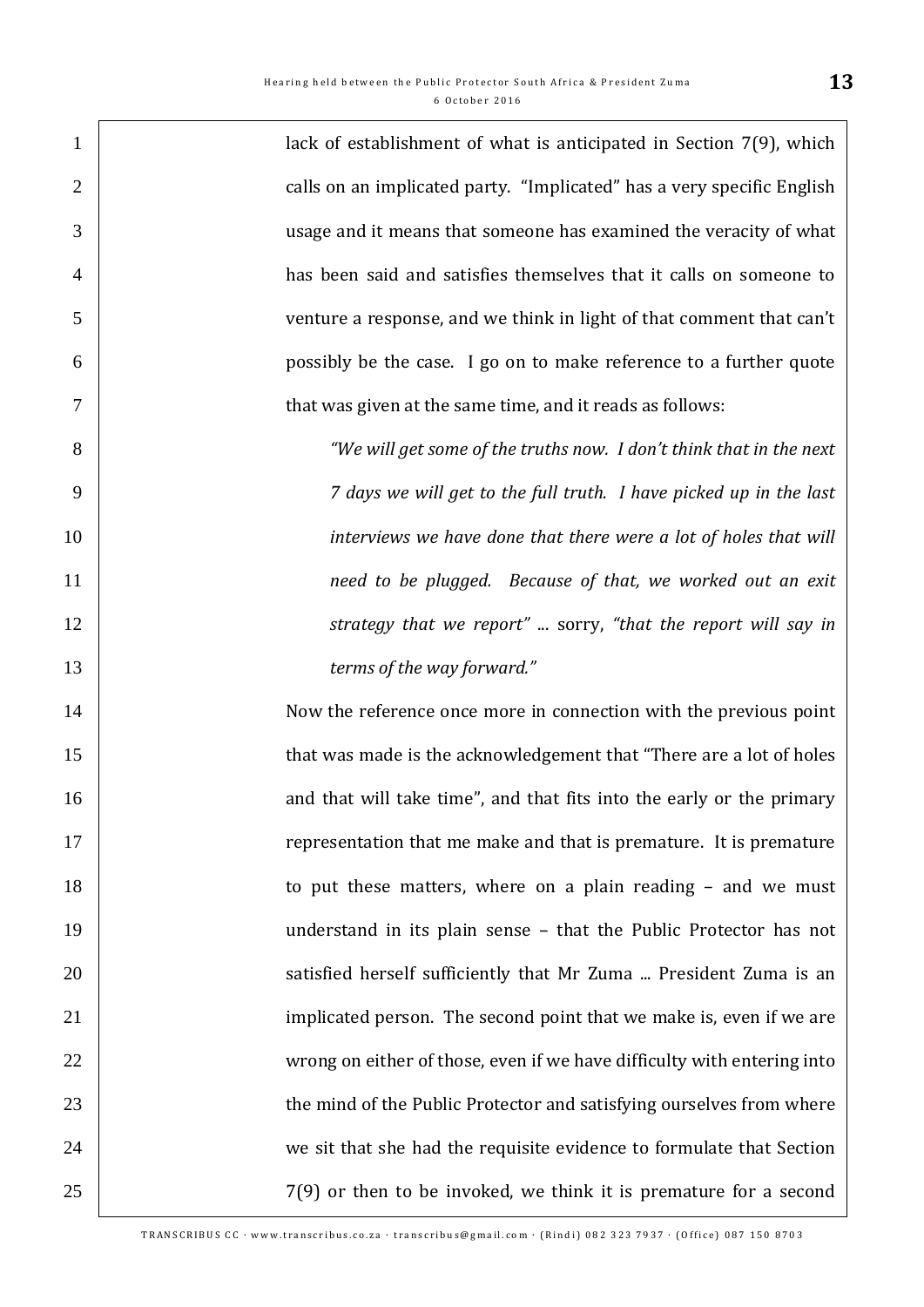lack of establishment of what is anticipated in Section 7(9), which calls on an implicated party. "Implicated" has a very specific English usage and it means that someone has examined the veracity of what has been said and satisfies themselves that it calls on someone to venture a response, and we think in light of that comment that can't possibly be the case. I go on to make reference to a further quote that was given at the same time, and it reads as follows:

> *"We will get some of the truths now. I don't think that in the next 7 days we will get to the full truth. I have picked up in the last interviews we have done that there were a lot of holes that will need to be plugged. Because of that, we worked out an exit strategy that we report"* ... sorry, *"that the report will say in terms of the way forward."*

Now the reference once more in connection with the previous point that was made is the acknowledgement that "There are a lot of holes and that will take time", and that fits into the early or the primary representation that me make and that is premature. It is premature to put these matters, where on a plain reading – and we must understand in its plain sense – that the Public Protector has not satisfied herself sufficiently that Mr Zuma ... President Zuma is an implicated person. The second point that we make is, even if we are wrong on either of those, even if we have difficulty with entering into the mind of the Public Protector and satisfying ourselves from where we sit that she had the requisite evidence to formulate that Section 7(9) or then to be invoked, we think it is premature for a second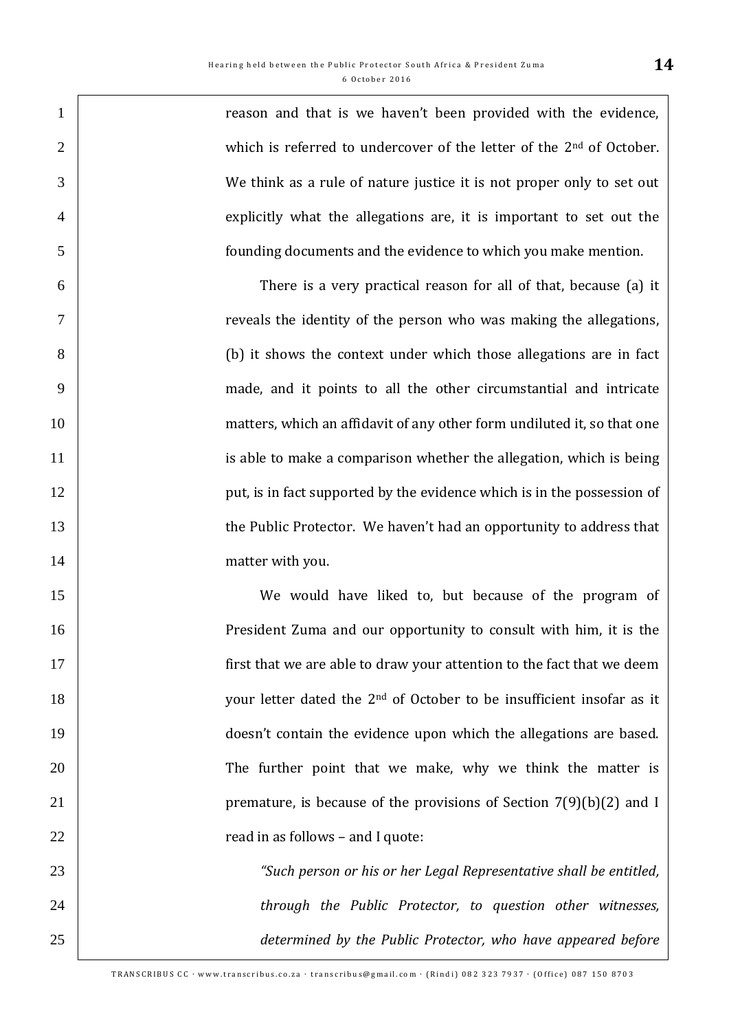reason and that is we haven't been provided with the evidence, which is referred to undercover of the letter of the 2nd of October. We think as a rule of nature justice it is not proper only to set out explicitly what the allegations are, it is important to set out the founding documents and the evidence to which you make mention.

There is a very practical reason for all of that, because (a) it reveals the identity of the person who was making the allegations, (b) it shows the context under which those allegations are in fact made, and it points to all the other circumstantial and intricate matters, which an affidavit of any other form undiluted it, so that one is able to make a comparison whether the allegation, which is being put, is in fact supported by the evidence which is in the possession of the Public Protector. We haven't had an opportunity to address that matter with you.

We would have liked to, but because of the program of President Zuma and our opportunity to consult with him, it is the first that we are able to draw your attention to the fact that we deem your letter dated the 2nd of October to be insufficient insofar as it doesn't contain the evidence upon which the allegations are based. The further point that we make, why we think the matter is premature, is because of the provisions of Section 7(9)(b)(2) and I read in as follows – and I quote:

> *"Such person or his or her Legal Representative shall be entitled, through the Public Protector, to question other witnesses, determined by the Public Protector, who have appeared before*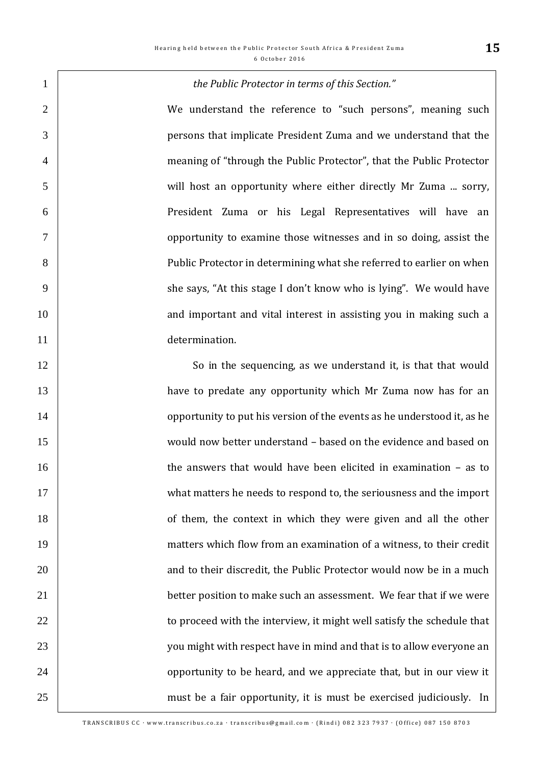*the Public Protector in terms of this Section."*

We understand the reference to "such persons", meaning such persons that implicate President Zuma and we understand that the meaning of "through the Public Protector", that the Public Protector will host an opportunity where either directly Mr Zuma ... sorry, President Zuma or his Legal Representatives will have an opportunity to examine those witnesses and in so doing, assist the Public Protector in determining what she referred to earlier on when she says, "At this stage I don't know who is lying". We would have and important and vital interest in assisting you in making such a determination.

So in the sequencing, as we understand it, is that that would have to predate any opportunity which Mr Zuma now has for an opportunity to put his version of the events as he understood it, as he would now better understand – based on the evidence and based on the answers that would have been elicited in examination – as to what matters he needs to respond to, the seriousness and the import of them, the context in which they were given and all the other matters which flow from an examination of a witness, to their credit and to their discredit, the Public Protector would now be in a much better position to make such an assessment. We fear that if we were to proceed with the interview, it might well satisfy the schedule that you might with respect have in mind and that is to allow everyone an opportunity to be heard, and we appreciate that, but in our view it must be a fair opportunity, it is must be exercised judiciously. In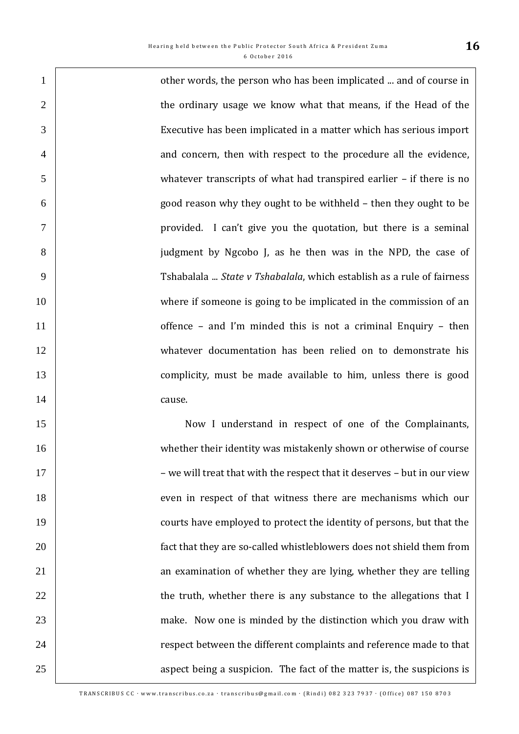other words, the person who has been implicated ... and of course in the ordinary usage we know what that means, if the Head of the Executive has been implicated in a matter which has serious import and concern, then with respect to the procedure all the evidence, whatever transcripts of what had transpired earlier – if there is no good reason why they ought to be withheld – then they ought to be provided. I can't give you the quotation, but there is a seminal judgment by Ngcobo J, as he then was in the NPD, the case of Tshabalala ... *State v Tshabalala*, which establish as a rule of fairness where if someone is going to be implicated in the commission of an offence – and I'm minded this is not a criminal Enquiry – then whatever documentation has been relied on to demonstrate his complicity, must be made available to him, unless there is good cause.

Now I understand in respect of one of the Complainants, whether their identity was mistakenly shown or otherwise of course – we will treat that with the respect that it deserves – but in our view even in respect of that witness there are mechanisms which our courts have employed to protect the identity of persons, but that the fact that they are so-called whistleblowers does not shield them from an examination of whether they are lying, whether they are telling the truth, whether there is any substance to the allegations that I make. Now one is minded by the distinction which you draw with respect between the different complaints and reference made to that aspect being a suspicion. The fact of the matter is, the suspicions is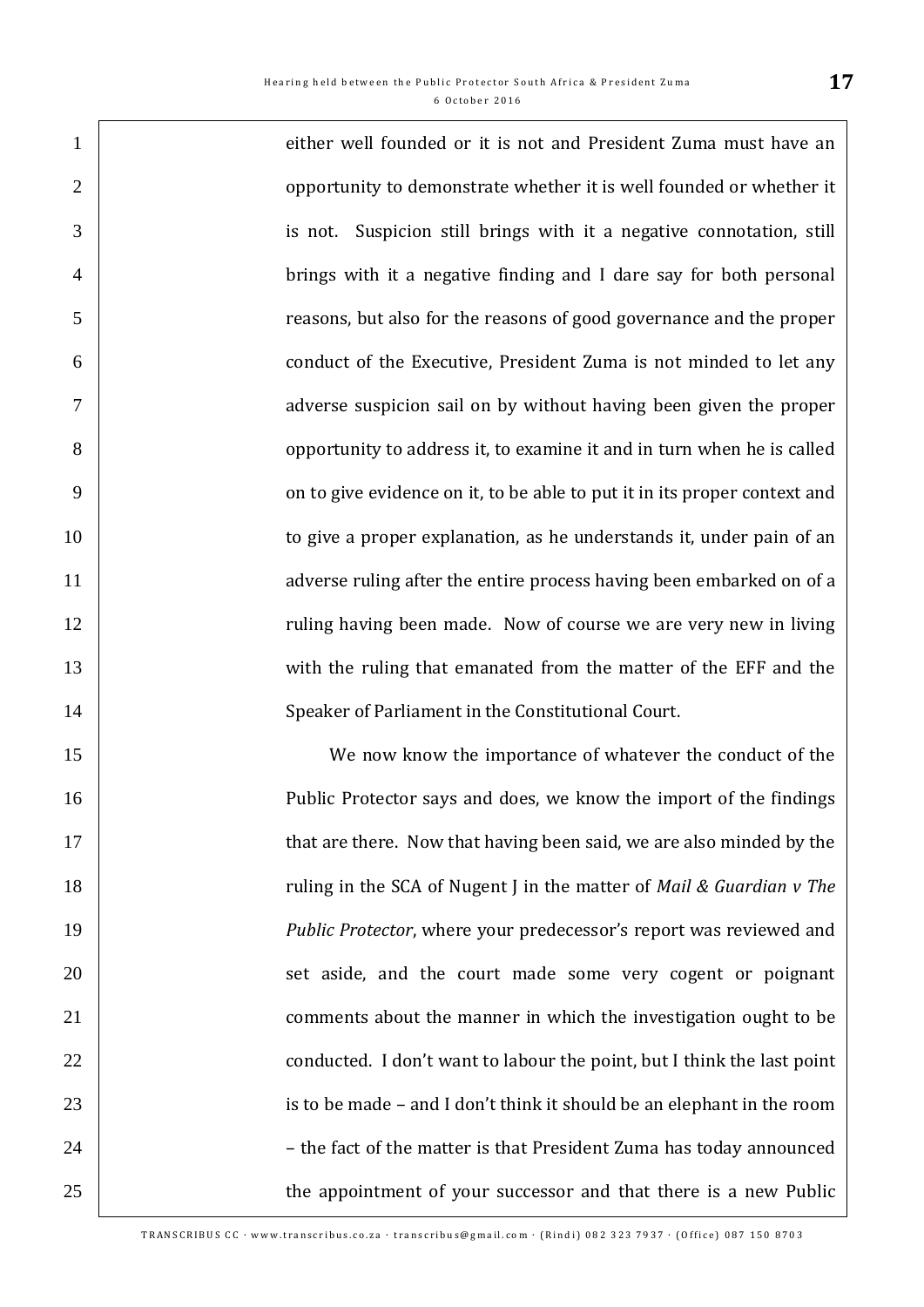either well founded or it is not and President Zuma must have an opportunity to demonstrate whether it is well founded or whether it is not. Suspicion still brings with it a negative connotation, still brings with it a negative finding and I dare say for both personal reasons, but also for the reasons of good governance and the proper conduct of the Executive, President Zuma is not minded to let any adverse suspicion sail on by without having been given the proper opportunity to address it, to examine it and in turn when he is called on to give evidence on it, to be able to put it in its proper context and to give a proper explanation, as he understands it, under pain of an adverse ruling after the entire process having been embarked on of a ruling having been made. Now of course we are very new in living with the ruling that emanated from the matter of the EFF and the Speaker of Parliament in the Constitutional Court.

We now know the importance of whatever the conduct of the Public Protector says and does, we know the import of the findings that are there. Now that having been said, we are also minded by the ruling in the SCA of Nugent J in the matter of *Mail & Guardian v The Public Protector*, where your predecessor's report was reviewed and set aside, and the court made some very cogent or poignant comments about the manner in which the investigation ought to be conducted. I don't want to labour the point, but I think the last point is to be made – and I don't think it should be an elephant in the room – the fact of the matter is that President Zuma has today announced the appointment of your successor and that there is a new Public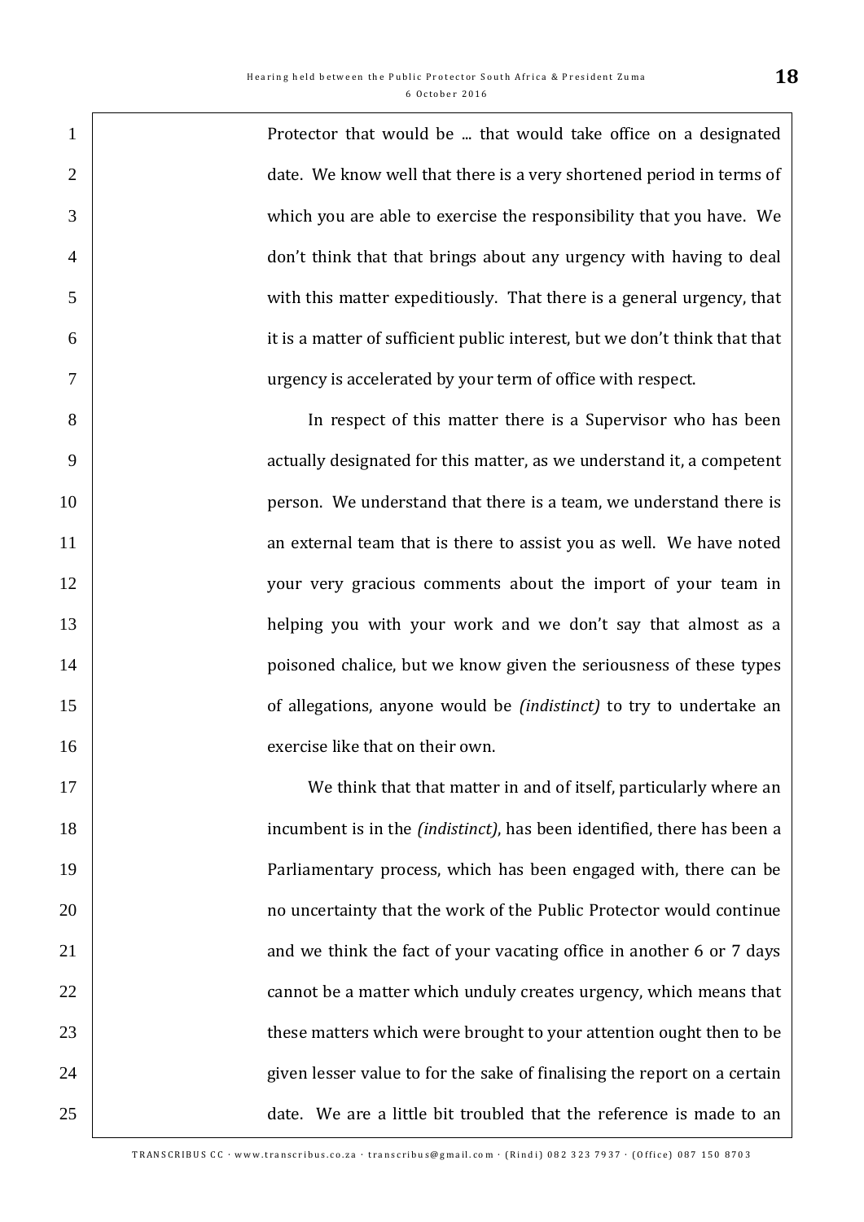Protector that would be ... that would take office on a designated date. We know well that there is a very shortened period in terms of which you are able to exercise the responsibility that you have. We don't think that that brings about any urgency with having to deal with this matter expeditiously. That there is a general urgency, that it is a matter of sufficient public interest, but we don't think that that urgency is accelerated by your term of office with respect.

In respect of this matter there is a Supervisor who has been actually designated for this matter, as we understand it, a competent person. We understand that there is a team, we understand there is an external team that is there to assist you as well. We have noted your very gracious comments about the import of your team in helping you with your work and we don't say that almost as a poisoned chalice, but we know given the seriousness of these types of allegations, anyone would be *(indistinct)* to try to undertake an exercise like that on their own.

We think that that matter in and of itself, particularly where an incumbent is in the *(indistinct)*, has been identified, there has been a Parliamentary process, which has been engaged with, there can be no uncertainty that the work of the Public Protector would continue and we think the fact of your vacating office in another 6 or 7 days cannot be a matter which unduly creates urgency, which means that these matters which were brought to your attention ought then to be given lesser value to for the sake of finalising the report on a certain date. We are a little bit troubled that the reference is made to an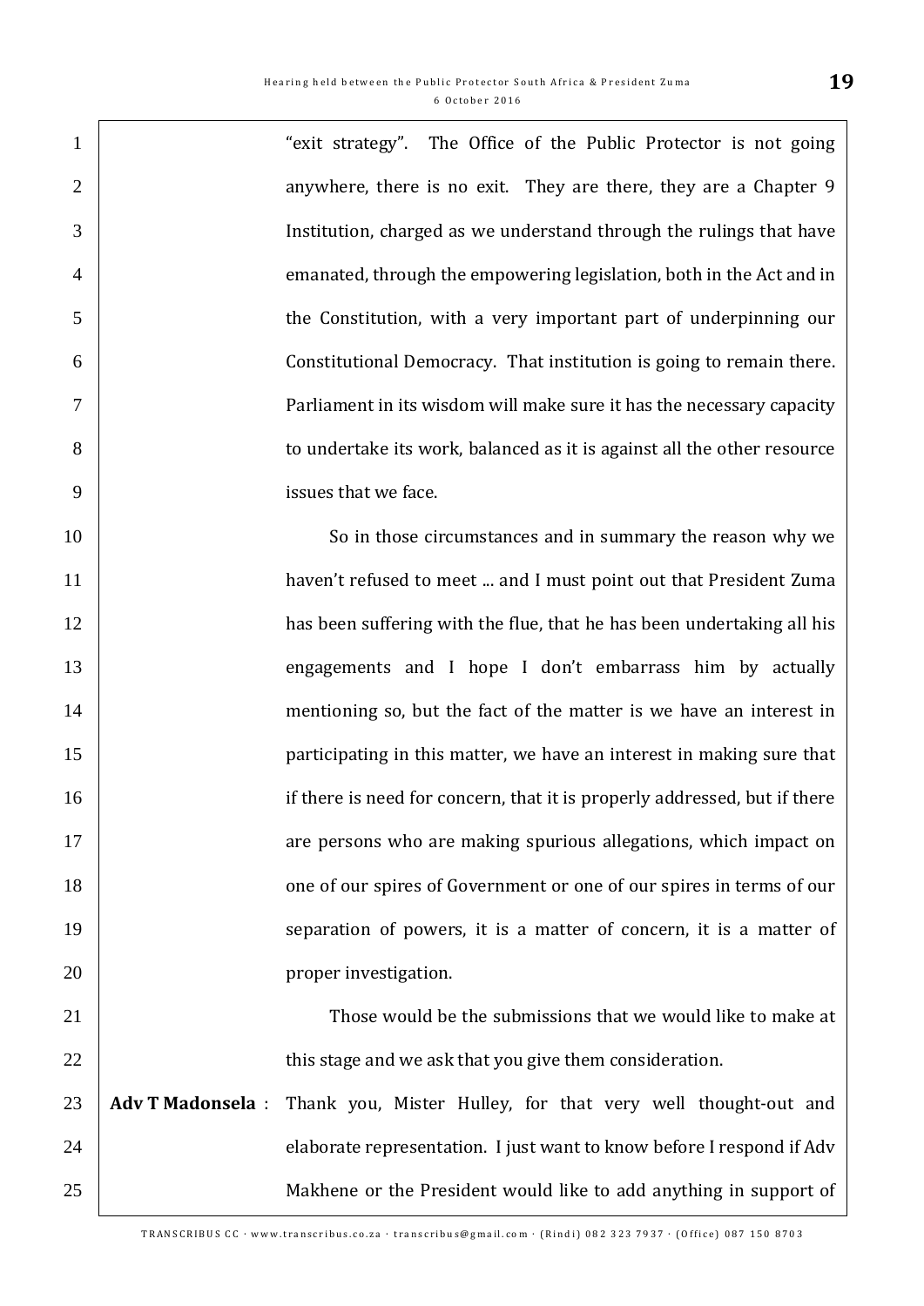"exit strategy". The Office of the Public Protector is not going anywhere, there is no exit. They are there, they are a Chapter 9 Institution, charged as we understand through the rulings that have emanated, through the empowering legislation, both in the Act and in the Constitution, with a very important part of underpinning our Constitutional Democracy. That institution is going to remain there. Parliament in its wisdom will make sure it has the necessary capacity to undertake its work, balanced as it is against all the other resource issues that we face.

So in those circumstances and in summary the reason why we haven't refused to meet ... and I must point out that President Zuma has been suffering with the flue, that he has been undertaking all his engagements and I hope I don't embarrass him by actually mentioning so, but the fact of the matter is we have an interest in participating in this matter, we have an interest in making sure that if there is need for concern, that it is properly addressed, but if there are persons who are making spurious allegations, which impact on one of our spires of Government or one of our spires in terms of our separation of powers, it is a matter of concern, it is a matter of proper investigation.

Those would be the submissions that we would like to make at this stage and we ask that you give them consideration.

**Adv T Madonsela** : Thank you, Mister Hulley, for that very well thought-out and elaborate representation. I just want to know before I respond if Adv Makhene or the President would like to add anything in support of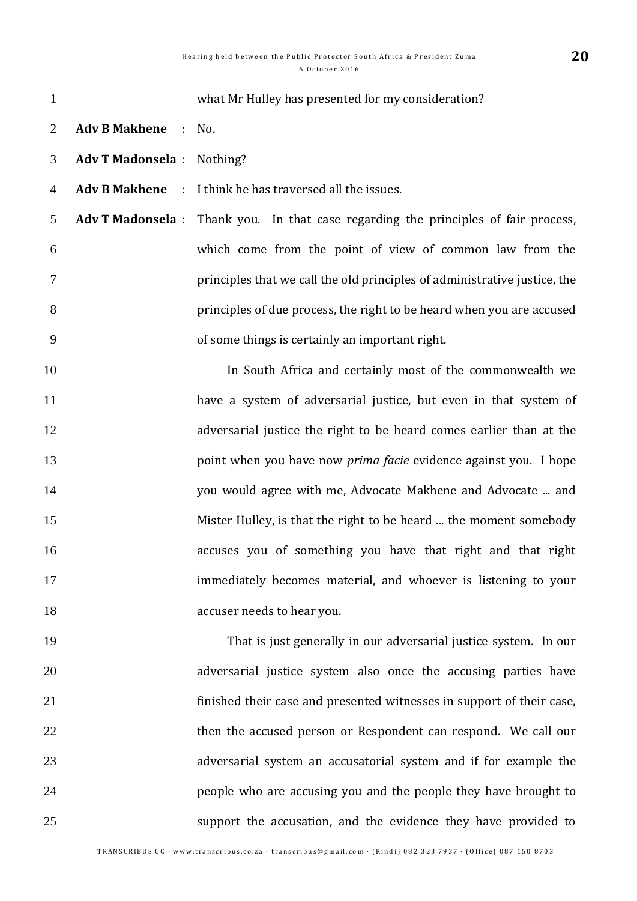what Mr Hulley has presented for my consideration?

**Adv B Makhene** : No.

**Adv T Madonsela** : Nothing?

**Adv B Makhene** : I think he has traversed all the issues.

**Adv T Madonsela** : Thank you. In that case regarding the principles of fair process, which come from the point of view of common law from the principles that we call the old principles of administrative justice, the principles of due process, the right to be heard when you are accused of some things is certainly an important right.

In South Africa and certainly most of the commonwealth we have a system of adversarial justice, but even in that system of adversarial justice the right to be heard comes earlier than at the point when you have now *prima facie* evidence against you. I hope you would agree with me, Advocate Makhene and Advocate ... and Mister Hulley, is that the right to be heard ... the moment somebody accuses you of something you have that right and that right immediately becomes material, and whoever is listening to your accuser needs to hear you.

That is just generally in our adversarial justice system. In our adversarial justice system also once the accusing parties have finished their case and presented witnesses in support of their case, then the accused person or Respondent can respond. We call our adversarial system an accusatorial system and if for example the people who are accusing you and the people they have brought to support the accusation, and the evidence they have provided to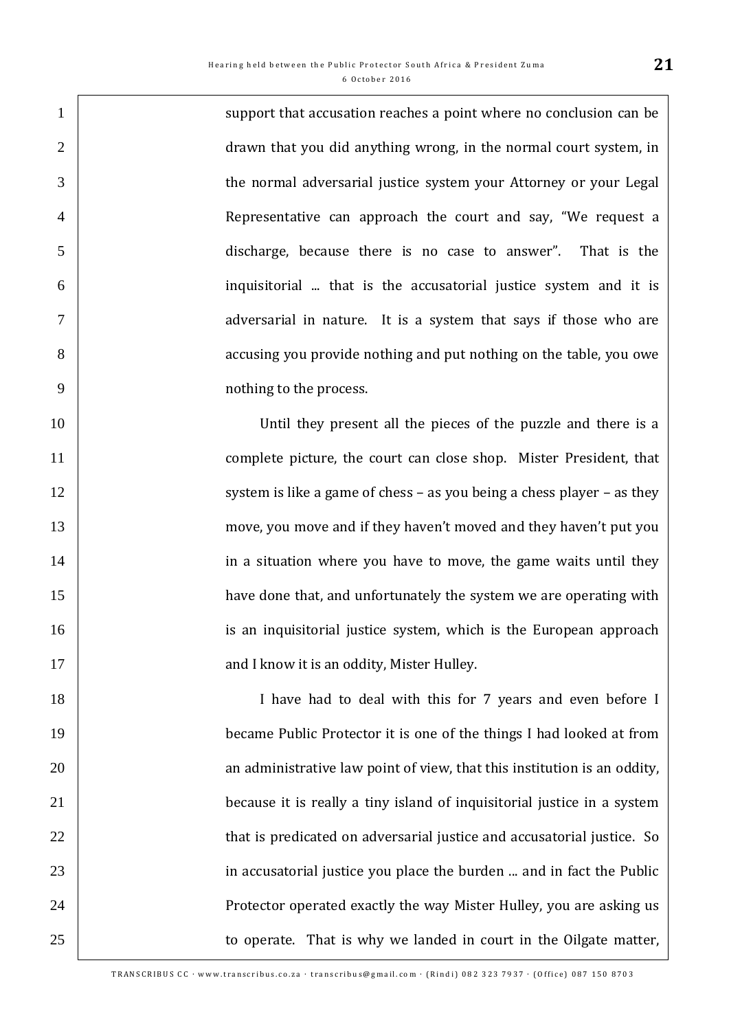support that accusation reaches a point where no conclusion can be drawn that you did anything wrong, in the normal court system, in the normal adversarial justice system your Attorney or your Legal Representative can approach the court and say, "We request a discharge, because there is no case to answer". That is the inquisitorial ... that is the accusatorial justice system and it is adversarial in nature. It is a system that says if those who are accusing you provide nothing and put nothing on the table, you owe nothing to the process.

Until they present all the pieces of the puzzle and there is a complete picture, the court can close shop. Mister President, that system is like a game of chess – as you being a chess player – as they move, you move and if they haven't moved and they haven't put you in a situation where you have to move, the game waits until they have done that, and unfortunately the system we are operating with is an inquisitorial justice system, which is the European approach and I know it is an oddity, Mister Hulley.

I have had to deal with this for 7 years and even before I became Public Protector it is one of the things I had looked at from an administrative law point of view, that this institution is an oddity, because it is really a tiny island of inquisitorial justice in a system that is predicated on adversarial justice and accusatorial justice. So in accusatorial justice you place the burden ... and in fact the Public Protector operated exactly the way Mister Hulley, you are asking us to operate. That is why we landed in court in the Oilgate matter,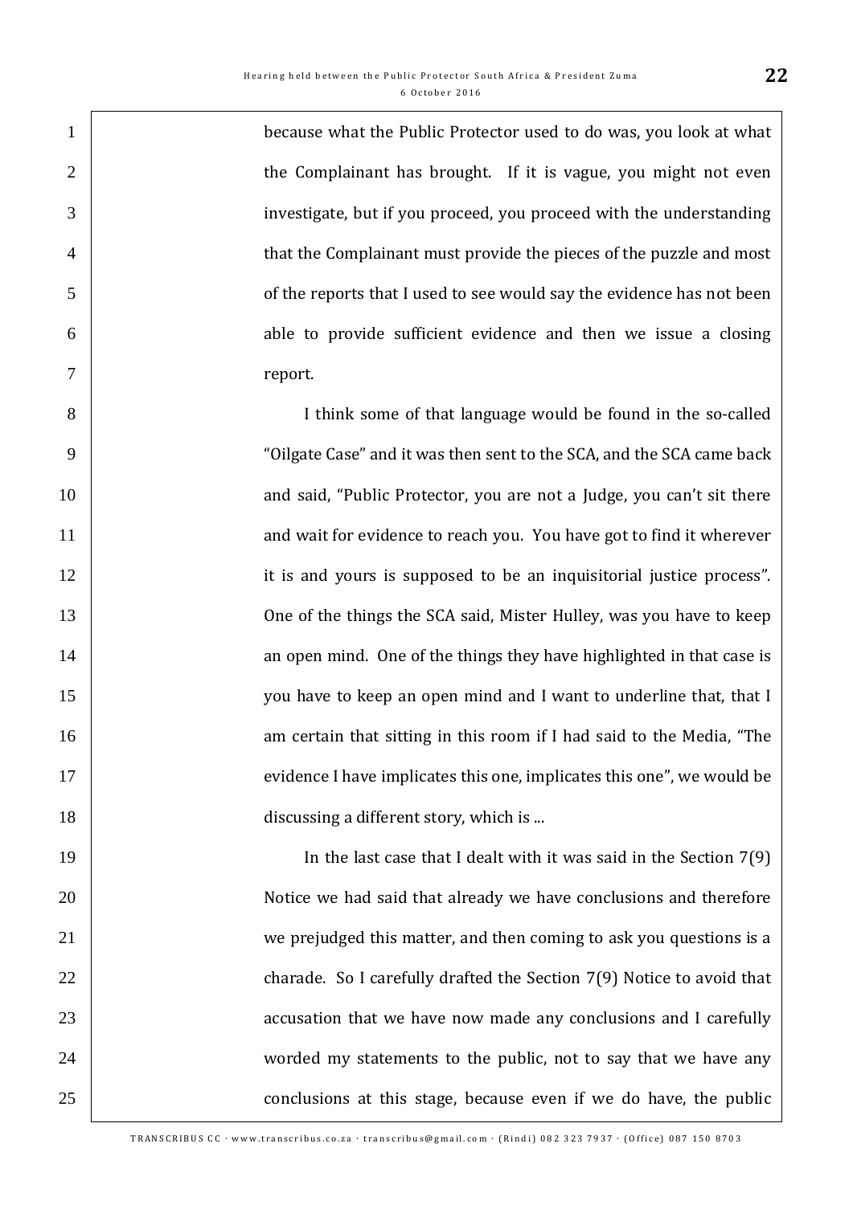because what the Public Protector used to do was, you look at what the Complainant has brought. If it is vague, you might not even investigate, but if you proceed, you proceed with the understanding that the Complainant must provide the pieces of the puzzle and most of the reports that I used to see would say the evidence has not been able to provide sufficient evidence and then we issue a closing report.

I think some of that language would be found in the so-called "Oilgate Case" and it was then sent to the SCA, and the SCA came back and said, "Public Protector, you are not a Judge, you can't sit there and wait for evidence to reach you. You have got to find it wherever it is and yours is supposed to be an inquisitorial justice process". One of the things the SCA said, Mister Hulley, was you have to keep an open mind. One of the things they have highlighted in that case is you have to keep an open mind and I want to underline that, that I am certain that sitting in this room if I had said to the Media, "The evidence I have implicates this one, implicates this one", we would be discussing a different story, which is ...

In the last case that I dealt with it was said in the Section 7(9) Notice we had said that already we have conclusions and therefore we prejudged this matter, and then coming to ask you questions is a charade. So I carefully drafted the Section 7(9) Notice to avoid that accusation that we have now made any conclusions and I carefully worded my statements to the public, not to say that we have any conclusions at this stage, because even if we do have, the public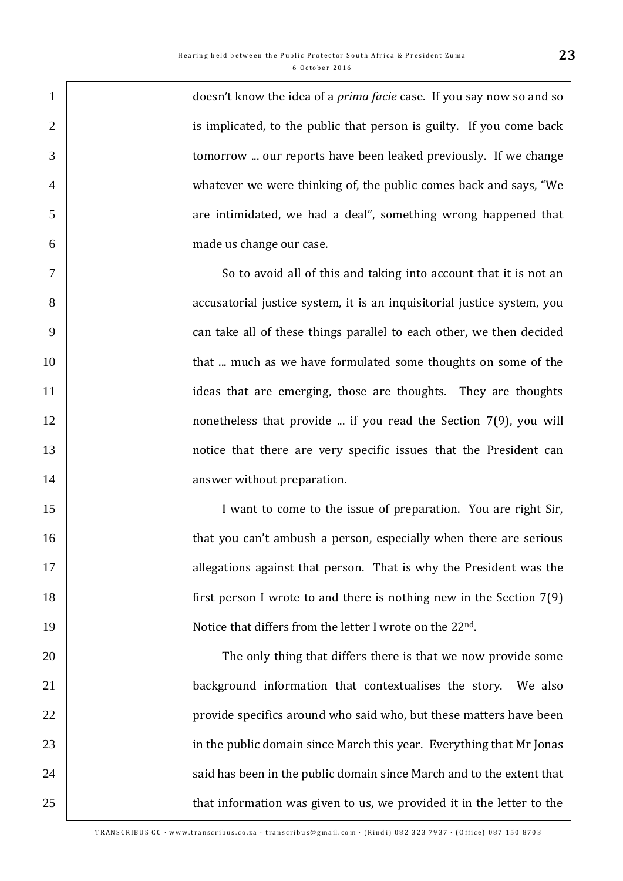doesn't know the idea of a *prima facie* case. If you say now so and so is implicated, to the public that person is guilty. If you come back tomorrow ... our reports have been leaked previously. If we change whatever we were thinking of, the public comes back and says, "We are intimidated, we had a deal", something wrong happened that made us change our case.

So to avoid all of this and taking into account that it is not an accusatorial justice system, it is an inquisitorial justice system, you can take all of these things parallel to each other, we then decided that ... much as we have formulated some thoughts on some of the ideas that are emerging, those are thoughts. They are thoughts nonetheless that provide ... if you read the Section 7(9), you will notice that there are very specific issues that the President can answer without preparation.

I want to come to the issue of preparation. You are right Sir, that you can't ambush a person, especially when there are serious allegations against that person. That is why the President was the first person I wrote to and there is nothing new in the Section 7(9) Notice that differs from the letter I wrote on the 22nd.

The only thing that differs there is that we now provide some background information that contextualises the story. We also provide specifics around who said who, but these matters have been in the public domain since March this year. Everything that Mr Jonas said has been in the public domain since March and to the extent that that information was given to us, we provided it in the letter to the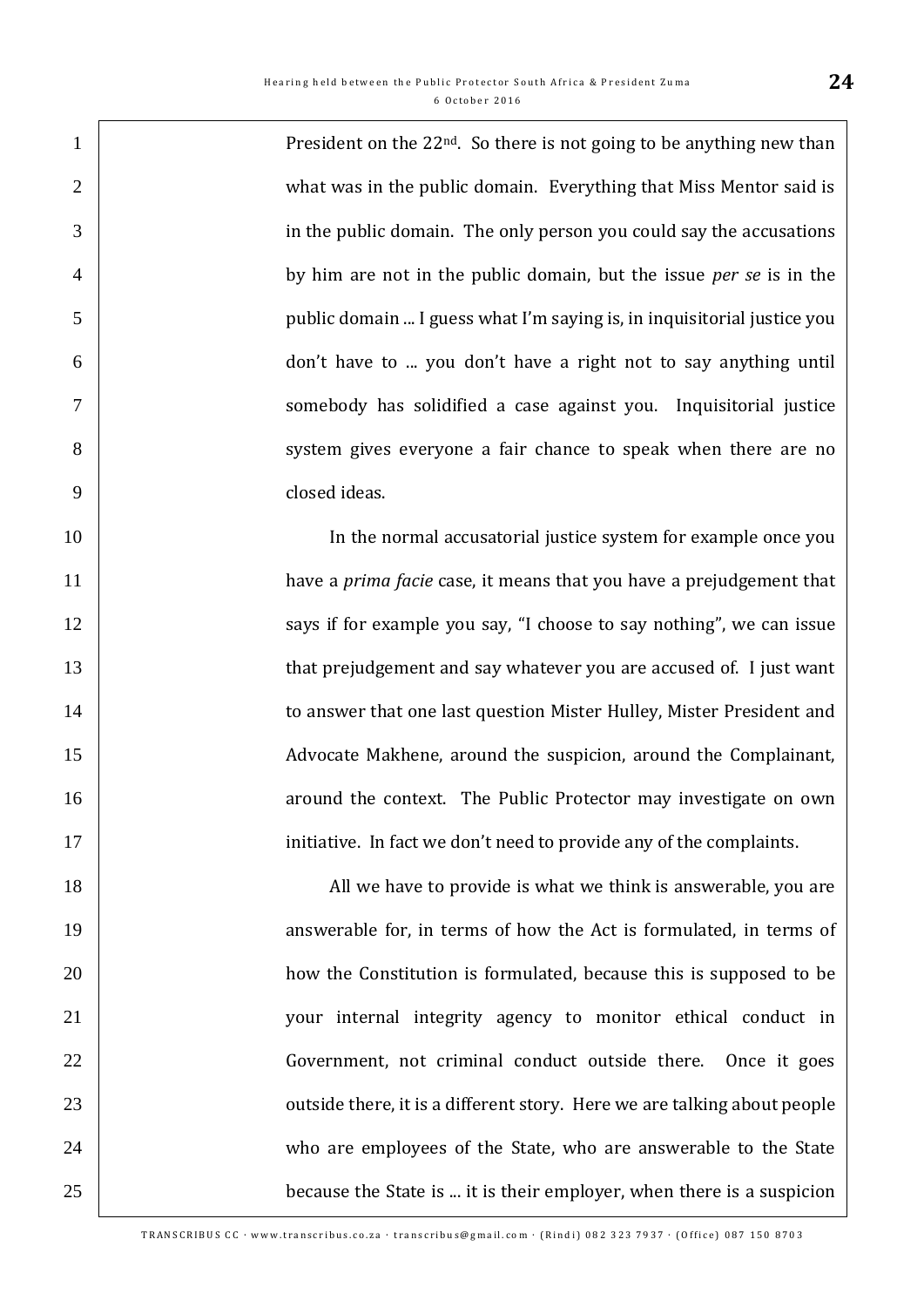President on the 22nd. So there is not going to be anything new than what was in the public domain. Everything that Miss Mentor said is in the public domain. The only person you could say the accusations by him are not in the public domain, but the issue *per se* is in the public domain ... I guess what I'm saying is, in inquisitorial justice you don't have to ... you don't have a right not to say anything until somebody has solidified a case against you. Inquisitorial justice system gives everyone a fair chance to speak when there are no closed ideas.

In the normal accusatorial justice system for example once you have a *prima facie* case, it means that you have a prejudgement that says if for example you say, "I choose to say nothing", we can issue that prejudgement and say whatever you are accused of. I just want to answer that one last question Mister Hulley, Mister President and Advocate Makhene, around the suspicion, around the Complainant, around the context. The Public Protector may investigate on own initiative. In fact we don't need to provide any of the complaints.

All we have to provide is what we think is answerable, you are answerable for, in terms of how the Act is formulated, in terms of how the Constitution is formulated, because this is supposed to be your internal integrity agency to monitor ethical conduct in Government, not criminal conduct outside there. Once it goes outside there, it is a different story. Here we are talking about people who are employees of the State, who are answerable to the State because the State is ... it is their employer, when there is a suspicion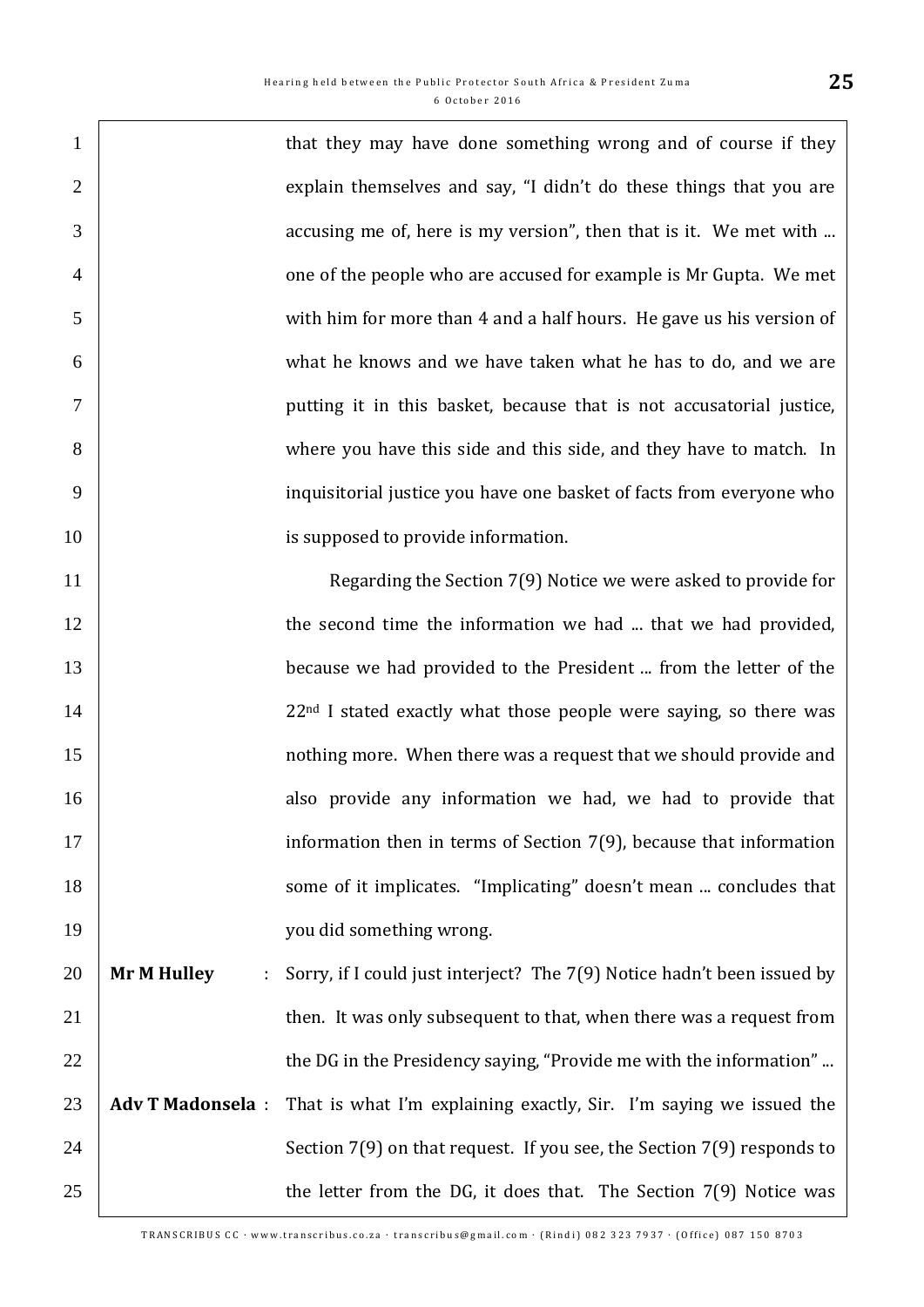that they may have done something wrong and of course if they explain themselves and say, "I didn't do these things that you are accusing me of, here is my version", then that is it. We met with ... one of the people who are accused for example is Mr Gupta. We met with him for more than 4 and a half hours. He gave us his version of what he knows and we have taken what he has to do, and we are putting it in this basket, because that is not accusatorial justice, where you have this side and this side, and they have to match. In inquisitorial justice you have one basket of facts from everyone who is supposed to provide information.

Regarding the Section 7(9) Notice we were asked to provide for the second time the information we had ... that we had provided, because we had provided to the President ... from the letter of the 22nd I stated exactly what those people were saying, so there was nothing more. When there was a request that we should provide and also provide any information we had, we had to provide that information then in terms of Section 7(9), because that information some of it implicates. "Implicating" doesn't mean ... concludes that you did something wrong.

**Mr M Hulley** : Sorry, if I could just interject? The 7(9) Notice hadn't been issued by then. It was only subsequent to that, when there was a request from the DG in the Presidency saying, "Provide me with the information" ...

**Adv T Madonsela** : That is what I'm explaining exactly, Sir. I'm saying we issued the Section 7(9) on that request. If you see, the Section 7(9) responds to the letter from the DG, it does that. The Section 7(9) Notice was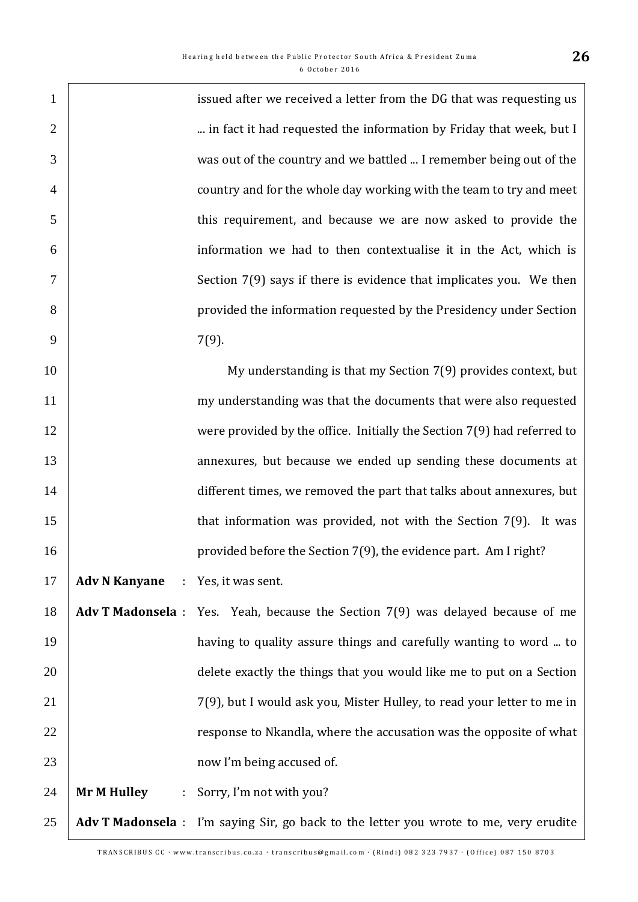issued after we received a letter from the DG that was requesting us ... in fact it had requested the information by Friday that week, but I was out of the country and we battled ... I remember being out of the country and for the whole day working with the team to try and meet this requirement, and because we are now asked to provide the information we had to then contextualise it in the Act, which is Section 7(9) says if there is evidence that implicates you. We then provided the information requested by the Presidency under Section 7(9).

My understanding is that my Section 7(9) provides context, but my understanding was that the documents that were also requested were provided by the office. Initially the Section 7(9) had referred to annexures, but because we ended up sending these documents at different times, we removed the part that talks about annexures, but that information was provided, not with the Section 7(9). It was provided before the Section 7(9), the evidence part. Am I right?

**Adv N Kanyane** : Yes, it was sent.

**Adv T Madonsela** : Yes. Yeah, because the Section 7(9) was delayed because of me having to quality assure things and carefully wanting to word ... to delete exactly the things that you would like me to put on a Section 7(9), but I would ask you, Mister Hulley, to read your letter to me in response to Nkandla, where the accusation was the opposite of what now I'm being accused of.

**Mr M Hulley** : Sorry, I'm not with you?

**Adv T Madonsela** : I'm saying Sir, go back to the letter you wrote to me, very erudite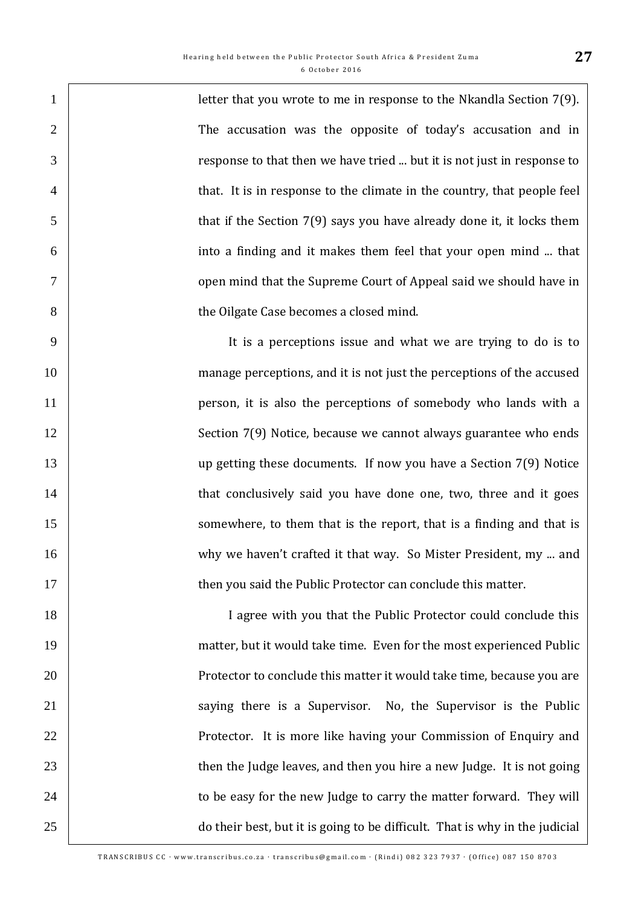letter that you wrote to me in response to the Nkandla Section 7(9). The accusation was the opposite of today's accusation and in response to that then we have tried ... but it is not just in response to that. It is in response to the climate in the country, that people feel that if the Section 7(9) says you have already done it, it locks them into a finding and it makes them feel that your open mind ... that open mind that the Supreme Court of Appeal said we should have in the Oilgate Case becomes a closed mind.

It is a perceptions issue and what we are trying to do is to manage perceptions, and it is not just the perceptions of the accused person, it is also the perceptions of somebody who lands with a Section 7(9) Notice, because we cannot always guarantee who ends up getting these documents. If now you have a Section 7(9) Notice that conclusively said you have done one, two, three and it goes somewhere, to them that is the report, that is a finding and that is why we haven't crafted it that way. So Mister President, my ... and then you said the Public Protector can conclude this matter.

I agree with you that the Public Protector could conclude this matter, but it would take time. Even for the most experienced Public Protector to conclude this matter it would take time, because you are saying there is a Supervisor. No, the Supervisor is the Public Protector. It is more like having your Commission of Enquiry and then the Judge leaves, and then you hire a new Judge. It is not going to be easy for the new Judge to carry the matter forward. They will do their best, but it is going to be difficult. That is why in the judicial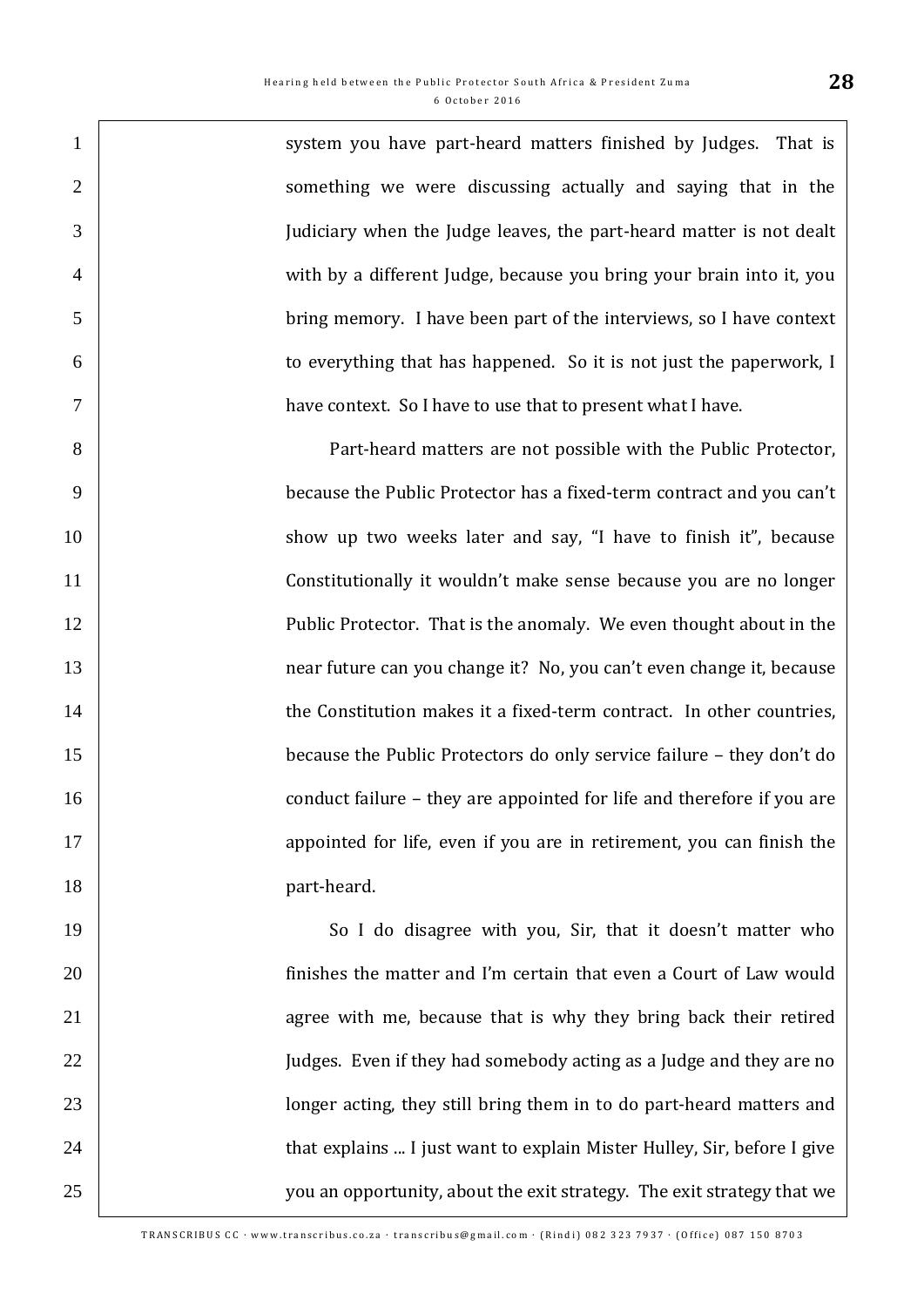system you have part-heard matters finished by Judges. That is something we were discussing actually and saying that in the Judiciary when the Judge leaves, the part-heard matter is not dealt with by a different Judge, because you bring your brain into it, you bring memory. I have been part of the interviews, so I have context to everything that has happened. So it is not just the paperwork, I have context. So I have to use that to present what I have.

Part-heard matters are not possible with the Public Protector, because the Public Protector has a fixed-term contract and you can't show up two weeks later and say, "I have to finish it", because Constitutionally it wouldn't make sense because you are no longer Public Protector. That is the anomaly. We even thought about in the near future can you change it? No, you can't even change it, because the Constitution makes it a fixed-term contract. In other countries, because the Public Protectors do only service failure – they don't do conduct failure – they are appointed for life and therefore if you are appointed for life, even if you are in retirement, you can finish the part-heard.

So I do disagree with you, Sir, that it doesn't matter who finishes the matter and I'm certain that even a Court of Law would agree with me, because that is why they bring back their retired Judges. Even if they had somebody acting as a Judge and they are no longer acting, they still bring them in to do part-heard matters and that explains ... I just want to explain Mister Hulley, Sir, before I give you an opportunity, about the exit strategy. The exit strategy that we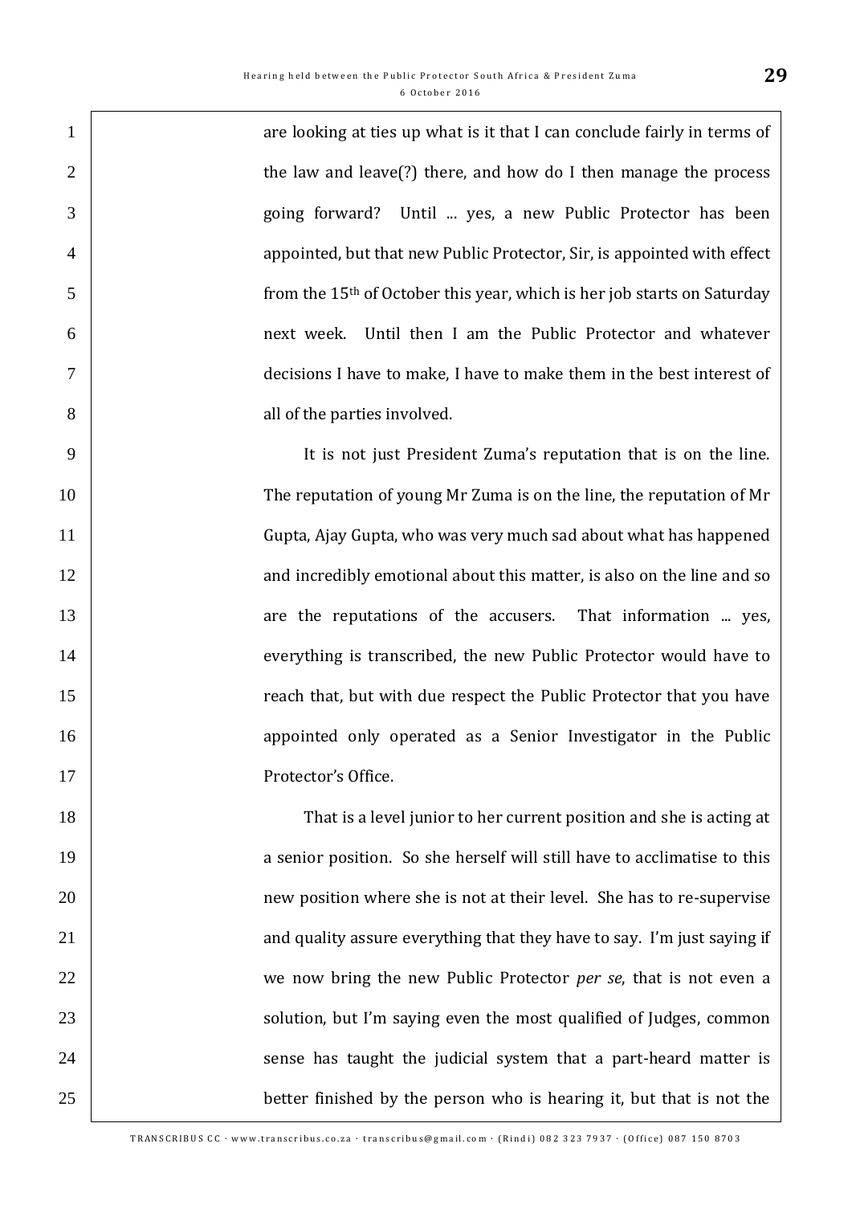are looking at ties up what is it that I can conclude fairly in terms of the law and leave(?) there, and how do I then manage the process going forward? Until ... yes, a new Public Protector has been appointed, but that new Public Protector, Sir, is appointed with effect from the 15th of October this year, which is her job starts on Saturday next week. Until then I am the Public Protector and whatever decisions I have to make, I have to make them in the best interest of all of the parties involved.

It is not just President Zuma's reputation that is on the line. The reputation of young Mr Zuma is on the line, the reputation of Mr Gupta, Ajay Gupta, who was very much sad about what has happened and incredibly emotional about this matter, is also on the line and so are the reputations of the accusers. That information ... yes, everything is transcribed, the new Public Protector would have to reach that, but with due respect the Public Protector that you have appointed only operated as a Senior Investigator in the Public Protector's Office.

That is a level junior to her current position and she is acting at a senior position. So she herself will still have to acclimatise to this new position where she is not at their level. She has to re-supervise and quality assure everything that they have to say. I'm just saying if we now bring the new Public Protector *per se*, that is not even a solution, but I'm saying even the most qualified of Judges, common sense has taught the judicial system that a part-heard matter is better finished by the person who is hearing it, but that is not the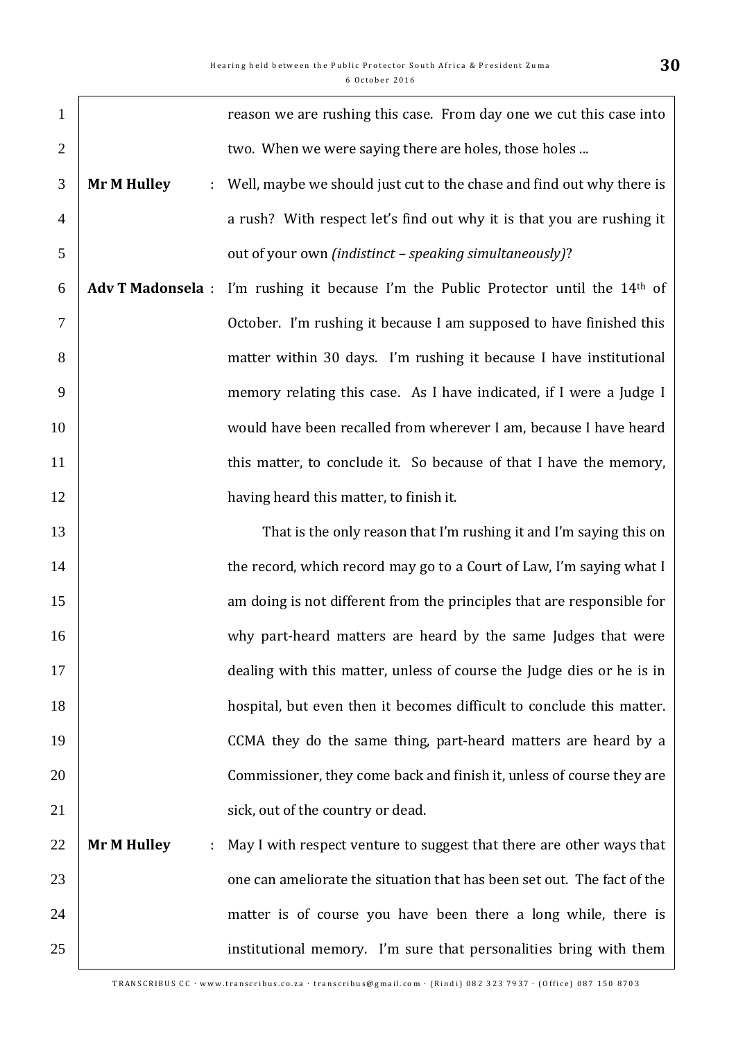reason we are rushing this case. From day one we cut this case into two. When we were saying there are holes, those holes ...

**Mr M Hulley** : Well, maybe we should just cut to the chase and find out why there is a rush? With respect let's find out why it is that you are rushing it out of your own *(indistinct – speaking simultaneously)*?

**Adv T Madonsela** : I'm rushing it because I'm the Public Protector until the 14th of October. I'm rushing it because I am supposed to have finished this matter within 30 days. I'm rushing it because I have institutional memory relating this case. As I have indicated, if I were a Judge I would have been recalled from wherever I am, because I have heard this matter, to conclude it. So because of that I have the memory, having heard this matter, to finish it.

That is the only reason that I'm rushing it and I'm saying this on the record, which record may go to a Court of Law, I'm saying what I am doing is not different from the principles that are responsible for why part-heard matters are heard by the same Judges that were dealing with this matter, unless of course the Judge dies or he is in hospital, but even then it becomes difficult to conclude this matter. CCMA they do the same thing, part-heard matters are heard by a Commissioner, they come back and finish it, unless of course they are sick, out of the country or dead.

**Mr M Hulley** : May I with respect venture to suggest that there are other ways that one can ameliorate the situation that has been set out. The fact of the matter is of course you have been there a long while, there is institutional memory. I'm sure that personalities bring with them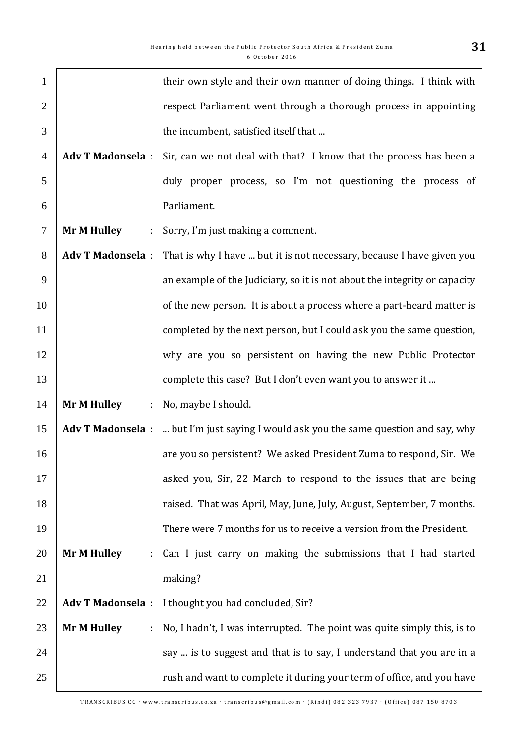their own style and their own manner of doing things. I think with respect Parliament went through a thorough process in appointing the incumbent, satisfied itself that ...

**Adv T Madonsela** : Sir, can we not deal with that? I know that the process has been a duly proper process, so I'm not questioning the process of Parliament.

**Mr M Hulley** : Sorry, I'm just making a comment.

**Adv T Madonsela** : That is why I have ... but it is not necessary, because I have given you an example of the Judiciary, so it is not about the integrity or capacity of the new person. It is about a process where a part-heard matter is completed by the next person, but I could ask you the same question, why are you so persistent on having the new Public Protector complete this case? But I don't even want you to answer it ...

**Mr M Hulley** : No, maybe I should.

**Adv T Madonsela** : ... but I'm just saying I would ask you the same question and say, why are you so persistent? We asked President Zuma to respond, Sir. We asked you, Sir, 22 March to respond to the issues that are being raised. That was April, May, June, July, August, September, 7 months. There were 7 months for us to receive a version from the President.

**Mr M Hulley** : Can I just carry on making the submissions that I had started making?

**Adv T Madonsela** : I thought you had concluded, Sir?

**Mr M Hulley** : No, I hadn't, I was interrupted. The point was quite simply this, is to say ... is to suggest and that is to say, I understand that you are in a rush and want to complete it during your term of office, and you have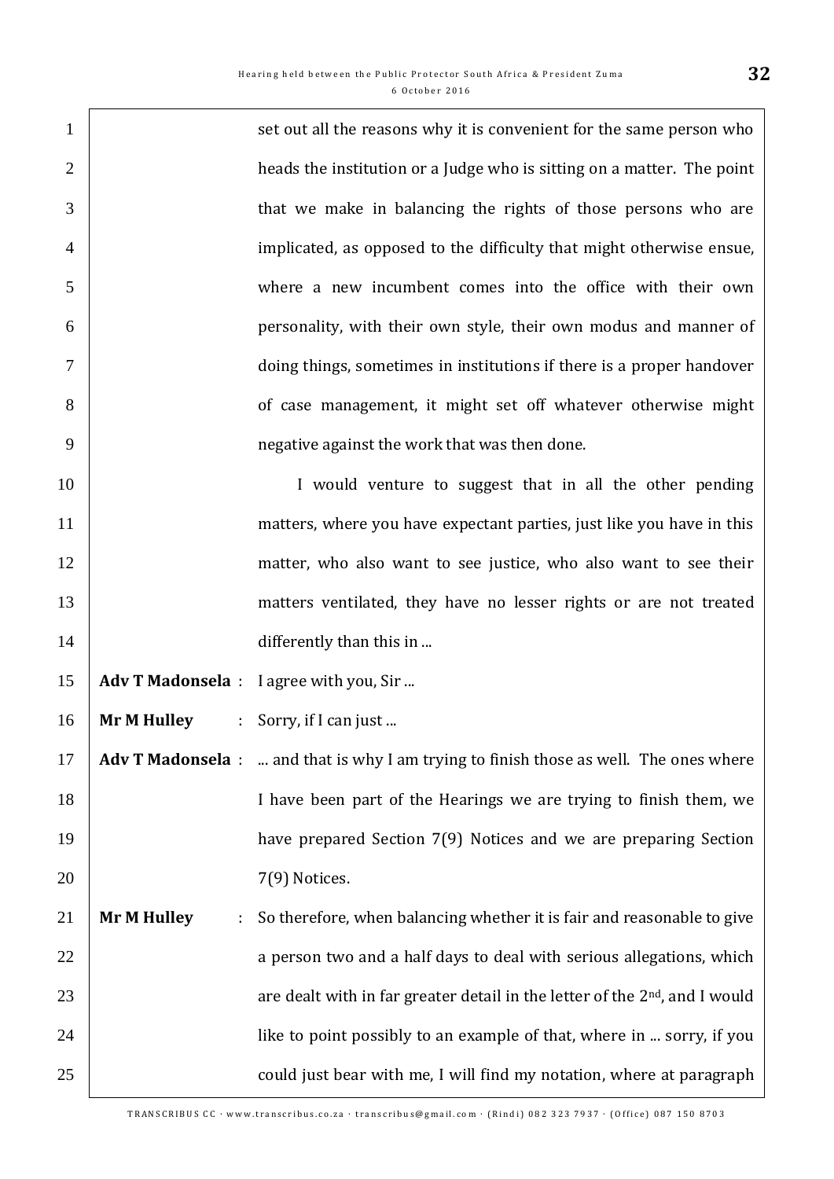set out all the reasons why it is convenient for the same person who heads the institution or a Judge who is sitting on a matter. The point that we make in balancing the rights of those persons who are implicated, as opposed to the difficulty that might otherwise ensue, where a new incumbent comes into the office with their own personality, with their own style, their own modus and manner of doing things, sometimes in institutions if there is a proper handover of case management, it might set off whatever otherwise might negative against the work that was then done.

I would venture to suggest that in all the other pending matters, where you have expectant parties, just like you have in this matter, who also want to see justice, who also want to see their matters ventilated, they have no lesser rights or are not treated differently than this in ...

**Adv T Madonsela** : I agree with you, Sir ...

**Mr M Hulley** : Sorry, if I can just ...

**Adv T Madonsela** : ... and that is why I am trying to finish those as well. The ones where I have been part of the Hearings we are trying to finish them, we have prepared Section 7(9) Notices and we are preparing Section 7(9) Notices.

**Mr M Hulley** : So therefore, when balancing whether it is fair and reasonable to give a person two and a half days to deal with serious allegations, which are dealt with in far greater detail in the letter of the 2nd, and I would like to point possibly to an example of that, where in ... sorry, if you could just bear with me, I will find my notation, where at paragraph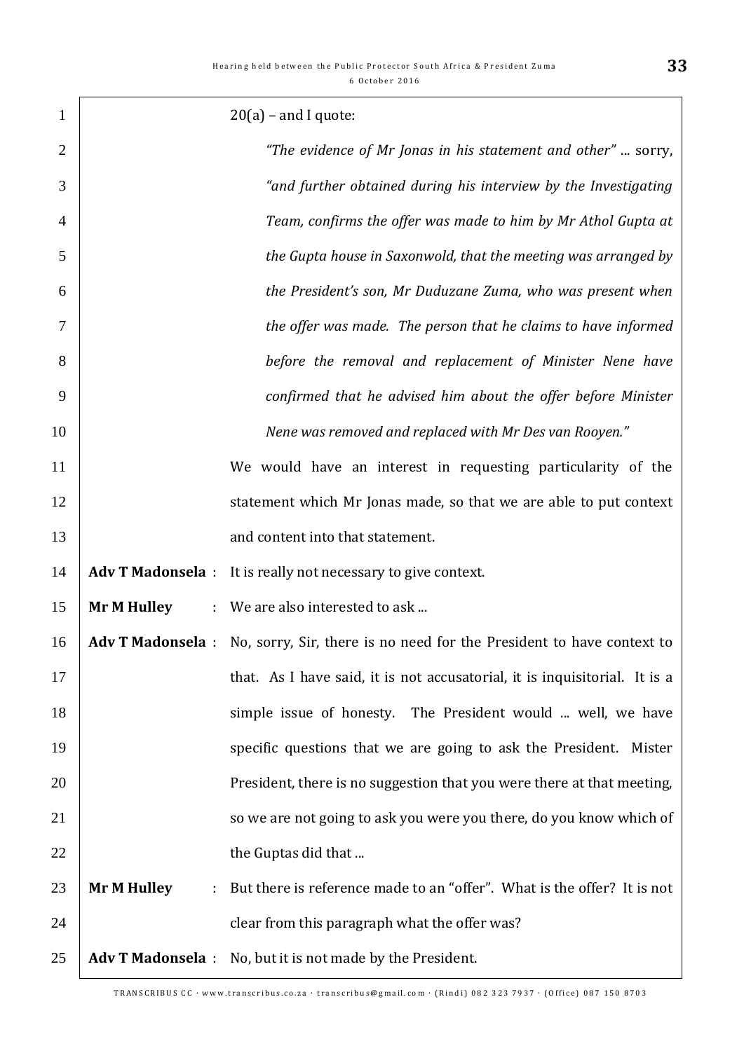20(a) – and I quote:

> *"The evidence of Mr Jonas in his statement and other"* ... sorry, *"and further obtained during his interview by the Investigating Team, confirms the offer was made to him by Mr Athol Gupta at the Gupta house in Saxonwold, that the meeting was arranged by the President's son, Mr Duduzane Zuma, who was present when the offer was made. The person that he claims to have informed before the removal and replacement of Minister Nene have confirmed that he advised him about the offer before Minister Nene was removed and replaced with Mr Des van Rooyen."*

We would have an interest in requesting particularity of the statement which Mr Jonas made, so that we are able to put context and content into that statement.

**Adv T Madonsela** : It is really not necessary to give context.

**Mr M Hulley** : We are also interested to ask ...

**Adv T Madonsela** : No, sorry, Sir, there is no need for the President to have context to that. As I have said, it is not accusatorial, it is inquisitorial. It is a simple issue of honesty. The President would ... well, we have specific questions that we are going to ask the President. Mister President, there is no suggestion that you were there at that meeting, so we are not going to ask you were you there, do you know which of the Guptas did that ...

**Mr M Hulley** : But there is reference made to an "offer". What is the offer? It is not clear from this paragraph what the offer was?

**Adv T Madonsela** : No, but it is not made by the President.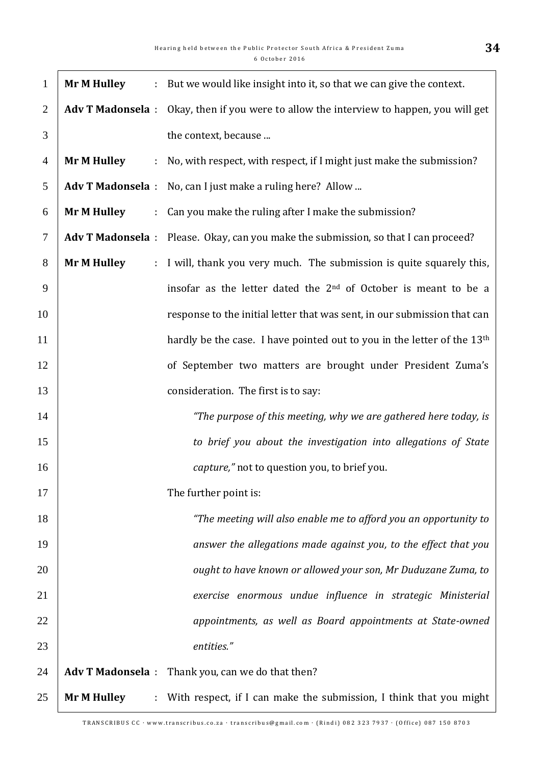**Mr M Hulley** : But we would like insight into it, so that we can give the context.

**Adv T Madonsela** : Okay, then if you were to allow the interview to happen, you will get the context, because ...

**Mr M Hulley** : No, with respect, with respect, if I might just make the submission?

**Adv T Madonsela** : No, can I just make a ruling here? Allow ...

**Mr M Hulley** : Can you make the ruling after I make the submission?

**Adv T Madonsela** : Please. Okay, can you make the submission, so that I can proceed?

**Mr M Hulley** : I will, thank you very much. The submission is quite squarely this, insofar as the letter dated the 2nd of October is meant to be a response to the initial letter that was sent, in our submission that can hardly be the case. I have pointed out to you in the letter of the 13th of September two matters are brought under President Zuma's consideration. The first is to say:

> *"The purpose of this meeting, why we are gathered here today, is to brief you about the investigation into allegations of State capture,"* not to question you, to brief you.

The further point is:

> *"The meeting will also enable me to afford you an opportunity to answer the allegations made against you, to the effect that you ought to have known or allowed your son, Mr Duduzane Zuma, to exercise enormous undue influence in strategic Ministerial appointments, as well as Board appointments at State-owned entities."*

**Adv T Madonsela** : Thank you, can we do that then?

**Mr M Hulley** : With respect, if I can make the submission, I think that you might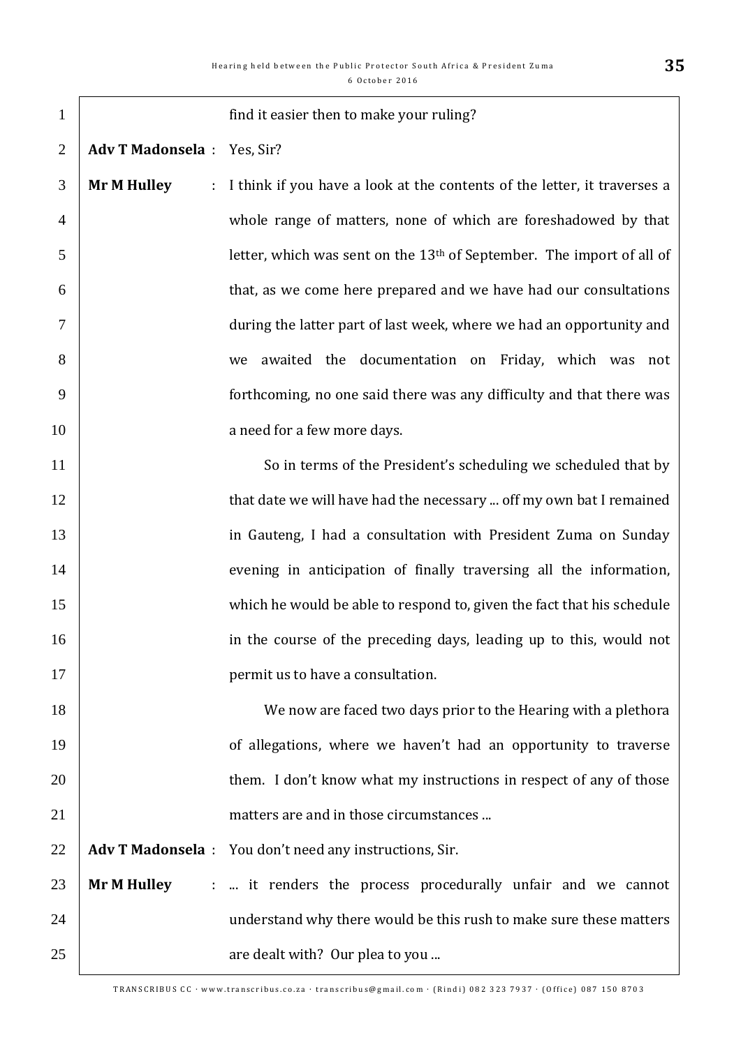find it easier then to make your ruling?

**Adv T Madonsela** : Yes, Sir?

**Mr M Hulley** : I think if you have a look at the contents of the letter, it traverses a whole range of matters, none of which are foreshadowed by that letter, which was sent on the 13th of September. The import of all of that, as we come here prepared and we have had our consultations during the latter part of last week, where we had an opportunity and we awaited the documentation on Friday, which was not forthcoming, no one said there was any difficulty and that there was a need for a few more days.

So in terms of the President's scheduling we scheduled that by that date we will have had the necessary ... off my own bat I remained in Gauteng, I had a consultation with President Zuma on Sunday evening in anticipation of finally traversing all the information, which he would be able to respond to, given the fact that his schedule in the course of the preceding days, leading up to this, would not permit us to have a consultation.

We now are faced two days prior to the Hearing with a plethora of allegations, where we haven't had an opportunity to traverse them. I don't know what my instructions in respect of any of those matters are and in those circumstances ...

**Adv T Madonsela** : You don't need any instructions, Sir.

**Mr M Hulley** : ... it renders the process procedurally unfair and we cannot understand why there would be this rush to make sure these matters are dealt with? Our plea to you ...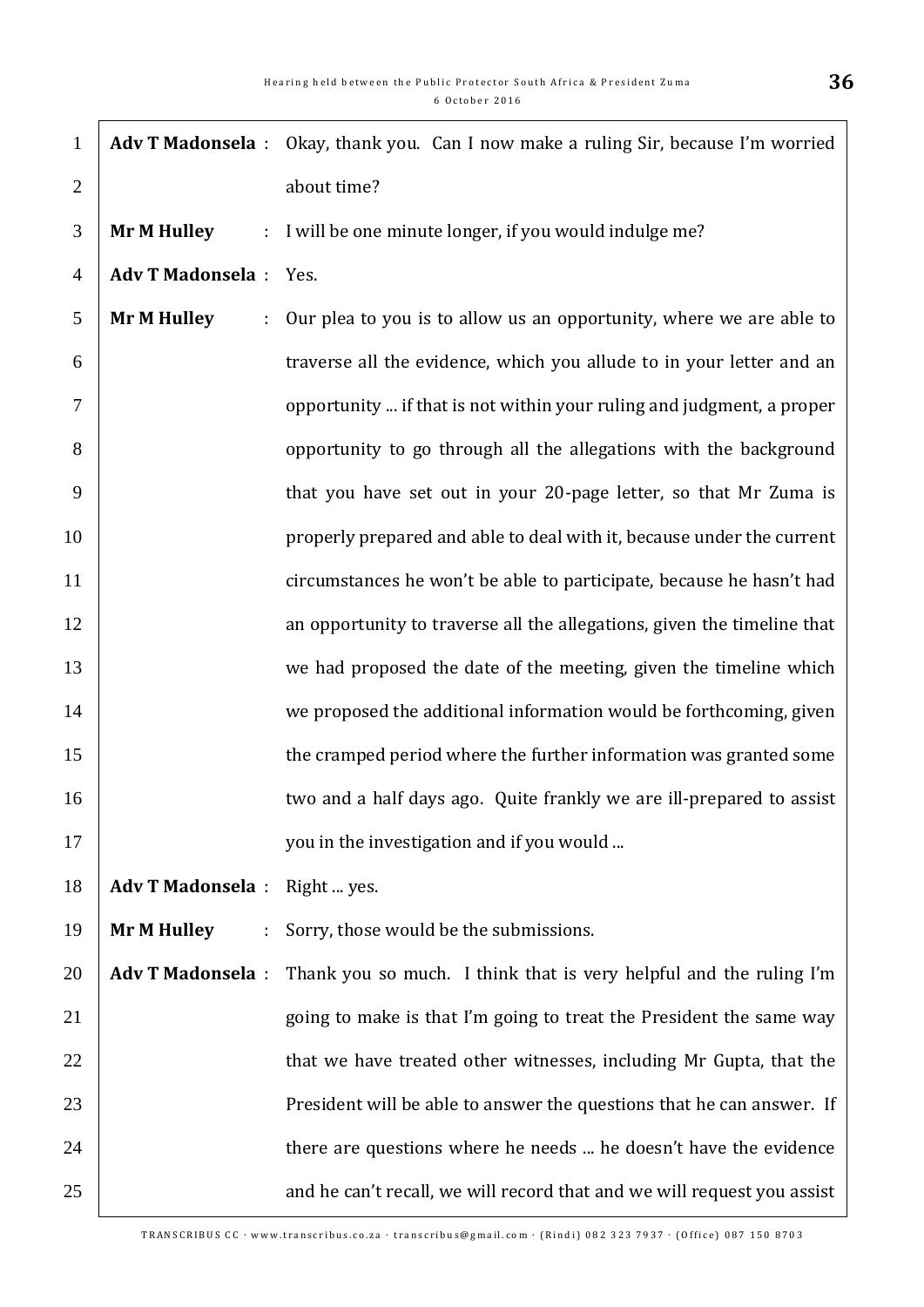**Adv T Madonsela** : Okay, thank you. Can I now make a ruling Sir, because I'm worried about time?

**Mr M Hulley** : I will be one minute longer, if you would indulge me?

**Adv T Madonsela** : Yes.

**Mr M Hulley** : Our plea to you is to allow us an opportunity, where we are able to traverse all the evidence, which you allude to in your letter and an opportunity ... if that is not within your ruling and judgment, a proper opportunity to go through all the allegations with the background that you have set out in your 20-page letter, so that Mr Zuma is properly prepared and able to deal with it, because under the current circumstances he won't be able to participate, because he hasn't had an opportunity to traverse all the allegations, given the timeline that we had proposed the date of the meeting, given the timeline which we proposed the additional information would be forthcoming, given the cramped period where the further information was granted some two and a half days ago. Quite frankly we are ill-prepared to assist you in the investigation and if you would ...

**Adv T Madonsela** : Right ... yes.

**Mr M Hulley** : Sorry, those would be the submissions.

**Adv T Madonsela** : Thank you so much. I think that is very helpful and the ruling I'm going to make is that I'm going to treat the President the same way that we have treated other witnesses, including Mr Gupta, that the President will be able to answer the questions that he can answer. If there are questions where he needs ... he doesn't have the evidence and he can't recall, we will record that and we will request you assist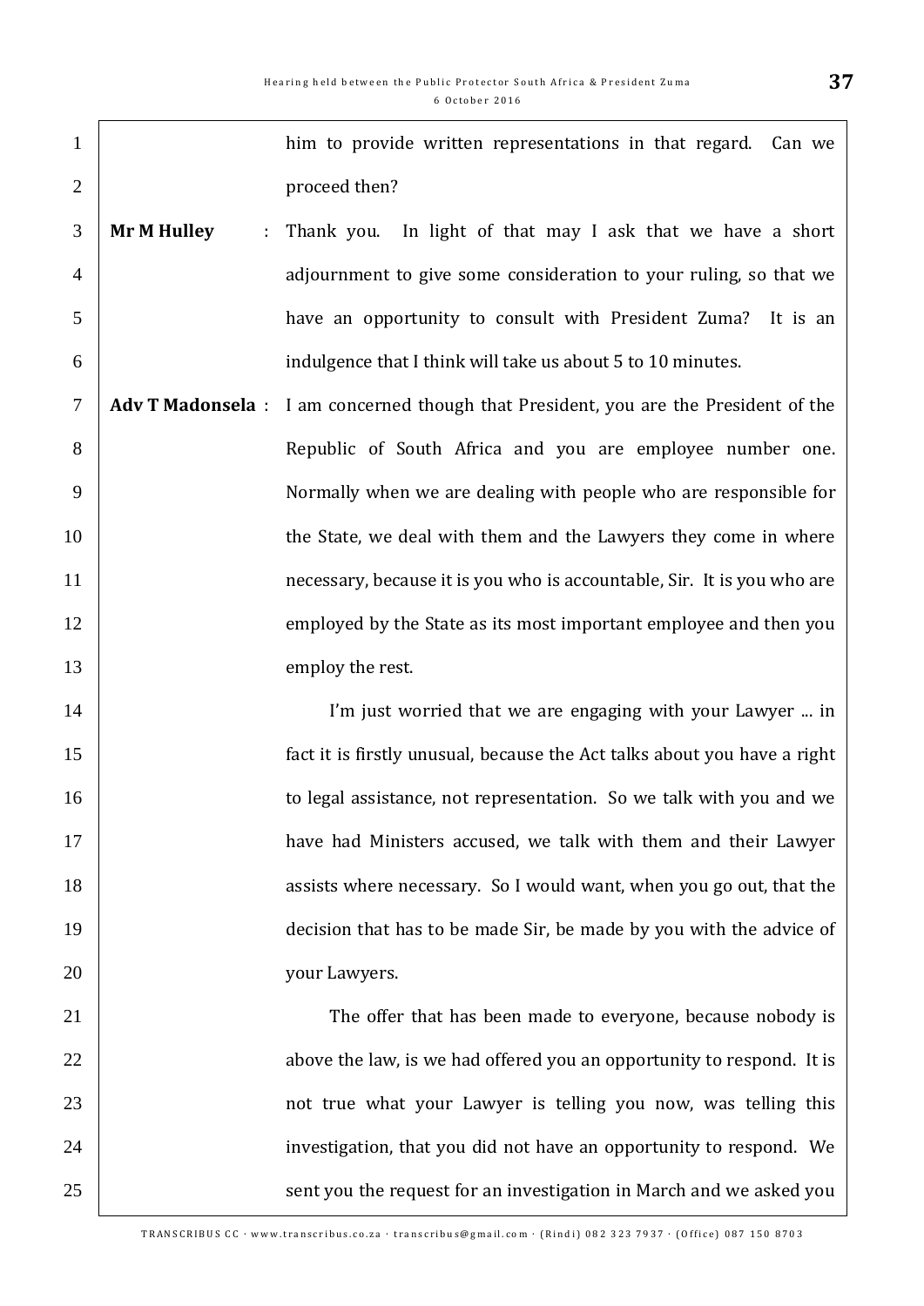him to provide written representations in that regard. Can we proceed then?

**Mr M Hulley** : Thank you. In light of that may I ask that we have a short adjournment to give some consideration to your ruling, so that we have an opportunity to consult with President Zuma? It is an indulgence that I think will take us about 5 to 10 minutes.

**Adv T Madonsela** : I am concerned though that President, you are the President of the Republic of South Africa and you are employee number one. Normally when we are dealing with people who are responsible for the State, we deal with them and the Lawyers they come in where necessary, because it is you who is accountable, Sir. It is you who are employed by the State as its most important employee and then you employ the rest.

I'm just worried that we are engaging with your Lawyer ... in fact it is firstly unusual, because the Act talks about you have a right to legal assistance, not representation. So we talk with you and we have had Ministers accused, we talk with them and their Lawyer assists where necessary. So I would want, when you go out, that the decision that has to be made Sir, be made by you with the advice of your Lawyers.

The offer that has been made to everyone, because nobody is above the law, is we had offered you an opportunity to respond. It is not true what your Lawyer is telling you now, was telling this investigation, that you did not have an opportunity to respond. We sent you the request for an investigation in March and we asked you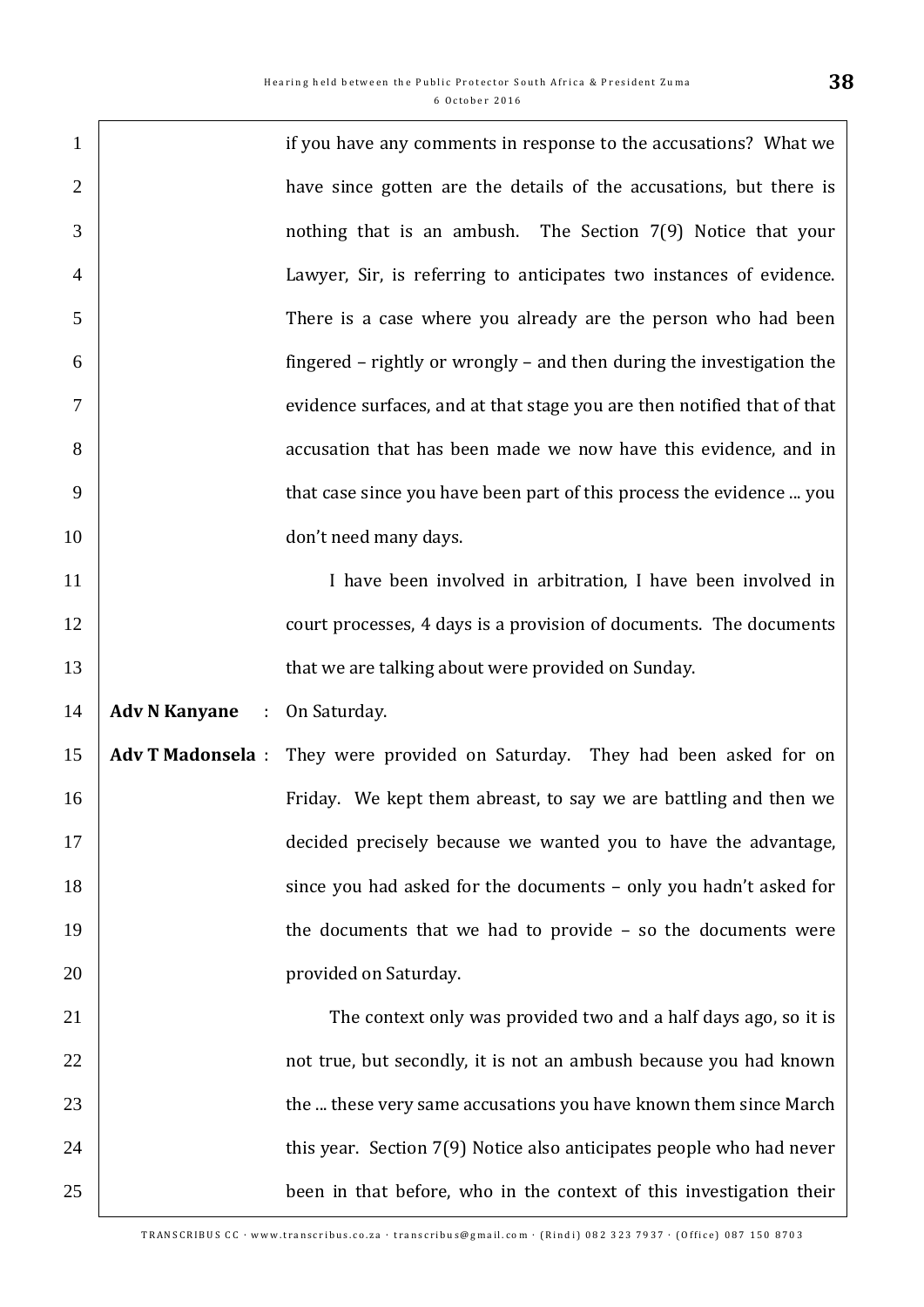if you have any comments in response to the accusations? What we have since gotten are the details of the accusations, but there is nothing that is an ambush. The Section 7(9) Notice that your Lawyer, Sir, is referring to anticipates two instances of evidence. There is a case where you already are the person who had been fingered – rightly or wrongly – and then during the investigation the evidence surfaces, and at that stage you are then notified that of that accusation that has been made we now have this evidence, and in that case since you have been part of this process the evidence ... you don't need many days.

I have been involved in arbitration, I have been involved in court processes, 4 days is a provision of documents. The documents that we are talking about were provided on Sunday.

**Adv N Kanyane** : On Saturday.

**Adv T Madonsela** : They were provided on Saturday. They had been asked for on Friday. We kept them abreast, to say we are battling and then we decided precisely because we wanted you to have the advantage, since you had asked for the documents – only you hadn't asked for the documents that we had to provide – so the documents were provided on Saturday.

The context only was provided two and a half days ago, so it is not true, but secondly, it is not an ambush because you had known the ... these very same accusations you have known them since March this year. Section 7(9) Notice also anticipates people who had never been in that before, who in the context of this investigation their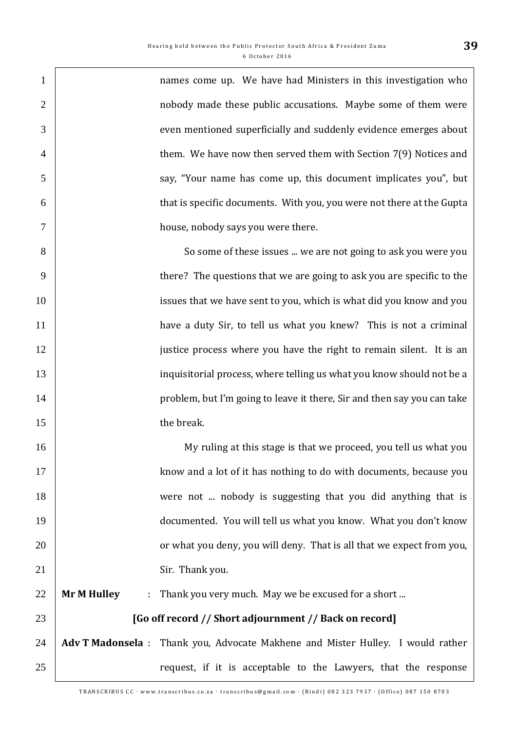names come up. We have had Ministers in this investigation who nobody made these public accusations. Maybe some of them were even mentioned superficially and suddenly evidence emerges about them. We have now then served them with Section 7(9) Notices and say, "Your name has come up, this document implicates you", but that is specific documents. With you, you were not there at the Gupta house, nobody says you were there.

So some of these issues ... we are not going to ask you were you there? The questions that we are going to ask you are specific to the issues that we have sent to you, which is what did you know and you have a duty Sir, to tell us what you knew? This is not a criminal justice process where you have the right to remain silent. It is an inquisitorial process, where telling us what you know should not be a problem, but I'm going to leave it there, Sir and then say you can take the break.

My ruling at this stage is that we proceed, you tell us what you know and a lot of it has nothing to do with documents, because you were not ... nobody is suggesting that you did anything that is documented. You will tell us what you know. What you don't know or what you deny, you will deny. That is all that we expect from you, Sir. Thank you.

**Mr M Hulley** : Thank you very much. May we be excused for a short ...

**[Go off record // Short adjournment // Back on record]**

**Adv T Madonsela** : Thank you, Advocate Makhene and Mister Hulley. I would rather request, if it is acceptable to the Lawyers, that the response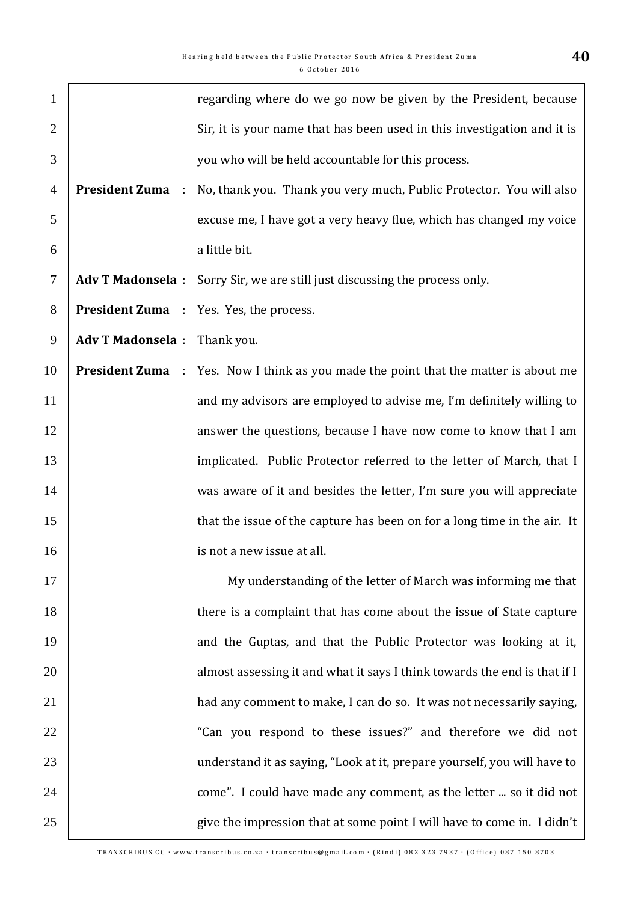regarding where do we go now be given by the President, because Sir, it is your name that has been used in this investigation and it is you who will be held accountable for this process.

**President Zuma** : No, thank you. Thank you very much, Public Protector. You will also excuse me, I have got a very heavy flue, which has changed my voice a little bit.

**Adv T Madonsela** : Sorry Sir, we are still just discussing the process only.

**President Zuma** : Yes. Yes, the process.

**Adv T Madonsela** : Thank you.

**President Zuma** : Yes. Now I think as you made the point that the matter is about me and my advisors are employed to advise me, I'm definitely willing to answer the questions, because I have now come to know that I am implicated. Public Protector referred to the letter of March, that I was aware of it and besides the letter, I'm sure you will appreciate that the issue of the capture has been on for a long time in the air. It is not a new issue at all.

My understanding of the letter of March was informing me that there is a complaint that has come about the issue of State capture and the Guptas, and that the Public Protector was looking at it, almost assessing it and what it says I think towards the end is that if I had any comment to make, I can do so. It was not necessarily saying, "Can you respond to these issues?" and therefore we did not understand it as saying, "Look at it, prepare yourself, you will have to come". I could have made any comment, as the letter ... so it did not give the impression that at some point I will have to come in. I didn't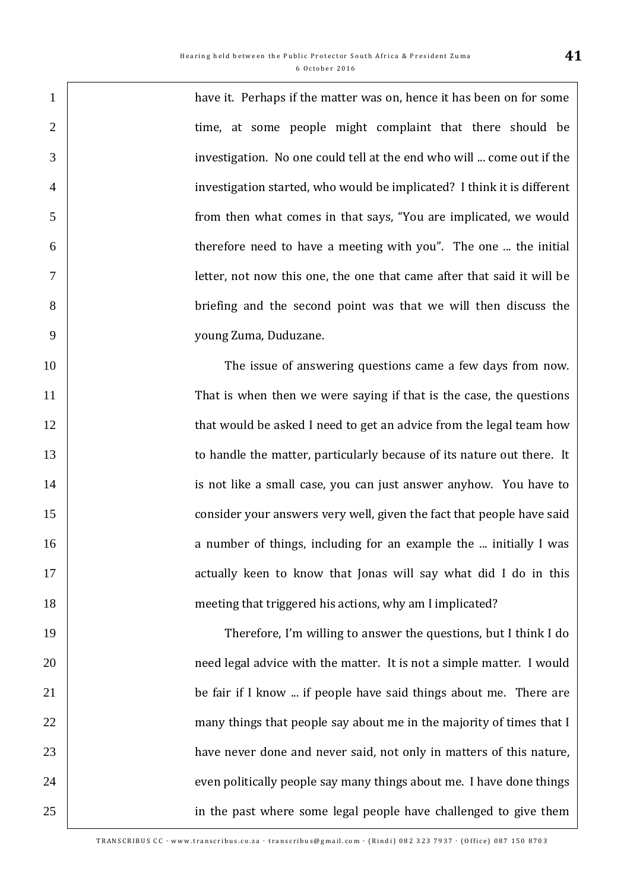have it. Perhaps if the matter was on, hence it has been on for some time, at some people might complaint that there should be investigation. No one could tell at the end who will ... come out if the investigation started, who would be implicated? I think it is different from then what comes in that says, "You are implicated, we would therefore need to have a meeting with you". The one ... the initial letter, not now this one, the one that came after that said it will be briefing and the second point was that we will then discuss the young Zuma, Duduzane.

The issue of answering questions came a few days from now. That is when then we were saying if that is the case, the questions that would be asked I need to get an advice from the legal team how to handle the matter, particularly because of its nature out there. It is not like a small case, you can just answer anyhow. You have to consider your answers very well, given the fact that people have said a number of things, including for an example the ... initially I was actually keen to know that Jonas will say what did I do in this meeting that triggered his actions, why am I implicated?

Therefore, I'm willing to answer the questions, but I think I do need legal advice with the matter. It is not a simple matter. I would be fair if I know ... if people have said things about me. There are many things that people say about me in the majority of times that I have never done and never said, not only in matters of this nature, even politically people say many things about me. I have done things in the past where some legal people have challenged to give them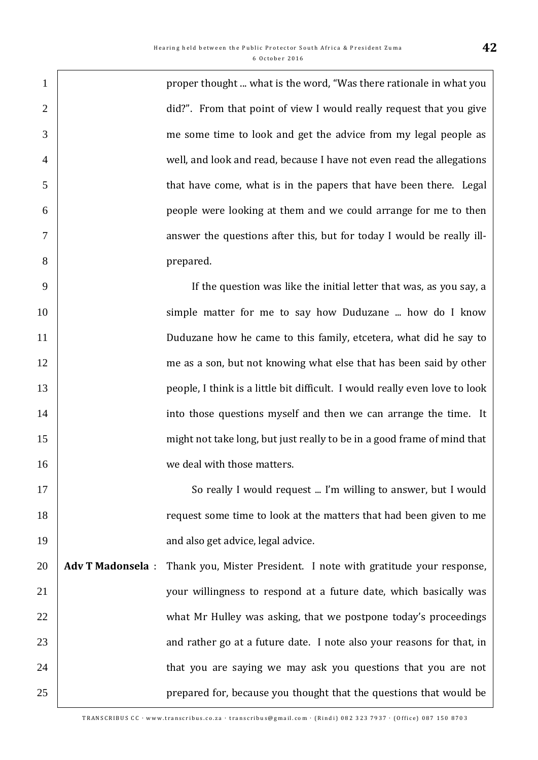proper thought ... what is the word, "Was there rationale in what you did?". From that point of view I would really request that you give me some time to look and get the advice from my legal people as well, and look and read, because I have not even read the allegations that have come, what is in the papers that have been there. Legal people were looking at them and we could arrange for me to then answer the questions after this, but for today I would be really ill-prepared.

If the question was like the initial letter that was, as you say, a simple matter for me to say how Duduzane ... how do I know Duduzane how he came to this family, etcetera, what did he say to me as a son, but not knowing what else that has been said by other people, I think is a little bit difficult. I would really even love to look into those questions myself and then we can arrange the time. It might not take long, but just really to be in a good frame of mind that we deal with those matters.

So really I would request ... I'm willing to answer, but I would request some time to look at the matters that had been given to me and also get advice, legal advice.

**Adv T Madonsela** : Thank you, Mister President. I note with gratitude your response, your willingness to respond at a future date, which basically was what Mr Hulley was asking, that we postpone today's proceedings and rather go at a future date. I note also your reasons for that, in that you are saying we may ask you questions that you are not prepared for, because you thought that the questions that would be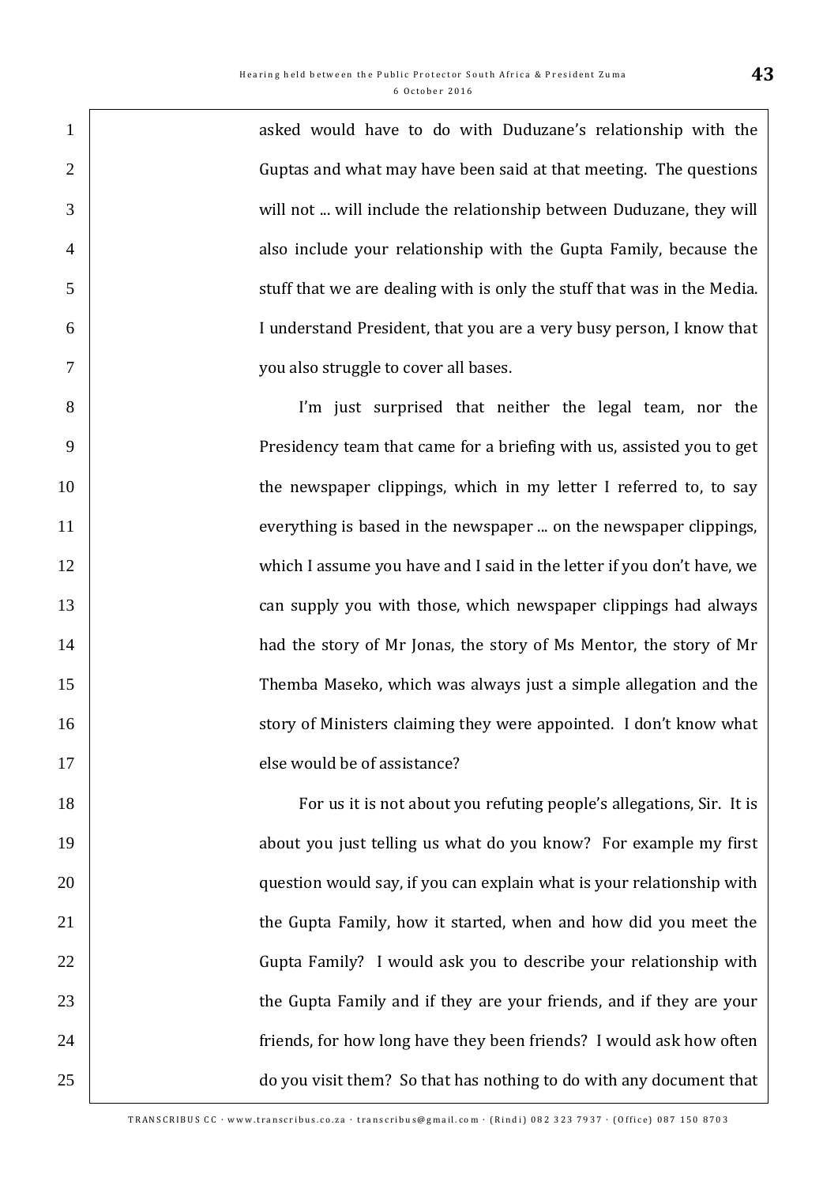asked would have to do with Duduzane's relationship with the Guptas and what may have been said at that meeting. The questions will not ... will include the relationship between Duduzane, they will also include your relationship with the Gupta Family, because the stuff that we are dealing with is only the stuff that was in the Media. I understand President, that you are a very busy person, I know that you also struggle to cover all bases.

I'm just surprised that neither the legal team, nor the Presidency team that came for a briefing with us, assisted you to get the newspaper clippings, which in my letter I referred to, to say everything is based in the newspaper ... on the newspaper clippings, which I assume you have and I said in the letter if you don't have, we can supply you with those, which newspaper clippings had always had the story of Mr Jonas, the story of Ms Mentor, the story of Mr Themba Maseko, which was always just a simple allegation and the story of Ministers claiming they were appointed. I don't know what else would be of assistance?

For us it is not about you refuting people's allegations, Sir. It is about you just telling us what do you know? For example my first question would say, if you can explain what is your relationship with the Gupta Family, how it started, when and how did you meet the Gupta Family? I would ask you to describe your relationship with the Gupta Family and if they are your friends, and if they are your friends, for how long have they been friends? I would ask how often do you visit them? So that has nothing to do with any document that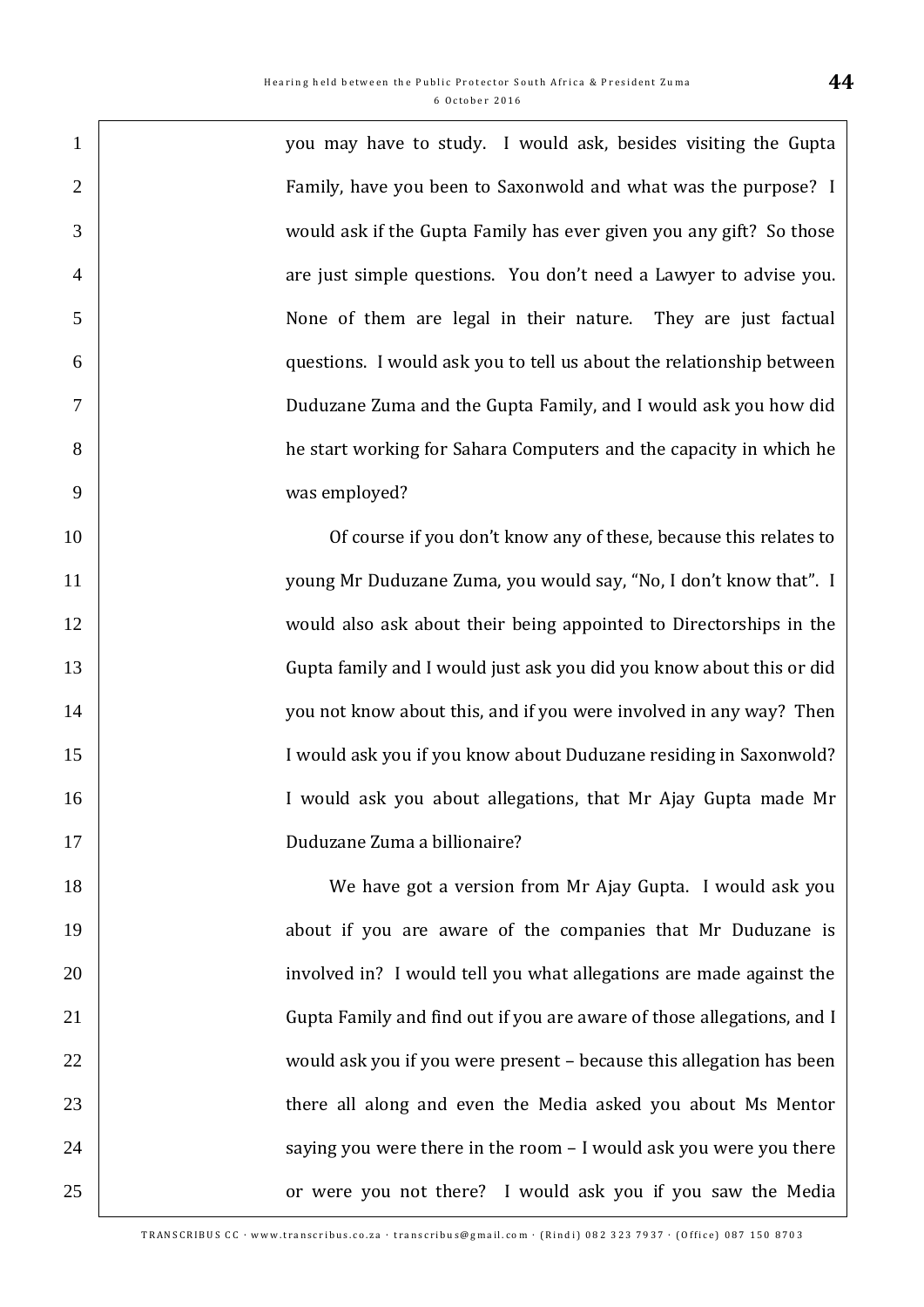you may have to study. I would ask, besides visiting the Gupta Family, have you been to Saxonwold and what was the purpose? I would ask if the Gupta Family has ever given you any gift? So those are just simple questions. You don't need a Lawyer to advise you. None of them are legal in their nature. They are just factual questions. I would ask you to tell us about the relationship between Duduzane Zuma and the Gupta Family, and I would ask you how did he start working for Sahara Computers and the capacity in which he was employed?

Of course if you don't know any of these, because this relates to young Mr Duduzane Zuma, you would say, "No, I don't know that". I would also ask about their being appointed to Directorships in the Gupta family and I would just ask you did you know about this or did you not know about this, and if you were involved in any way? Then I would ask you if you know about Duduzane residing in Saxonwold? I would ask you about allegations, that Mr Ajay Gupta made Mr Duduzane Zuma a billionaire?

We have got a version from Mr Ajay Gupta. I would ask you about if you are aware of the companies that Mr Duduzane is involved in? I would tell you what allegations are made against the Gupta Family and find out if you are aware of those allegations, and I would ask you if you were present – because this allegation has been there all along and even the Media asked you about Ms Mentor saying you were there in the room – I would ask you were you there or were you not there? I would ask you if you saw the Media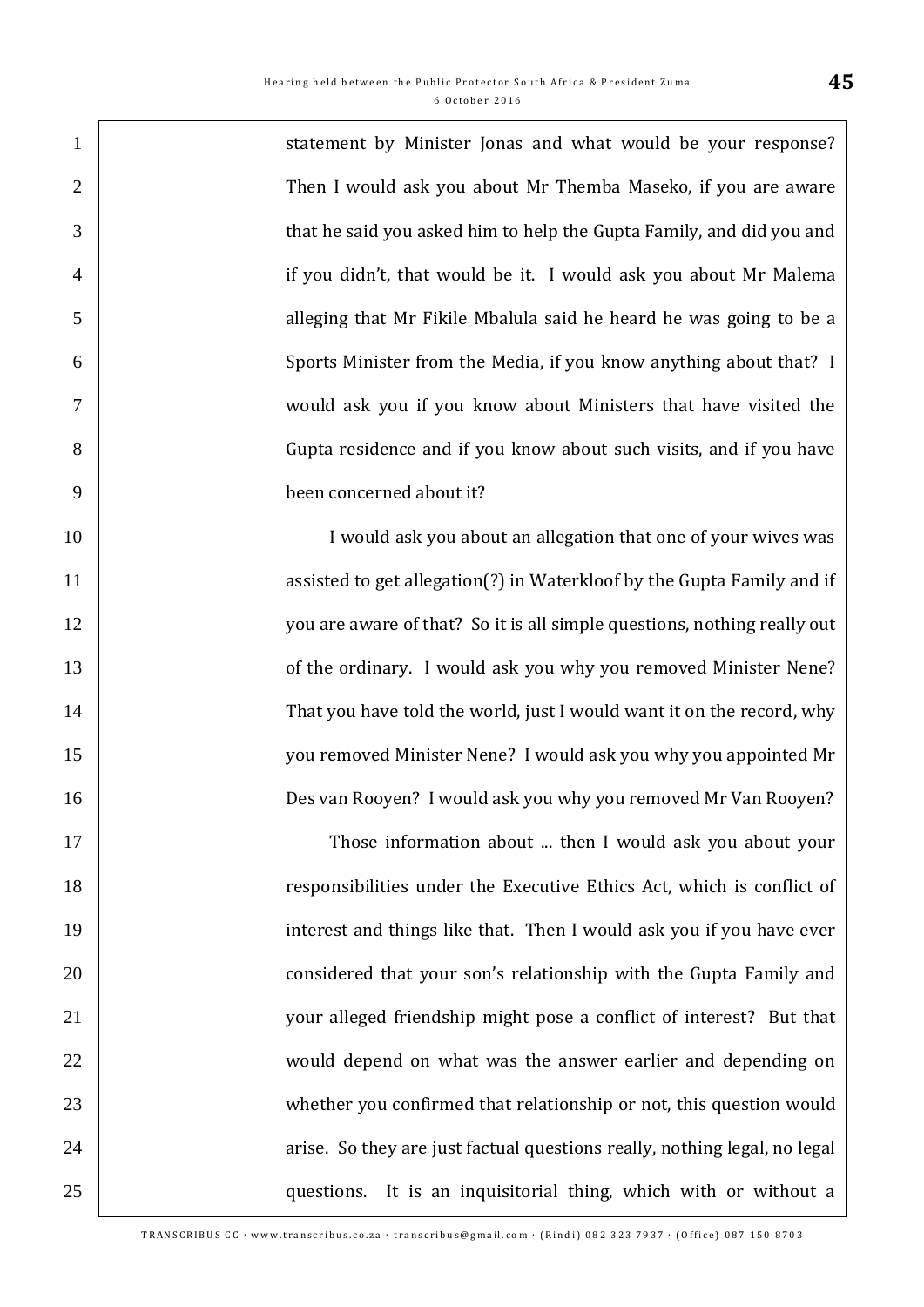statement by Minister Jonas and what would be your response? Then I would ask you about Mr Themba Maseko, if you are aware that he said you asked him to help the Gupta Family, and did you and if you didn't, that would be it. I would ask you about Mr Malema alleging that Mr Fikile Mbalula said he heard he was going to be a Sports Minister from the Media, if you know anything about that? I would ask you if you know about Ministers that have visited the Gupta residence and if you know about such visits, and if you have been concerned about it?

I would ask you about an allegation that one of your wives was assisted to get allegation(?) in Waterkloof by the Gupta Family and if you are aware of that? So it is all simple questions, nothing really out of the ordinary. I would ask you why you removed Minister Nene? That you have told the world, just I would want it on the record, why you removed Minister Nene? I would ask you why you appointed Mr Des van Rooyen? I would ask you why you removed Mr Van Rooyen?

Those information about ... then I would ask you about your responsibilities under the Executive Ethics Act, which is conflict of interest and things like that. Then I would ask you if you have ever considered that your son's relationship with the Gupta Family and your alleged friendship might pose a conflict of interest? But that would depend on what was the answer earlier and depending on whether you confirmed that relationship or not, this question would arise. So they are just factual questions really, nothing legal, no legal questions. It is an inquisitorial thing, which with or without a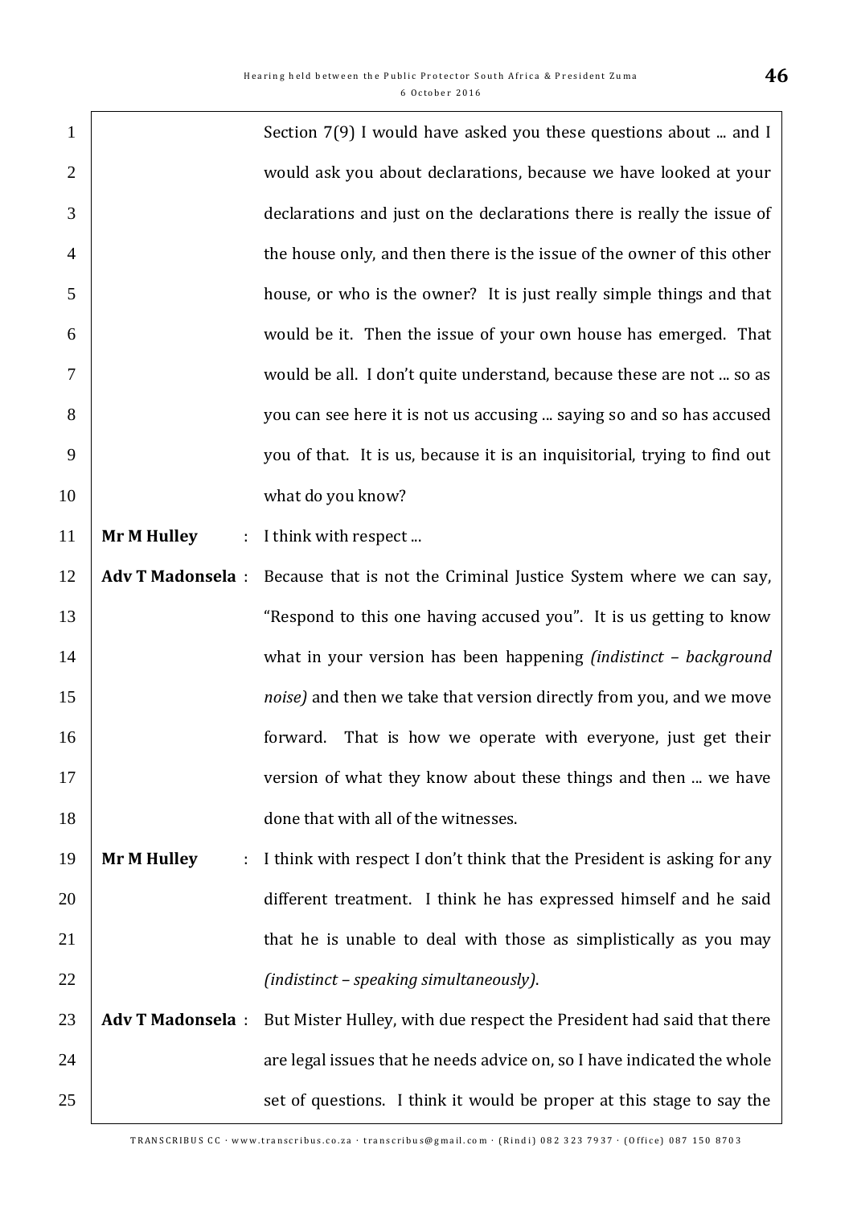Section 7(9) I would have asked you these questions about ... and I would ask you about declarations, because we have looked at your declarations and just on the declarations there is really the issue of the house only, and then there is the issue of the owner of this other house, or who is the owner? It is just really simple things and that would be it. Then the issue of your own house has emerged. That would be all. I don't quite understand, because these are not ... so as you can see here it is not us accusing ... saying so and so has accused you of that. It is us, because it is an inquisitorial, trying to find out what do you know?

**Mr M Hulley** : I think with respect ...

**Adv T Madonsela** : Because that is not the Criminal Justice System where we can say, "Respond to this one having accused you". It is us getting to know what in your version has been happening *(indistinct – background noise)* and then we take that version directly from you, and we move forward. That is how we operate with everyone, just get their version of what they know about these things and then ... we have done that with all of the witnesses.

**Mr M Hulley** : I think with respect I don't think that the President is asking for any different treatment. I think he has expressed himself and he said that he is unable to deal with those as simplistically as you may *(indistinct – speaking simultaneously)*.

**Adv T Madonsela** : But Mister Hulley, with due respect the President had said that there are legal issues that he needs advice on, so I have indicated the whole set of questions. I think it would be proper at this stage to say the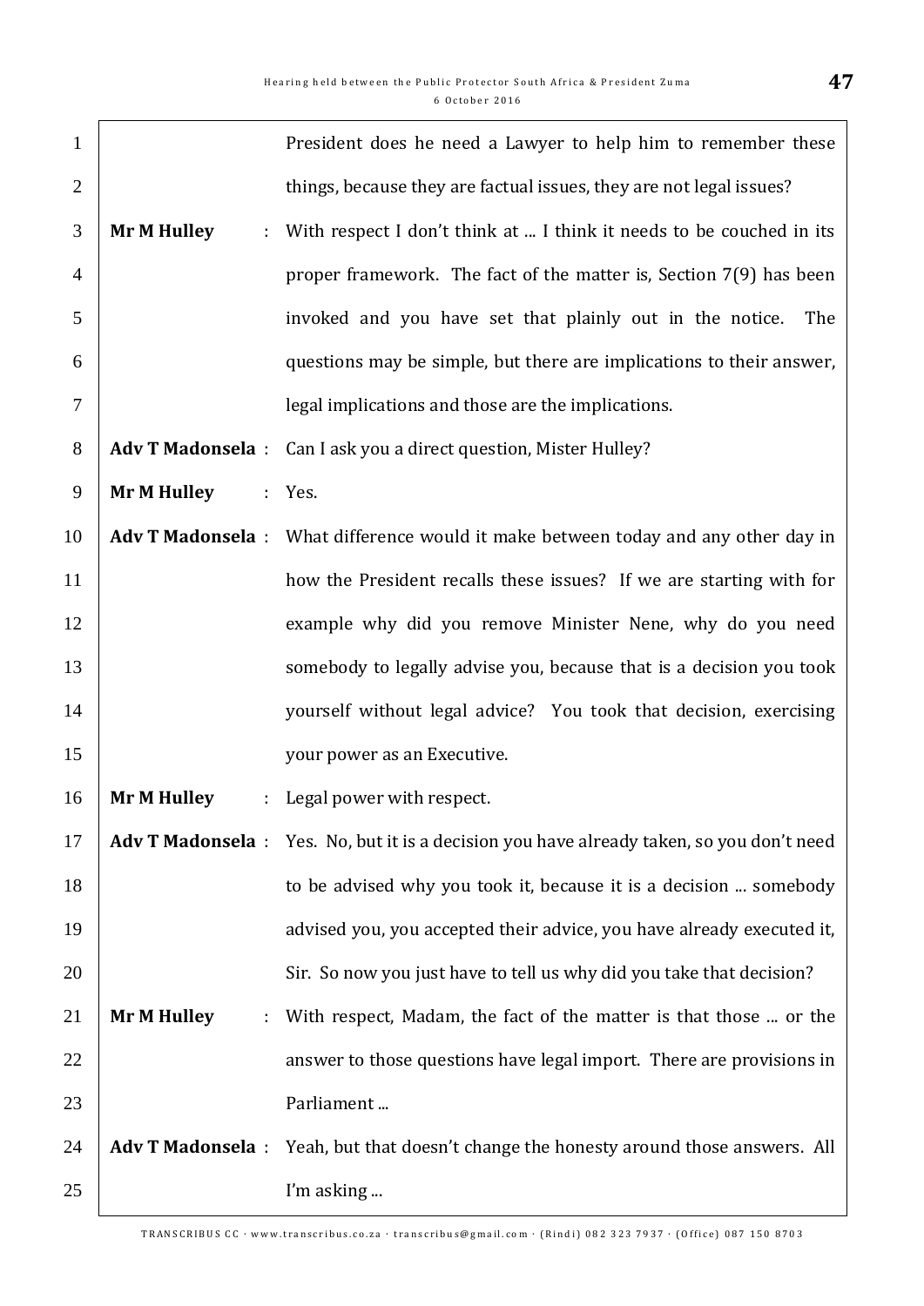President does he need a Lawyer to help him to remember these things, because they are factual issues, they are not legal issues?

**Mr M Hulley** : With respect I don't think at ... I think it needs to be couched in its proper framework. The fact of the matter is, Section 7(9) has been invoked and you have set that plainly out in the notice. The questions may be simple, but there are implications to their answer, legal implications and those are the implications.

**Adv T Madonsela** : Can I ask you a direct question, Mister Hulley?

**Mr M Hulley** : Yes.

**Adv T Madonsela** : What difference would it make between today and any other day in how the President recalls these issues? If we are starting with for example why did you remove Minister Nene, why do you need somebody to legally advise you, because that is a decision you took yourself without legal advice? You took that decision, exercising your power as an Executive.

**Mr M Hulley** : Legal power with respect.

**Adv T Madonsela** : Yes. No, but it is a decision you have already taken, so you don't need to be advised why you took it, because it is a decision ... somebody advised you, you accepted their advice, you have already executed it, Sir. So now you just have to tell us why did you take that decision?

**Mr M Hulley** : With respect, Madam, the fact of the matter is that those ... or the answer to those questions have legal import. There are provisions in Parliament ...

**Adv T Madonsela** : Yeah, but that doesn't change the honesty around those answers. All I'm asking ...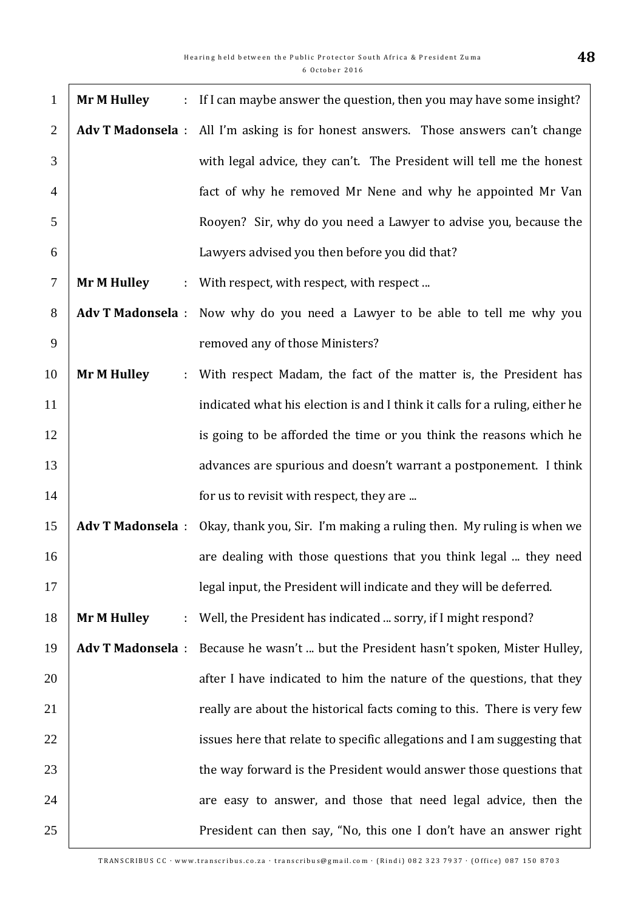**Mr M Hulley** : If I can maybe answer the question, then you may have some insight?

**Adv T Madonsela** : All I'm asking is for honest answers. Those answers can't change with legal advice, they can't. The President will tell me the honest fact of why he removed Mr Nene and why he appointed Mr Van Rooyen? Sir, why do you need a Lawyer to advise you, because the Lawyers advised you then before you did that?

**Mr M Hulley** : With respect, with respect, with respect ...

**Adv T Madonsela** : Now why do you need a Lawyer to be able to tell me why you removed any of those Ministers?

**Mr M Hulley** : With respect Madam, the fact of the matter is, the President has indicated what his election is and I think it calls for a ruling, either he is going to be afforded the time or you think the reasons which he advances are spurious and doesn't warrant a postponement. I think for us to revisit with respect, they are ...

**Adv T Madonsela** : Okay, thank you, Sir. I'm making a ruling then. My ruling is when we are dealing with those questions that you think legal ... they need legal input, the President will indicate and they will be deferred.

**Mr M Hulley** : Well, the President has indicated ... sorry, if I might respond?

**Adv T Madonsela** : Because he wasn't ... but the President hasn't spoken, Mister Hulley, after I have indicated to him the nature of the questions, that they really are about the historical facts coming to this. There is very few issues here that relate to specific allegations and I am suggesting that the way forward is the President would answer those questions that are easy to answer, and those that need legal advice, then the President can then say, "No, this one I don't have an answer right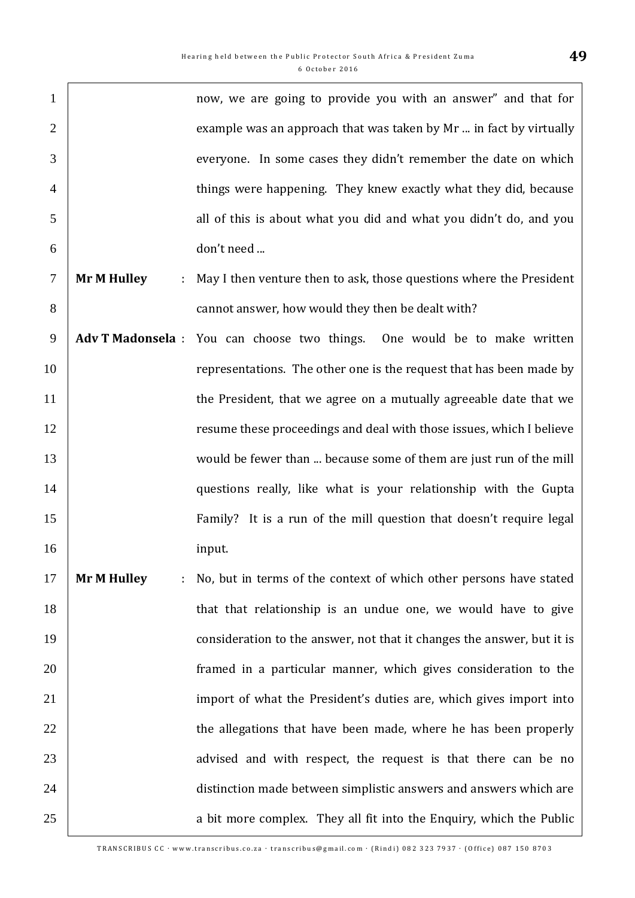now, we are going to provide you with an answer" and that for example was an approach that was taken by Mr ... in fact by virtually everyone. In some cases they didn't remember the date on which things were happening. They knew exactly what they did, because all of this is about what you did and what you didn't do, and you don't need ...

**Mr M Hulley** : May I then venture then to ask, those questions where the President cannot answer, how would they then be dealt with?

**Adv T Madonsela** : You can choose two things. One would be to make written representations. The other one is the request that has been made by the President, that we agree on a mutually agreeable date that we resume these proceedings and deal with those issues, which I believe would be fewer than ... because some of them are just run of the mill questions really, like what is your relationship with the Gupta Family? It is a run of the mill question that doesn't require legal input.

**Mr M Hulley** : No, but in terms of the context of which other persons have stated that that relationship is an undue one, we would have to give consideration to the answer, not that it changes the answer, but it is framed in a particular manner, which gives consideration to the import of what the President's duties are, which gives import into the allegations that have been made, where he has been properly advised and with respect, the request is that there can be no distinction made between simplistic answers and answers which are a bit more complex. They all fit into the Enquiry, which the Public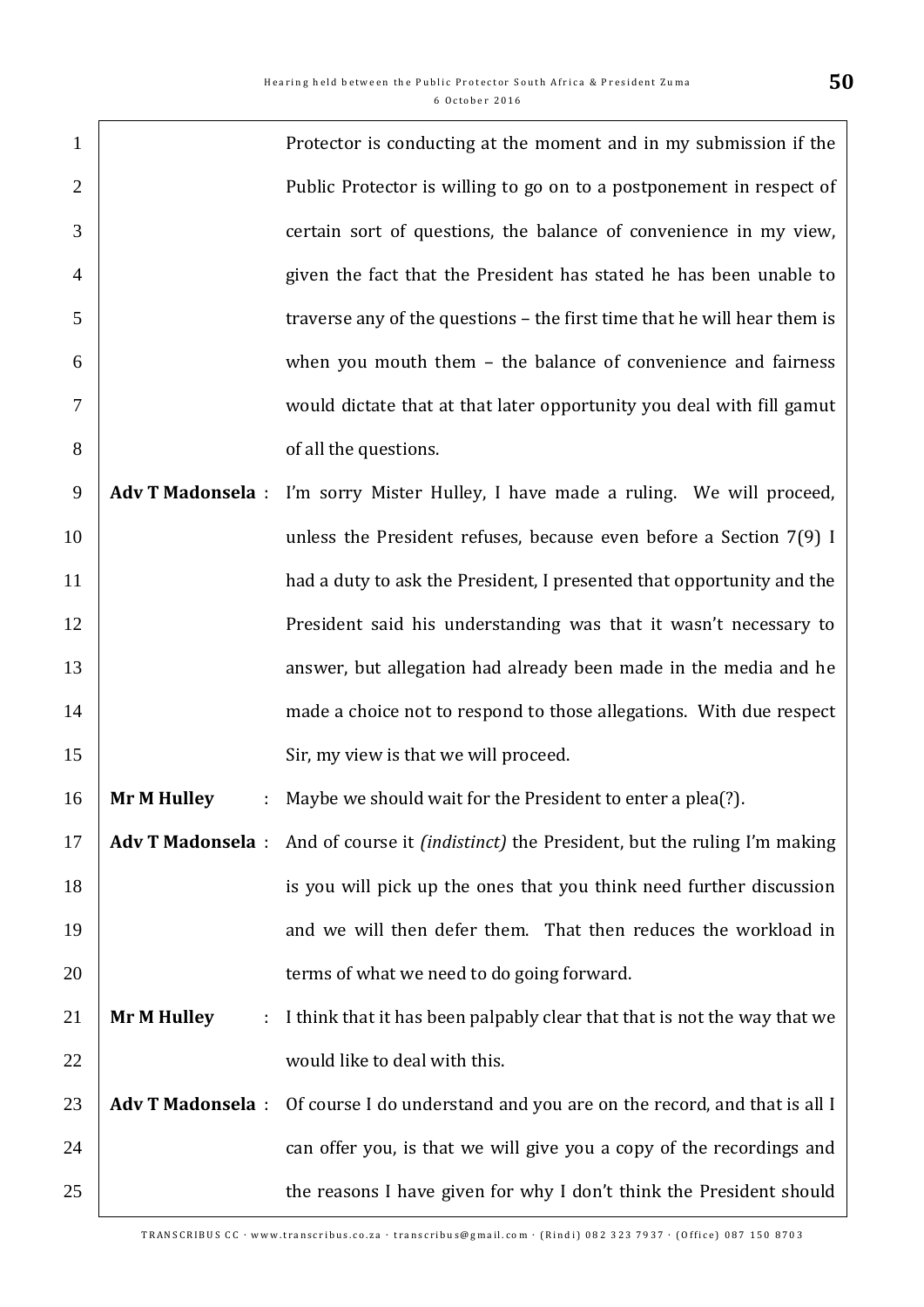Protector is conducting at the moment and in my submission if the Public Protector is willing to go on to a postponement in respect of certain sort of questions, the balance of convenience in my view, given the fact that the President has stated he has been unable to traverse any of the questions – the first time that he will hear them is when you mouth them – the balance of convenience and fairness would dictate that at that later opportunity you deal with fill gamut of all the questions.

**Adv T Madonsela** : I'm sorry Mister Hulley, I have made a ruling. We will proceed, unless the President refuses, because even before a Section 7(9) I had a duty to ask the President, I presented that opportunity and the President said his understanding was that it wasn't necessary to answer, but allegation had already been made in the media and he made a choice not to respond to those allegations. With due respect Sir, my view is that we will proceed.

**Mr M Hulley** : Maybe we should wait for the President to enter a plea(?).

**Adv T Madonsela** : And of course it *(indistinct)* the President, but the ruling I'm making is you will pick up the ones that you think need further discussion and we will then defer them. That then reduces the workload in terms of what we need to do going forward.

**Mr M Hulley** : I think that it has been palpably clear that that is not the way that we would like to deal with this.

**Adv T Madonsela** : Of course I do understand and you are on the record, and that is all I can offer you, is that we will give you a copy of the recordings and the reasons I have given for why I don't think the President should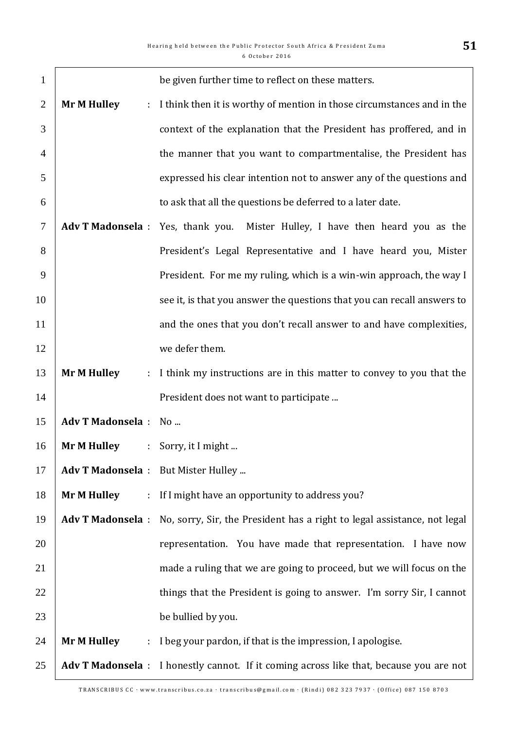be given further time to reflect on these matters.

**Mr M Hulley** : I think then it is worthy of mention in those circumstances and in the context of the explanation that the President has proffered, and in the manner that you want to compartmentalise, the President has expressed his clear intention not to answer any of the questions and to ask that all the questions be deferred to a later date.

**Adv T Madonsela** : Yes, thank you. Mister Hulley, I have then heard you as the President's Legal Representative and I have heard you, Mister President. For me my ruling, which is a win-win approach, the way I see it, is that you answer the questions that you can recall answers to and the ones that you don't recall answer to and have complexities, we defer them.

**Mr M Hulley** : I think my instructions are in this matter to convey to you that the President does not want to participate ...

**Adv T Madonsela** : No ...

**Mr M Hulley** : Sorry, it I might ...

**Adv T Madonsela** : But Mister Hulley ...

**Mr M Hulley** : If I might have an opportunity to address you?

**Adv T Madonsela** : No, sorry, Sir, the President has a right to legal assistance, not legal representation. You have made that representation. I have now made a ruling that we are going to proceed, but we will focus on the things that the President is going to answer. I'm sorry Sir, I cannot be bullied by you.

**Mr M Hulley** : I beg your pardon, if that is the impression, I apologise.

**Adv T Madonsela** : I honestly cannot. If it coming across like that, because you are not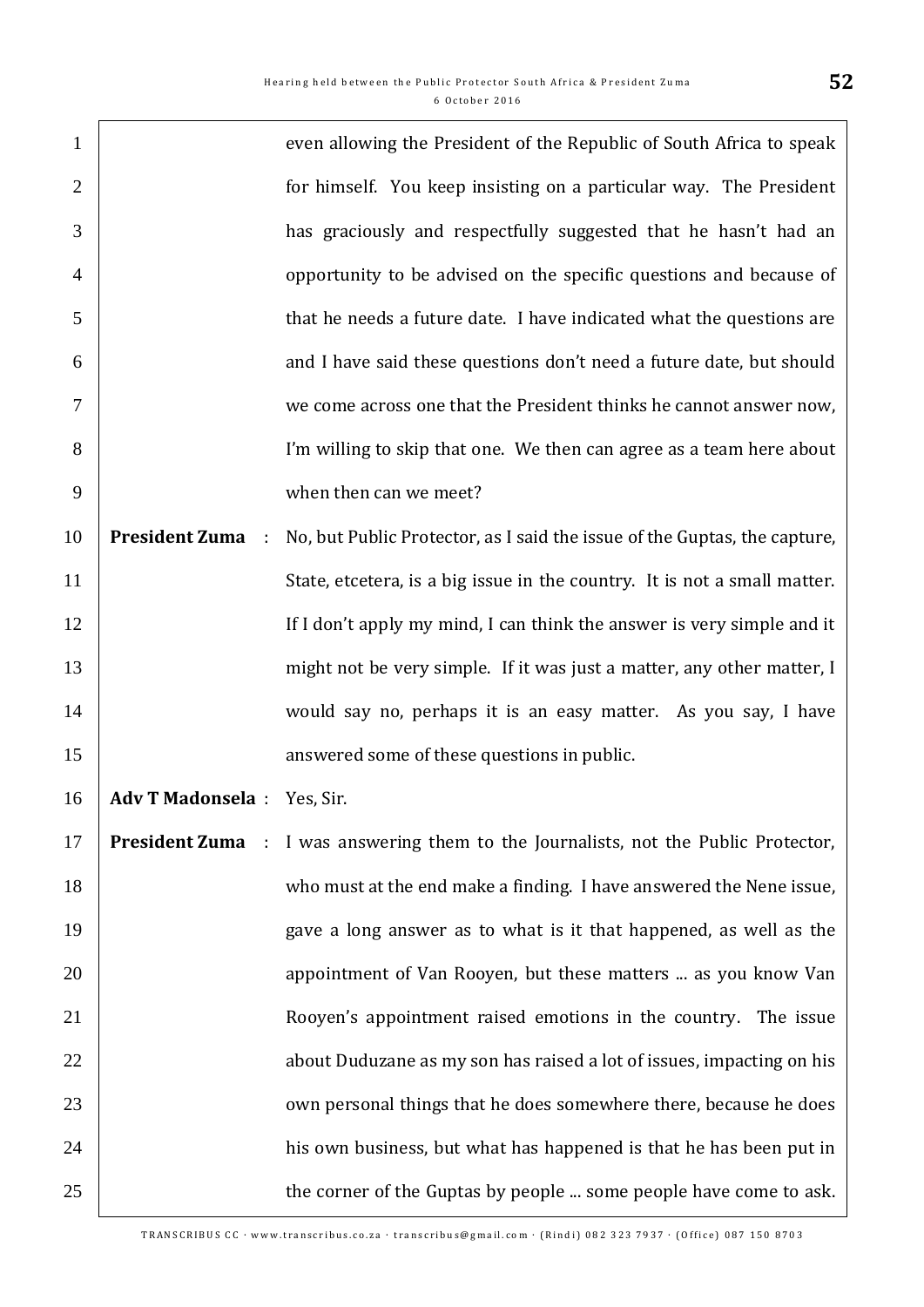even allowing the President of the Republic of South Africa to speak for himself. You keep insisting on a particular way. The President has graciously and respectfully suggested that he hasn't had an opportunity to be advised on the specific questions and because of that he needs a future date. I have indicated what the questions are and I have said these questions don't need a future date, but should we come across one that the President thinks he cannot answer now, I'm willing to skip that one. We then can agree as a team here about when then can we meet?

**President Zuma** : No, but Public Protector, as I said the issue of the Guptas, the capture, State, etcetera, is a big issue in the country. It is not a small matter. If I don't apply my mind, I can think the answer is very simple and it might not be very simple. If it was just a matter, any other matter, I would say no, perhaps it is an easy matter. As you say, I have answered some of these questions in public.

**Adv T Madonsela** : Yes, Sir.

**President Zuma** : I was answering them to the Journalists, not the Public Protector, who must at the end make a finding. I have answered the Nene issue, gave a long answer as to what is it that happened, as well as the appointment of Van Rooyen, but these matters ... as you know Van Rooyen's appointment raised emotions in the country. The issue about Duduzane as my son has raised a lot of issues, impacting on his own personal things that he does somewhere there, because he does his own business, but what has happened is that he has been put in the corner of the Guptas by people ... some people have come to ask.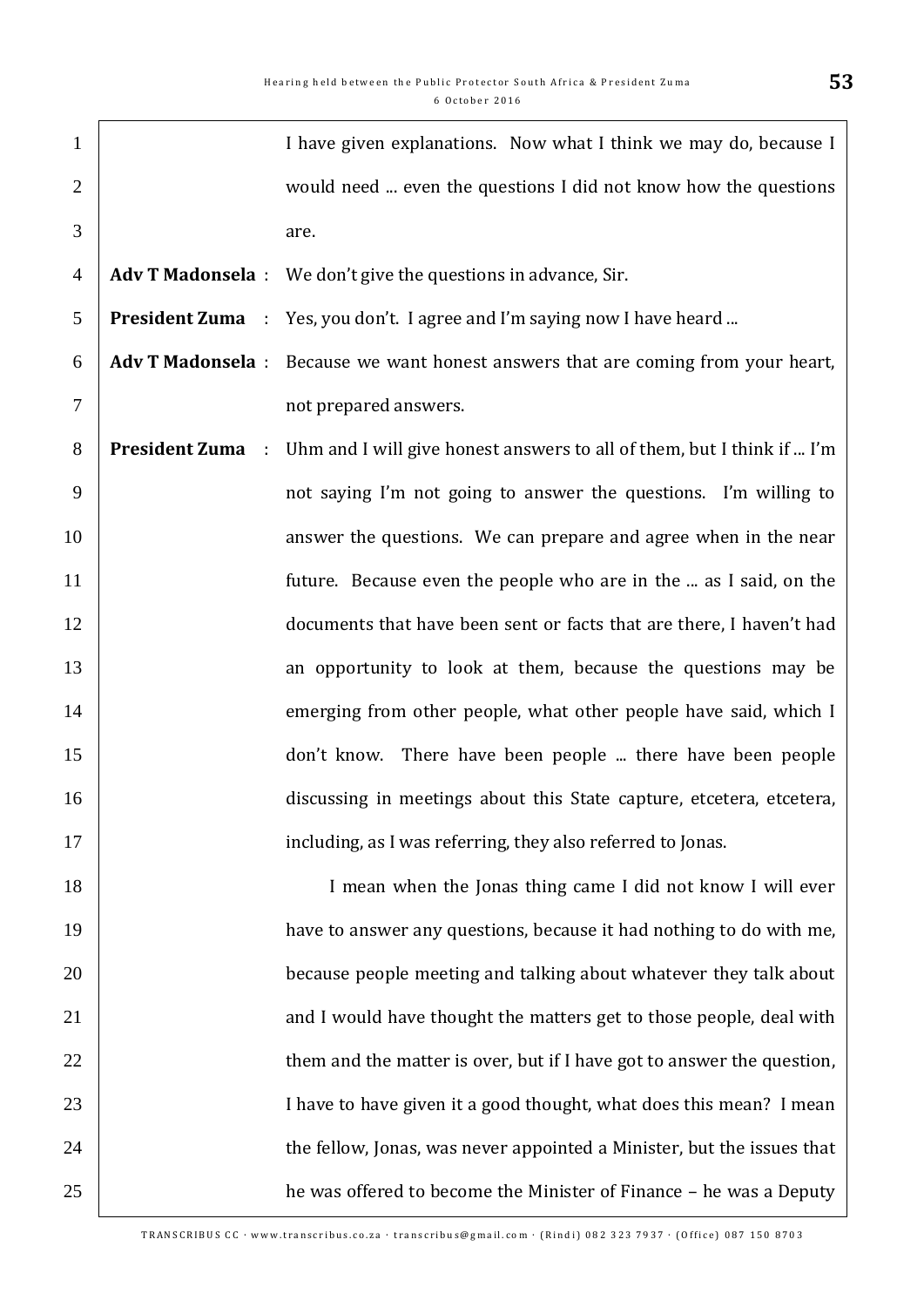I have given explanations. Now what I think we may do, because I would need ... even the questions I did not know how the questions are.

**Adv T Madonsela** : We don't give the questions in advance, Sir.

**President Zuma** : Yes, you don't. I agree and I'm saying now I have heard ...

**Adv T Madonsela** : Because we want honest answers that are coming from your heart, not prepared answers.

**President Zuma** : Uhm and I will give honest answers to all of them, but I think if ... I'm not saying I'm not going to answer the questions. I'm willing to answer the questions. We can prepare and agree when in the near future. Because even the people who are in the ... as I said, on the documents that have been sent or facts that are there, I haven't had an opportunity to look at them, because the questions may be emerging from other people, what other people have said, which I don't know. There have been people ... there have been people discussing in meetings about this State capture, etcetera, etcetera, including, as I was referring, they also referred to Jonas.

I mean when the Jonas thing came I did not know I will ever have to answer any questions, because it had nothing to do with me, because people meeting and talking about whatever they talk about and I would have thought the matters get to those people, deal with them and the matter is over, but if I have got to answer the question, I have to have given it a good thought, what does this mean? I mean the fellow, Jonas, was never appointed a Minister, but the issues that he was offered to become the Minister of Finance – he was a Deputy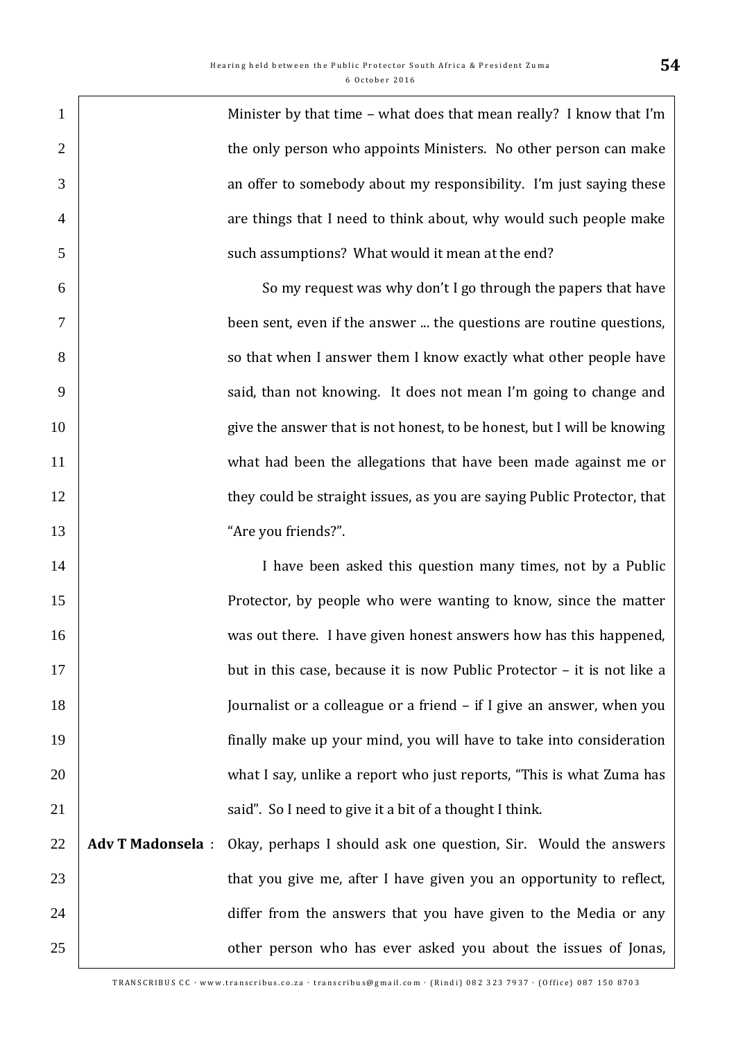Minister by that time – what does that mean really? I know that I'm the only person who appoints Ministers. No other person can make an offer to somebody about my responsibility. I'm just saying these are things that I need to think about, why would such people make such assumptions? What would it mean at the end?

So my request was why don't I go through the papers that have been sent, even if the answer ... the questions are routine questions, so that when I answer them I know exactly what other people have said, than not knowing. It does not mean I'm going to change and give the answer that is not honest, to be honest, but I will be knowing what had been the allegations that have been made against me or they could be straight issues, as you are saying Public Protector, that "Are you friends?".

I have been asked this question many times, not by a Public Protector, by people who were wanting to know, since the matter was out there. I have given honest answers how has this happened, but in this case, because it is now Public Protector – it is not like a Journalist or a colleague or a friend – if I give an answer, when you finally make up your mind, you will have to take into consideration what I say, unlike a report who just reports, "This is what Zuma has said". So I need to give it a bit of a thought I think.

**Adv T Madonsela** : Okay, perhaps I should ask one question, Sir. Would the answers that you give me, after I have given you an opportunity to reflect, differ from the answers that you have given to the Media or any other person who has ever asked you about the issues of Jonas,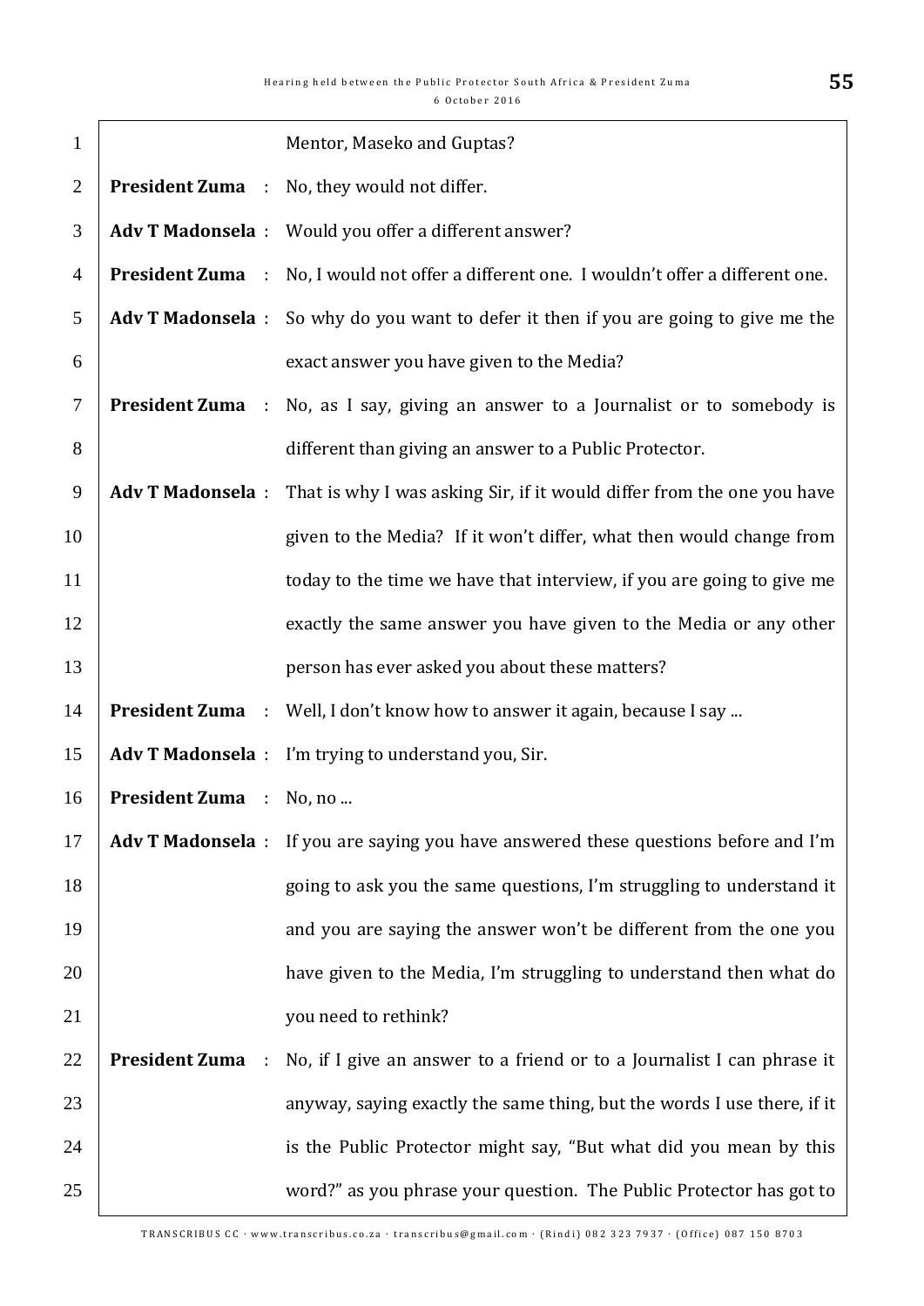Mentor, Maseko and Guptas?

**President Zuma** : No, they would not differ.

**Adv T Madonsela** : Would you offer a different answer?

**President Zuma** : No, I would not offer a different one. I wouldn't offer a different one.

**Adv T Madonsela** : So why do you want to defer it then if you are going to give me the exact answer you have given to the Media?

**President Zuma** : No, as I say, giving an answer to a Journalist or to somebody is different than giving an answer to a Public Protector.

**Adv T Madonsela** : That is why I was asking Sir, if it would differ from the one you have given to the Media? If it won't differ, what then would change from today to the time we have that interview, if you are going to give me exactly the same answer you have given to the Media or any other person has ever asked you about these matters?

**President Zuma** : Well, I don't know how to answer it again, because I say ...

**Adv T Madonsela** : I'm trying to understand you, Sir.

**President Zuma** : No, no ...

**Adv T Madonsela** : If you are saying you have answered these questions before and I'm going to ask you the same questions, I'm struggling to understand it and you are saying the answer won't be different from the one you have given to the Media, I'm struggling to understand then what do you need to rethink?

**President Zuma** : No, if I give an answer to a friend or to a Journalist I can phrase it anyway, saying exactly the same thing, but the words I use there, if it is the Public Protector might say, "But what did you mean by this word?" as you phrase your question. The Public Protector has got to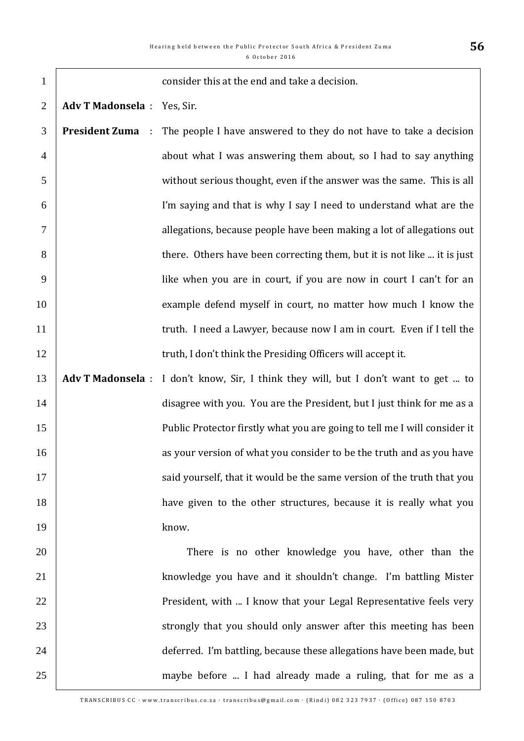consider this at the end and take a decision.

**Adv T Madonsela** : Yes, Sir.

**President Zuma** : The people I have answered to they do not have to take a decision about what I was answering them about, so I had to say anything without serious thought, even if the answer was the same. This is all I'm saying and that is why I say I need to understand what are the allegations, because people have been making a lot of allegations out there. Others have been correcting them, but it is not like ... it is just like when you are in court, if you are now in court I can't for an example defend myself in court, no matter how much I know the truth. I need a Lawyer, because now I am in court. Even if I tell the truth, I don't think the Presiding Officers will accept it.

**Adv T Madonsela** : I don't know, Sir, I think they will, but I don't want to get ... to disagree with you. You are the President, but I just think for me as a Public Protector firstly what you are going to tell me I will consider it as your version of what you consider to be the truth and as you have said yourself, that it would be the same version of the truth that you have given to the other structures, because it is really what you know.

There is no other knowledge you have, other than the knowledge you have and it shouldn't change. I'm battling Mister President, with ... I know that your Legal Representative feels very strongly that you should only answer after this meeting has been deferred. I'm battling, because these allegations have been made, but maybe before ... I had already made a ruling, that for me as a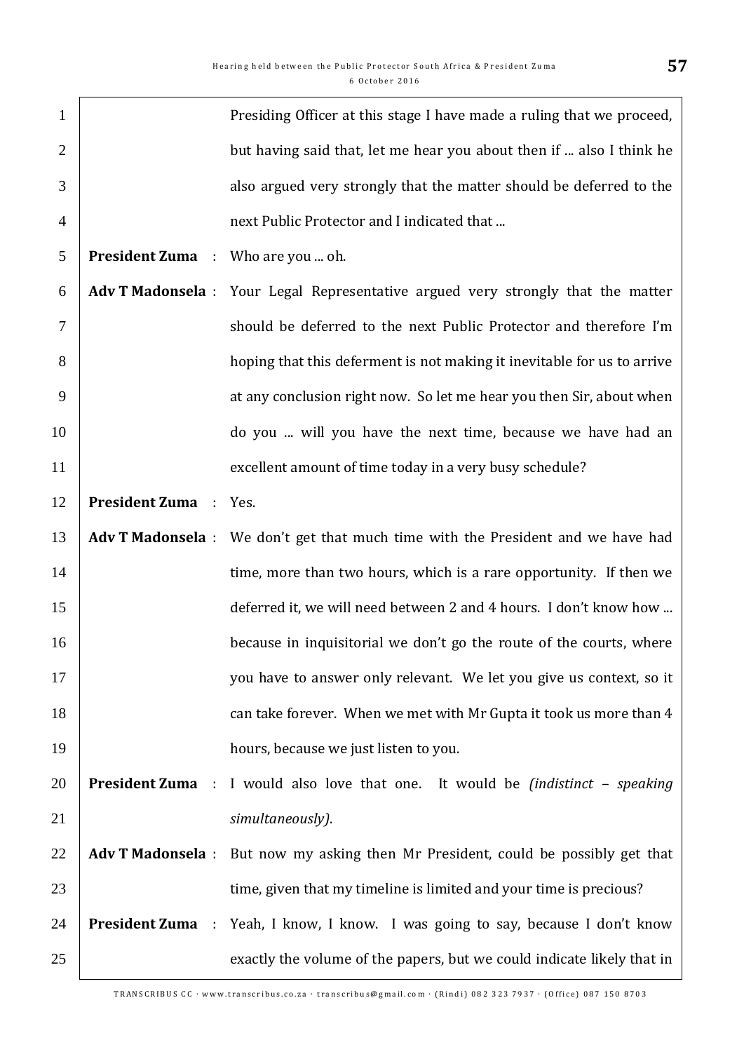Presiding Officer at this stage I have made a ruling that we proceed, but having said that, let me hear you about then if ... also I think he also argued very strongly that the matter should be deferred to the next Public Protector and I indicated that ...

**President Zuma** : Who are you ... oh.

**Adv T Madonsela** : Your Legal Representative argued very strongly that the matter should be deferred to the next Public Protector and therefore I'm hoping that this deferment is not making it inevitable for us to arrive at any conclusion right now. So let me hear you then Sir, about when do you ... will you have the next time, because we have had an excellent amount of time today in a very busy schedule?

**President Zuma** : Yes.

**Adv T Madonsela** : We don't get that much time with the President and we have had time, more than two hours, which is a rare opportunity. If then we deferred it, we will need between 2 and 4 hours. I don't know how ... because in inquisitorial we don't go the route of the courts, where you have to answer only relevant. We let you give us context, so it can take forever. When we met with Mr Gupta it took us more than 4 hours, because we just listen to you.

**President Zuma** : I would also love that one. It would be *(indistinct – speaking simultaneously)*.

**Adv T Madonsela** : But now my asking then Mr President, could be possibly get that time, given that my timeline is limited and your time is precious?

**President Zuma** : Yeah, I know, I know. I was going to say, because I don't know exactly the volume of the papers, but we could indicate likely that in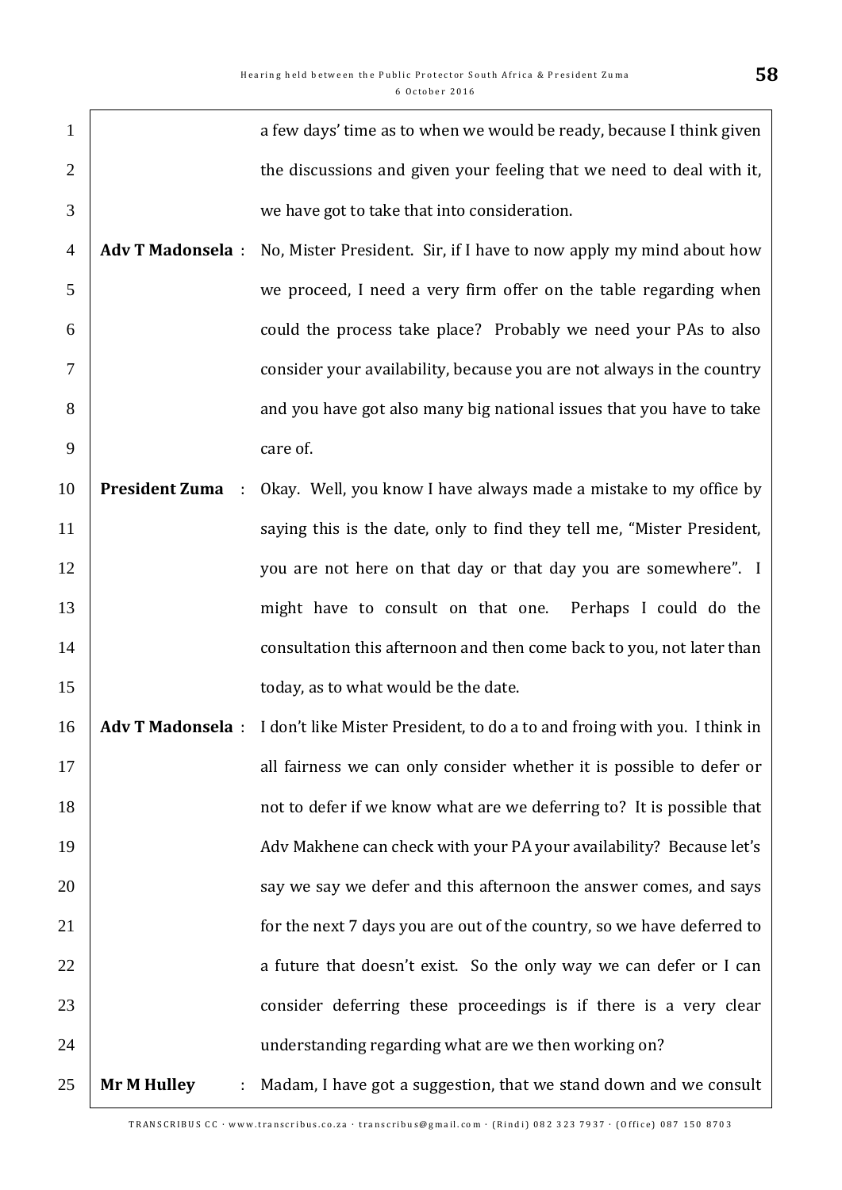a few days' time as to when we would be ready, because I think given the discussions and given your feeling that we need to deal with it, we have got to take that into consideration.

**Adv T Madonsela** : No, Mister President. Sir, if I have to now apply my mind about how we proceed, I need a very firm offer on the table regarding when could the process take place? Probably we need your PAs to also consider your availability, because you are not always in the country and you have got also many big national issues that you have to take care of.

**President Zuma** : Okay. Well, you know I have always made a mistake to my office by saying this is the date, only to find they tell me, "Mister President, you are not here on that day or that day you are somewhere". I might have to consult on that one. Perhaps I could do the consultation this afternoon and then come back to you, not later than today, as to what would be the date.

**Adv T Madonsela** : I don't like Mister President, to do a to and froing with you. I think in all fairness we can only consider whether it is possible to defer or not to defer if we know what are we deferring to? It is possible that Adv Makhene can check with your PA your availability? Because let's say we say we defer and this afternoon the answer comes, and says for the next 7 days you are out of the country, so we have deferred to a future that doesn't exist. So the only way we can defer or I can consider deferring these proceedings is if there is a very clear understanding regarding what are we then working on?

**Mr M Hulley** : Madam, I have got a suggestion, that we stand down and we consult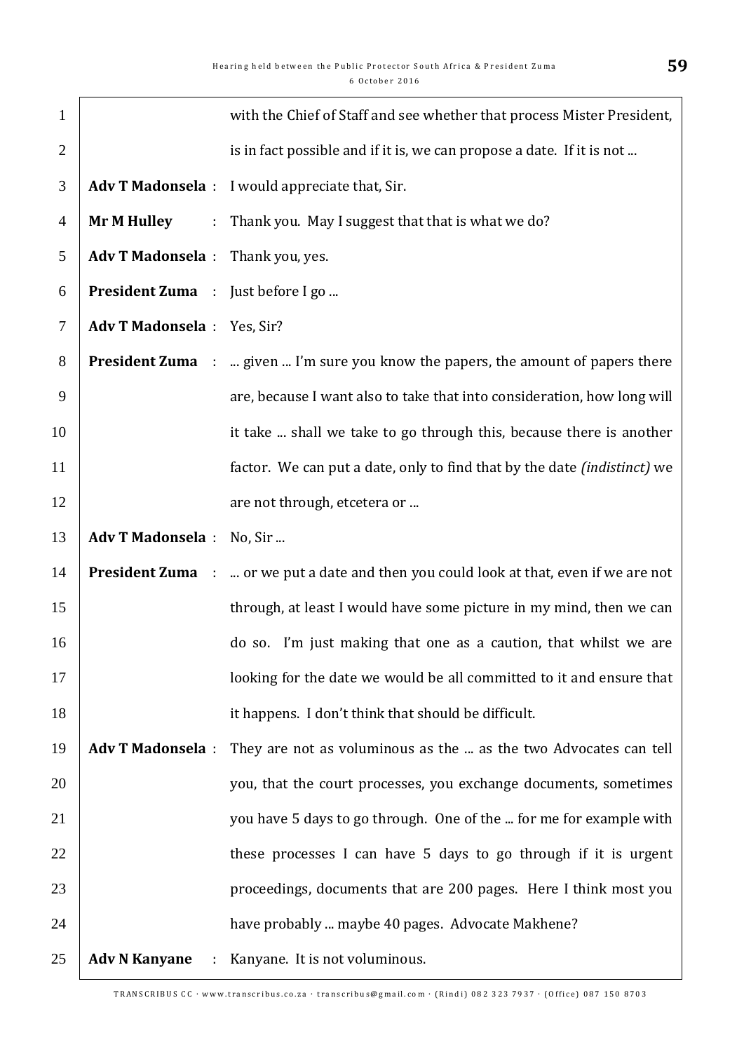with the Chief of Staff and see whether that process Mister President, is in fact possible and if it is, we can propose a date. If it is not ...

**Adv T Madonsela** : I would appreciate that, Sir.

**Mr M Hulley** : Thank you. May I suggest that that is what we do?

**Adv T Madonsela** : Thank you, yes.

**President Zuma** : Just before I go ...

**Adv T Madonsela** : Yes, Sir?

**President Zuma** : ... given ... I'm sure you know the papers, the amount of papers there are, because I want also to take that into consideration, how long will it take ... shall we take to go through this, because there is another factor. We can put a date, only to find that by the date *(indistinct)* we are not through, etcetera or ...

**Adv T Madonsela** : No, Sir ...

**President Zuma** : ... or we put a date and then you could look at that, even if we are not through, at least I would have some picture in my mind, then we can do so. I'm just making that one as a caution, that whilst we are looking for the date we would be all committed to it and ensure that it happens. I don't think that should be difficult.

**Adv T Madonsela** : They are not as voluminous as the ... as the two Advocates can tell you, that the court processes, you exchange documents, sometimes you have 5 days to go through. One of the ... for me for example with these processes I can have 5 days to go through if it is urgent proceedings, documents that are 200 pages. Here I think most you have probably ... maybe 40 pages. Advocate Makhene?

**Adv N Kanyane** : Kanyane. It is not voluminous.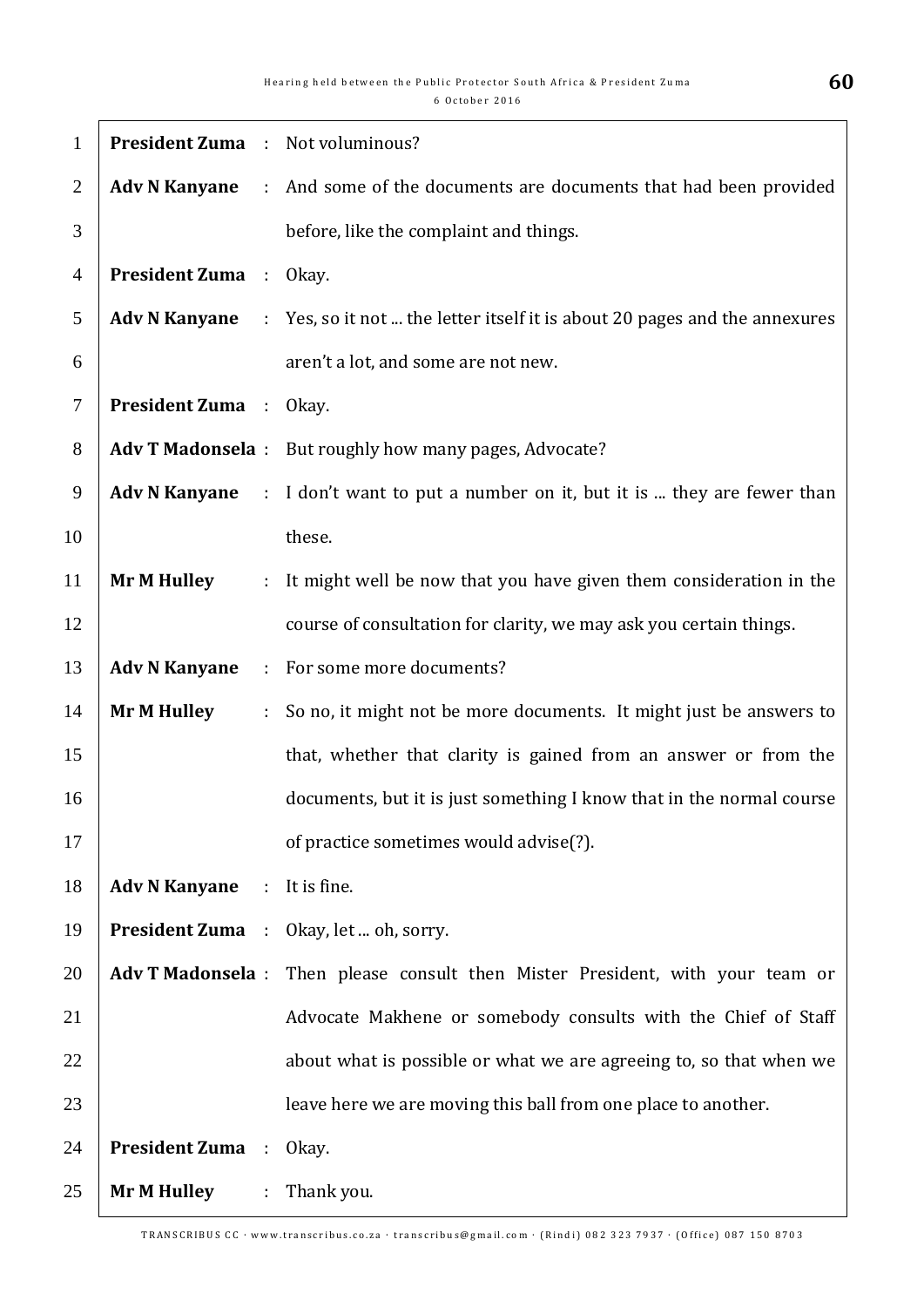**President Zuma** : Not voluminous?

**Adv N Kanyane** : And some of the documents are documents that had been provided before, like the complaint and things.

**President Zuma** : Okay.

**Adv N Kanyane** : Yes, so it not ... the letter itself it is about 20 pages and the annexures aren't a lot, and some are not new.

**President Zuma** : Okay.

**Adv T Madonsela** : But roughly how many pages, Advocate?

**Adv N Kanyane** : I don't want to put a number on it, but it is ... they are fewer than these.

**Mr M Hulley** : It might well be now that you have given them consideration in the course of consultation for clarity, we may ask you certain things.

**Adv N Kanyane** : For some more documents?

**Mr M Hulley** : So no, it might not be more documents. It might just be answers to that, whether that clarity is gained from an answer or from the documents, but it is just something I know that in the normal course of practice sometimes would advise(?).

**Adv N Kanyane** : It is fine.

**President Zuma** : Okay, let ... oh, sorry.

**Adv T Madonsela** : Then please consult then Mister President, with your team or Advocate Makhene or somebody consults with the Chief of Staff about what is possible or what we are agreeing to, so that when we leave here we are moving this ball from one place to another.

**President Zuma** : Okay.

**Mr M Hulley** : Thank you.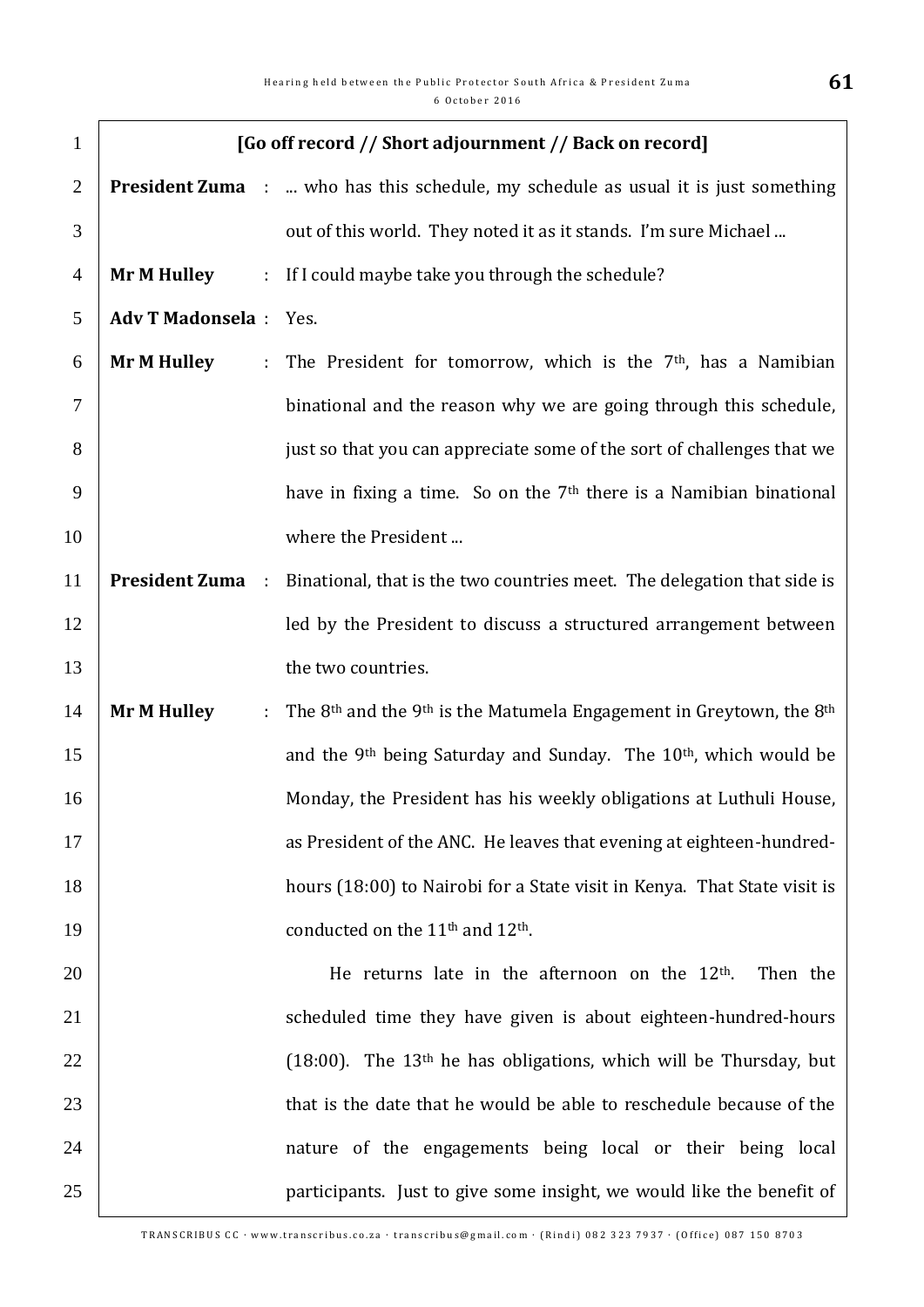**[Go off record // Short adjournment // Back on record]**

**President Zuma** : ... who has this schedule, my schedule as usual it is just something out of this world. They noted it as it stands. I'm sure Michael ...

**Mr M Hulley** : If I could maybe take you through the schedule?

**Adv T Madonsela** : Yes.

**Mr M Hulley** : The President for tomorrow, which is the 7th, has a Namibian binational and the reason why we are going through this schedule, just so that you can appreciate some of the sort of challenges that we have in fixing a time. So on the 7th there is a Namibian binational where the President ...

**President Zuma** : Binational, that is the two countries meet. The delegation that side is led by the President to discuss a structured arrangement between the two countries.

**Mr M Hulley** : The 8th and the 9th is the Matumela Engagement in Greytown, the 8th and the 9th being Saturday and Sunday. The 10th, which would be Monday, the President has his weekly obligations at Luthuli House, as President of the ANC. He leaves that evening at eighteen-hundred-hours (18:00) to Nairobi for a State visit in Kenya. That State visit is conducted on the 11th and 12th.

He returns late in the afternoon on the 12th. Then the scheduled time they have given is about eighteen-hundred-hours (18:00). The 13th he has obligations, which will be Thursday, but that is the date that he would be able to reschedule because of the nature of the engagements being local or their being local participants. Just to give some insight, we would like the benefit of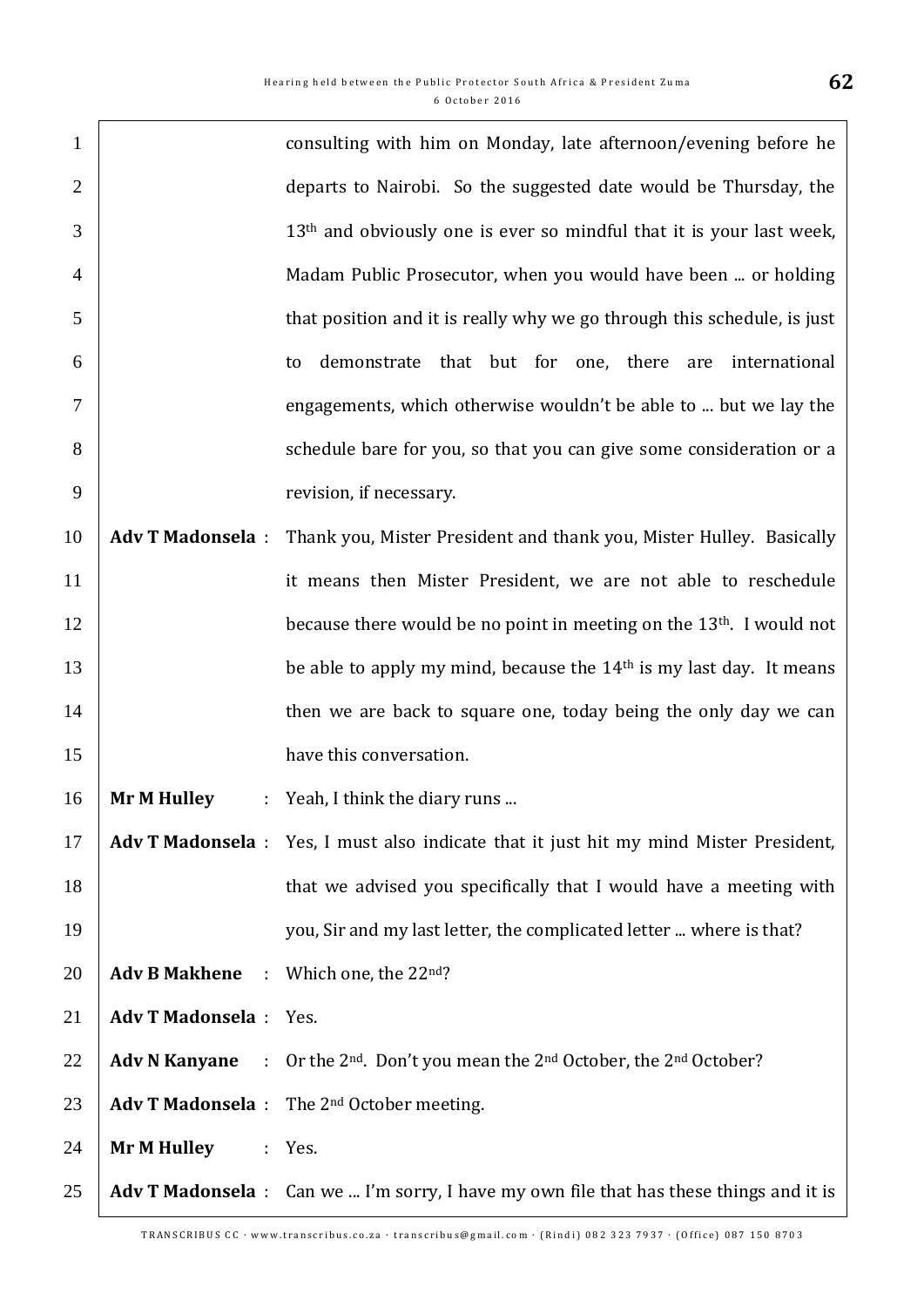consulting with him on Monday, late afternoon/evening before he departs to Nairobi. So the suggested date would be Thursday, the 13th and obviously one is ever so mindful that it is your last week, Madam Public Prosecutor, when you would have been ... or holding that position and it is really why we go through this schedule, is just to demonstrate that but for one, there are international engagements, which otherwise wouldn't be able to ... but we lay the schedule bare for you, so that you can give some consideration or a revision, if necessary.

**Adv T Madonsela** : Thank you, Mister President and thank you, Mister Hulley. Basically it means then Mister President, we are not able to reschedule because there would be no point in meeting on the 13th. I would not be able to apply my mind, because the 14th is my last day. It means then we are back to square one, today being the only day we can have this conversation.

**Mr M Hulley** : Yeah, I think the diary runs ...

**Adv T Madonsela** : Yes, I must also indicate that it just hit my mind Mister President, that we advised you specifically that I would have a meeting with you, Sir and my last letter, the complicated letter ... where is that?

**Adv B Makhene** : Which one, the 22nd?

**Adv T Madonsela** : Yes.

**Adv N Kanyane** : Or the 2nd. Don't you mean the 2nd October, the 2nd October?

**Adv T Madonsela** : The 2nd October meeting.

**Mr M Hulley** : Yes.

**Adv T Madonsela** : Can we ... I'm sorry, I have my own file that has these things and it is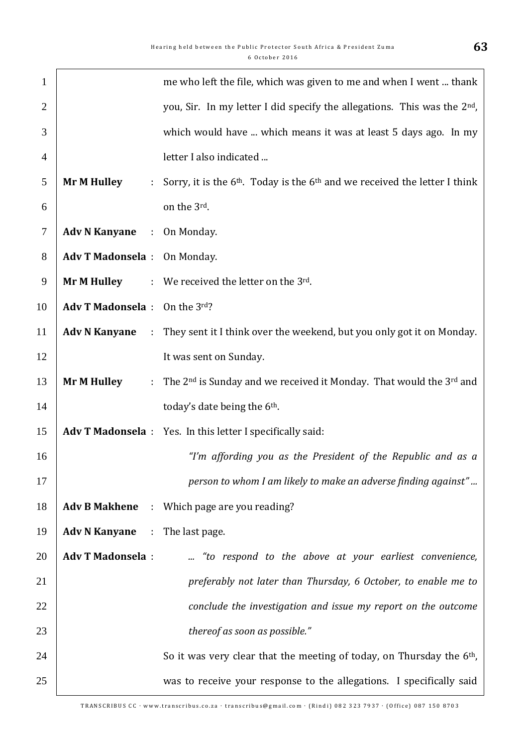me who left the file, which was given to me and when I went ... thank you, Sir. In my letter I did specify the allegations. This was the 2nd, which would have ... which means it was at least 5 days ago. In my letter I also indicated ...

**Mr M Hulley** : Sorry, it is the 6th. Today is the 6th and we received the letter I think on the 3rd.

**Adv N Kanyane** : On Monday.

**Adv T Madonsela** : On Monday.

**Mr M Hulley** : We received the letter on the 3rd.

**Adv T Madonsela** : On the 3rd?

**Adv N Kanyane** : They sent it I think over the weekend, but you only got it on Monday. It was sent on Sunday.

**Mr M Hulley** : The 2nd is Sunday and we received it Monday. That would the 3rd and today's date being the 6th.

**Adv T Madonsela** : Yes. In this letter I specifically said:

> *"I'm affording you as the President of the Republic and as a person to whom I am likely to make an adverse finding against" ...*

**Adv B Makhene** : Which page are you reading?

**Adv N Kanyane** : The last page.

**Adv T Madonsela** :

> *... "to respond to the above at your earliest convenience, preferably not later than Thursday, 6 October, to enable me to conclude the investigation and issue my report on the outcome thereof as soon as possible."*

So it was very clear that the meeting of today, on Thursday the 6th, was to receive your response to the allegations. I specifically said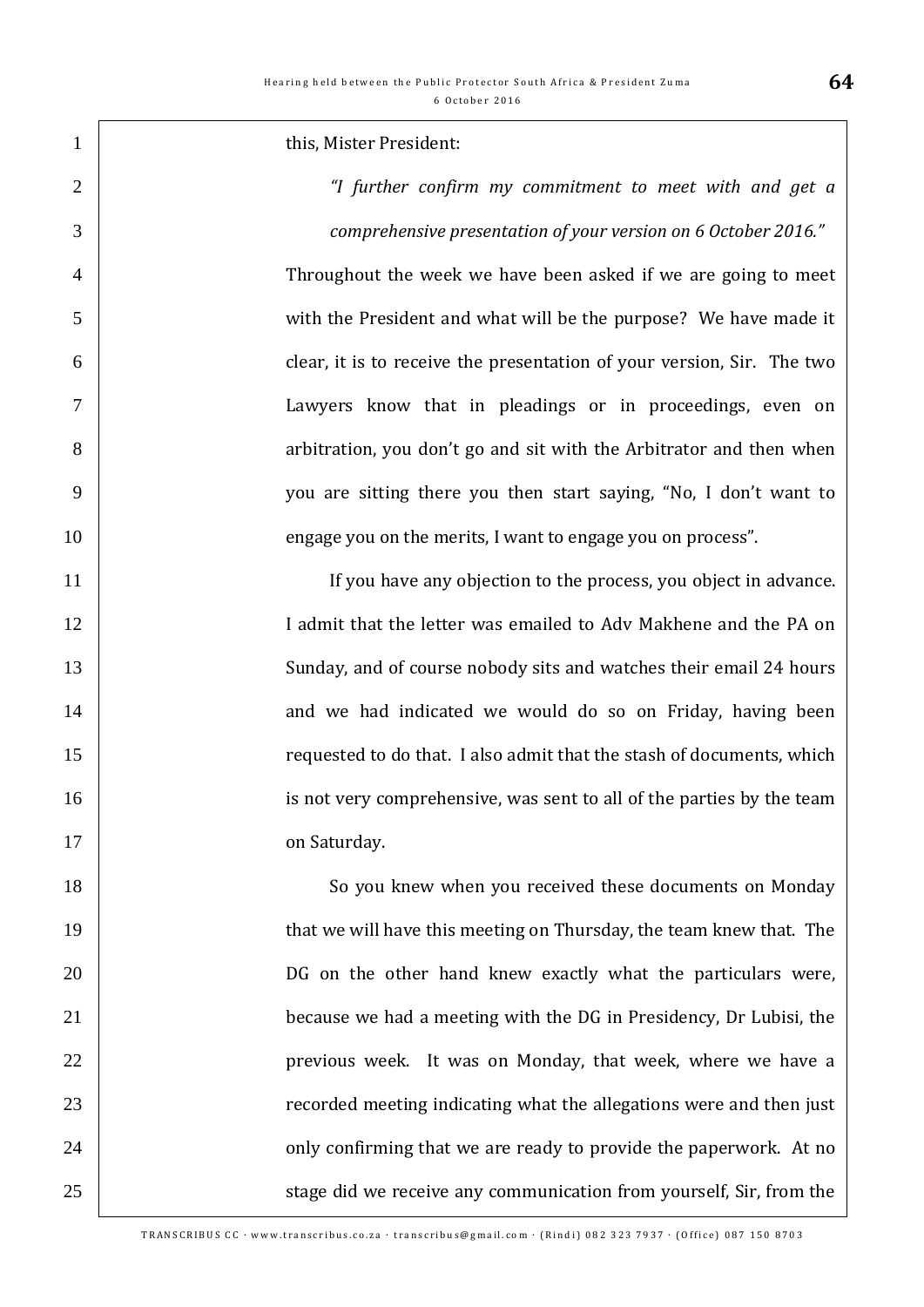this, Mister President:

> *"I further confirm my commitment to meet with and get a comprehensive presentation of your version on 6 October 2016."*

Throughout the week we have been asked if we are going to meet with the President and what will be the purpose? We have made it clear, it is to receive the presentation of your version, Sir. The two Lawyers know that in pleadings or in proceedings, even on arbitration, you don't go and sit with the Arbitrator and then when you are sitting there you then start saying, "No, I don't want to engage you on the merits, I want to engage you on process".

If you have any objection to the process, you object in advance. I admit that the letter was emailed to Adv Makhene and the PA on Sunday, and of course nobody sits and watches their email 24 hours and we had indicated we would do so on Friday, having been requested to do that. I also admit that the stash of documents, which is not very comprehensive, was sent to all of the parties by the team on Saturday.

So you knew when you received these documents on Monday that we will have this meeting on Thursday, the team knew that. The DG on the other hand knew exactly what the particulars were, because we had a meeting with the DG in Presidency, Dr Lubisi, the previous week. It was on Monday, that week, where we have a recorded meeting indicating what the allegations were and then just only confirming that we are ready to provide the paperwork. At no stage did we receive any communication from yourself, Sir, from the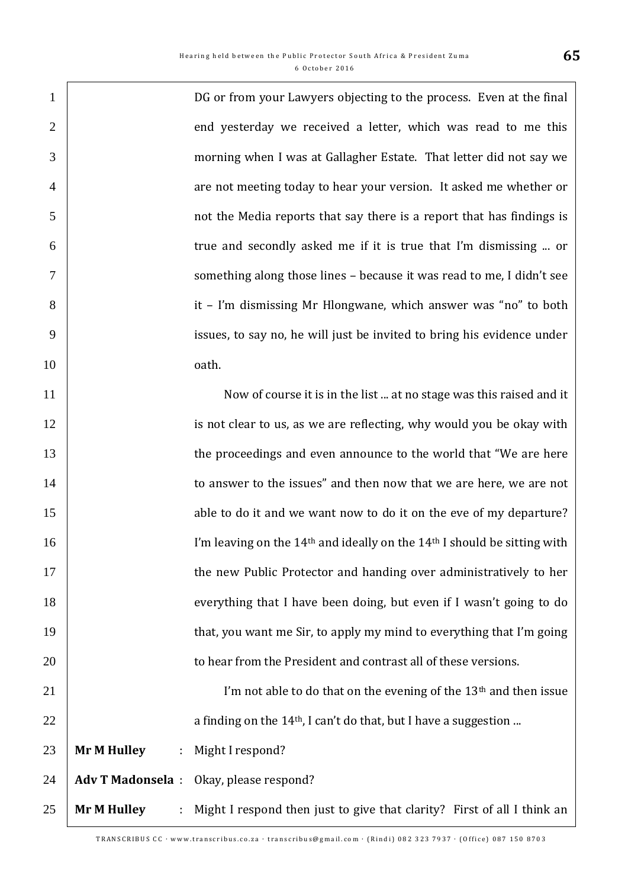DG or from your Lawyers objecting to the process. Even at the final end yesterday we received a letter, which was read to me this morning when I was at Gallagher Estate. That letter did not say we are not meeting today to hear your version. It asked me whether or not the Media reports that say there is a report that has findings is true and secondly asked me if it is true that I'm dismissing ... or something along those lines – because it was read to me, I didn't see it – I'm dismissing Mr Hlongwane, which answer was "no" to both issues, to say no, he will just be invited to bring his evidence under oath.

Now of course it is in the list ... at no stage was this raised and it is not clear to us, as we are reflecting, why would you be okay with the proceedings and even announce to the world that "We are here to answer to the issues" and then now that we are here, we are not able to do it and we want now to do it on the eve of my departure? I'm leaving on the 14th and ideally on the 14th I should be sitting with the new Public Protector and handing over administratively to her everything that I have been doing, but even if I wasn't going to do that, you want me Sir, to apply my mind to everything that I'm going to hear from the President and contrast all of these versions.

I'm not able to do that on the evening of the 13th and then issue a finding on the 14th, I can't do that, but I have a suggestion ...

**Mr M Hulley** : Might I respond?

**Adv T Madonsela** : Okay, please respond?

**Mr M Hulley** : Might I respond then just to give that clarity? First of all I think an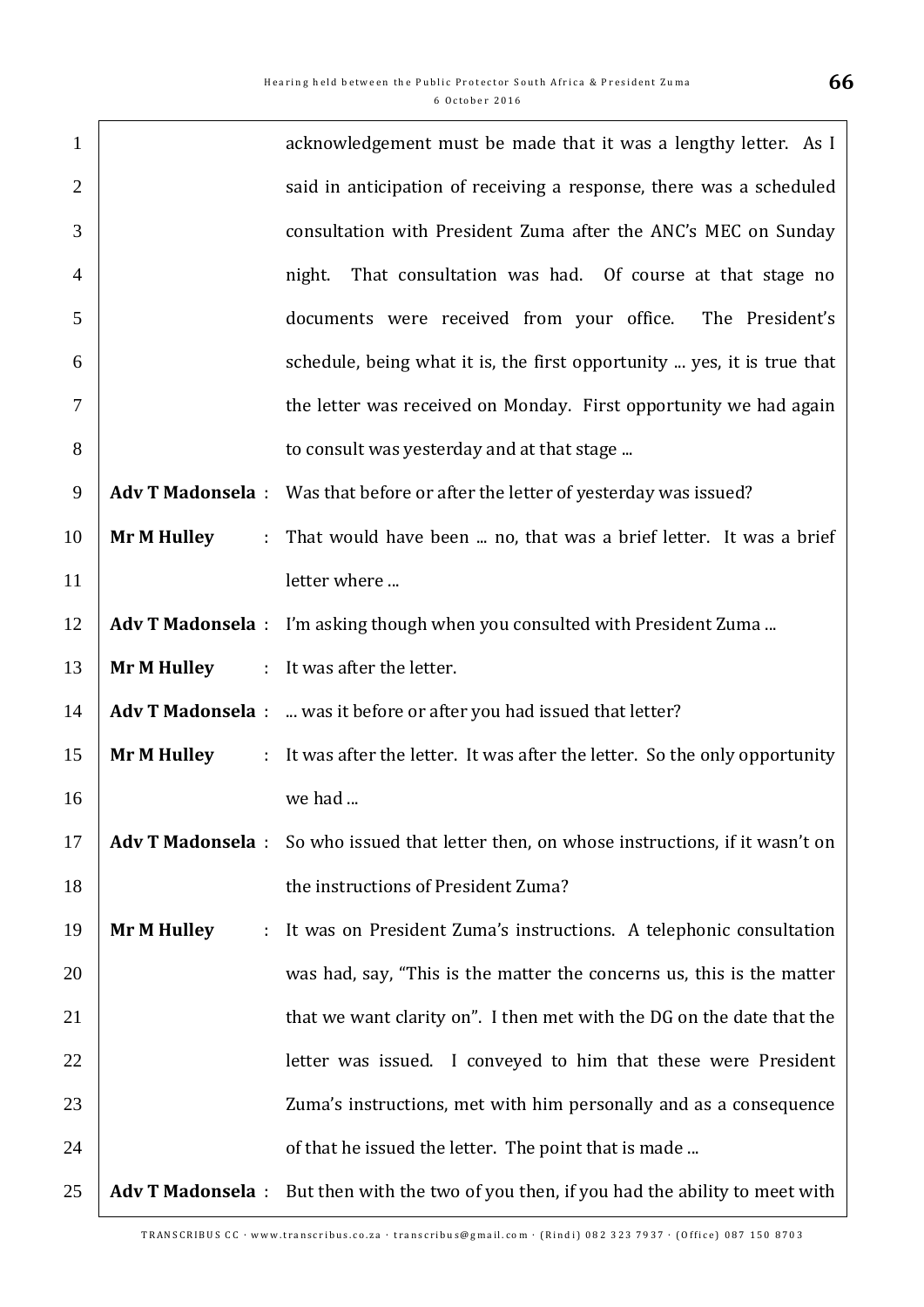acknowledgement must be made that it was a lengthy letter. As I said in anticipation of receiving a response, there was a scheduled consultation with President Zuma after the ANC's MEC on Sunday night. That consultation was had. Of course at that stage no documents were received from your office. The President's schedule, being what it is, the first opportunity ... yes, it is true that the letter was received on Monday. First opportunity we had again to consult was yesterday and at that stage ...

**Adv T Madonsela** : Was that before or after the letter of yesterday was issued?

**Mr M Hulley** : That would have been ... no, that was a brief letter. It was a brief letter where ...

**Adv T Madonsela** : I'm asking though when you consulted with President Zuma ...

**Mr M Hulley** : It was after the letter.

**Adv T Madonsela** : ... was it before or after you had issued that letter?

**Mr M Hulley** : It was after the letter. It was after the letter. So the only opportunity we had ...

**Adv T Madonsela** : So who issued that letter then, on whose instructions, if it wasn't on the instructions of President Zuma?

**Mr M Hulley** : It was on President Zuma's instructions. A telephonic consultation was had, say, "This is the matter the concerns us, this is the matter that we want clarity on". I then met with the DG on the date that the letter was issued. I conveyed to him that these were President Zuma's instructions, met with him personally and as a consequence of that he issued the letter. The point that is made ...

**Adv T Madonsela** : But then with the two of you then, if you had the ability to meet with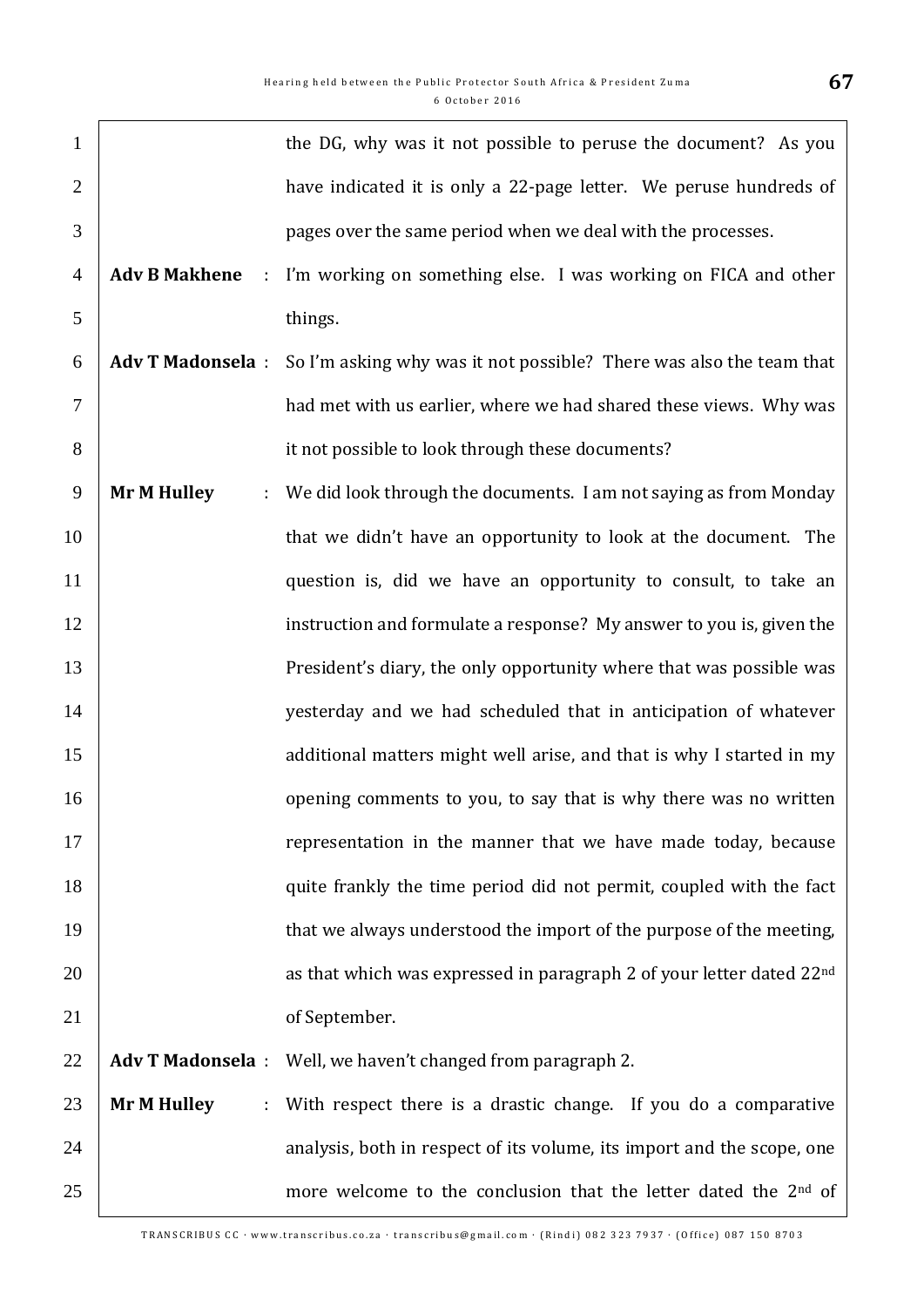the DG, why was it not possible to peruse the document? As you have indicated it is only a 22-page letter. We peruse hundreds of pages over the same period when we deal with the processes.

**Adv B Makhene** : I'm working on something else. I was working on FICA and other things.

**Adv T Madonsela** : So I'm asking why was it not possible? There was also the team that had met with us earlier, where we had shared these views. Why was it not possible to look through these documents?

**Mr M Hulley** : We did look through the documents. I am not saying as from Monday that we didn't have an opportunity to look at the document. The question is, did we have an opportunity to consult, to take an instruction and formulate a response? My answer to you is, given the President's diary, the only opportunity where that was possible was yesterday and we had scheduled that in anticipation of whatever additional matters might well arise, and that is why I started in my opening comments to you, to say that is why there was no written representation in the manner that we have made today, because quite frankly the time period did not permit, coupled with the fact that we always understood the import of the purpose of the meeting, as that which was expressed in paragraph 2 of your letter dated 22nd of September.

**Adv T Madonsela** : Well, we haven't changed from paragraph 2.

**Mr M Hulley** : With respect there is a drastic change. If you do a comparative analysis, both in respect of its volume, its import and the scope, one more welcome to the conclusion that the letter dated the 2nd of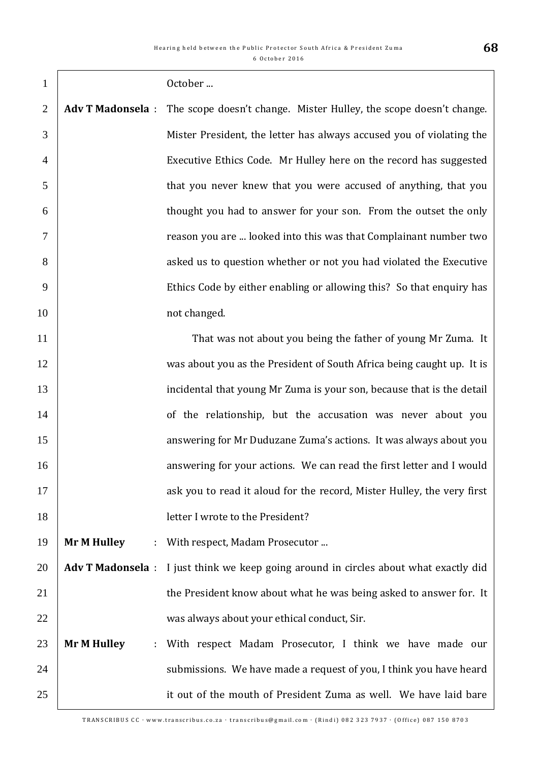October ...

**Adv T Madonsela** : The scope doesn't change. Mister Hulley, the scope doesn't change. Mister President, the letter has always accused you of violating the Executive Ethics Code. Mr Hulley here on the record has suggested that you never knew that you were accused of anything, that you thought you had to answer for your son. From the outset the only reason you are ... looked into this was that Complainant number two asked us to question whether or not you had violated the Executive Ethics Code by either enabling or allowing this? So that enquiry has not changed.

That was not about you being the father of young Mr Zuma. It was about you as the President of South Africa being caught up. It is incidental that young Mr Zuma is your son, because that is the detail of the relationship, but the accusation was never about you answering for Mr Duduzane Zuma's actions. It was always about you answering for your actions. We can read the first letter and I would ask you to read it aloud for the record, Mister Hulley, the very first letter I wrote to the President?

**Mr M Hulley** : With respect, Madam Prosecutor ...

**Adv T Madonsela** : I just think we keep going around in circles about what exactly did the President know about what he was being asked to answer for. It was always about your ethical conduct, Sir.

**Mr M Hulley** : With respect Madam Prosecutor, I think we have made our submissions. We have made a request of you, I think you have heard it out of the mouth of President Zuma as well. We have laid bare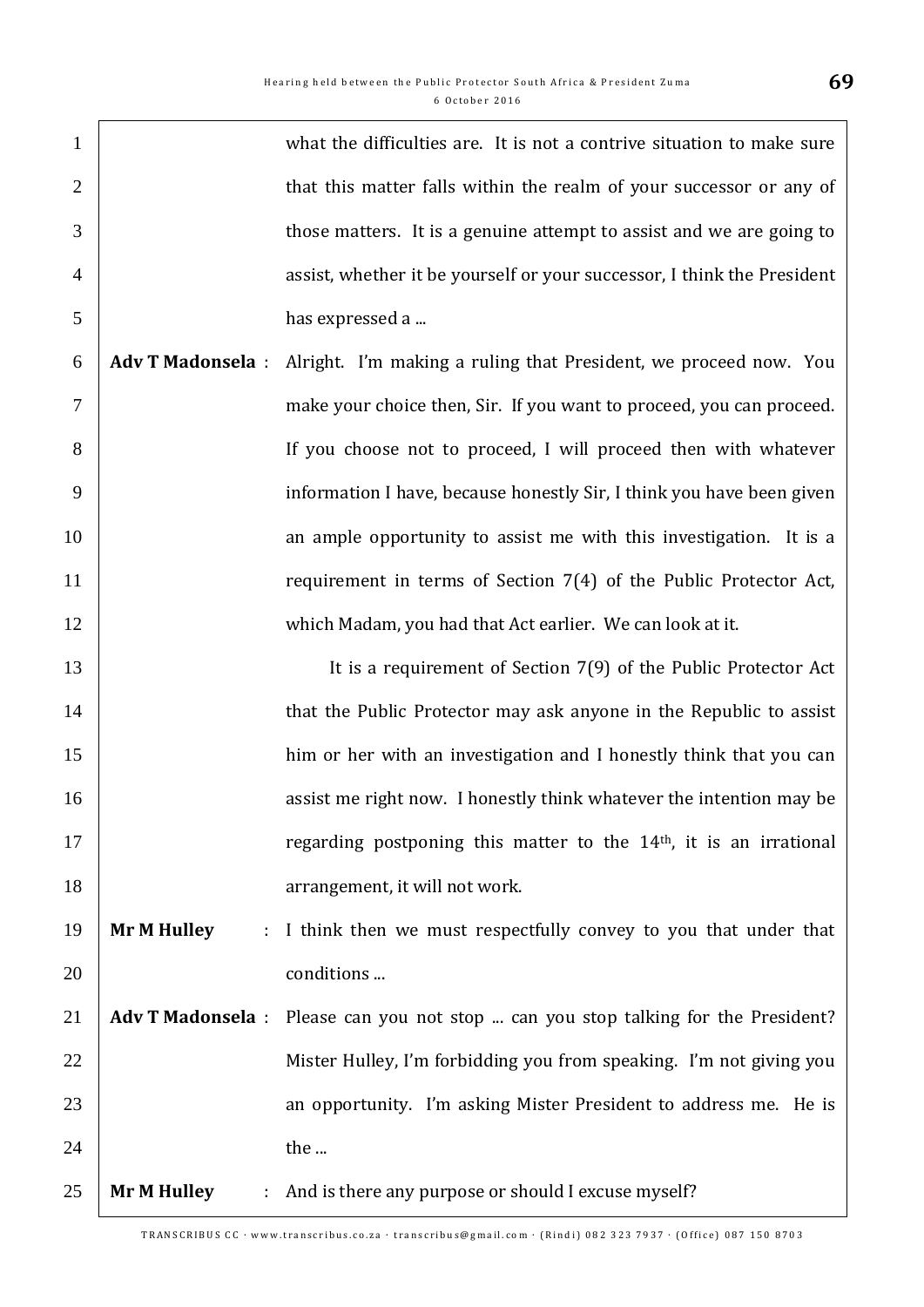what the difficulties are. It is not a contrive situation to make sure that this matter falls within the realm of your successor or any of those matters. It is a genuine attempt to assist and we are going to assist, whether it be yourself or your successor, I think the President has expressed a ...

**Adv T Madonsela** : Alright. I'm making a ruling that President, we proceed now. You make your choice then, Sir. If you want to proceed, you can proceed. If you choose not to proceed, I will proceed then with whatever information I have, because honestly Sir, I think you have been given an ample opportunity to assist me with this investigation. It is a requirement in terms of Section 7(4) of the Public Protector Act, which Madam, you had that Act earlier. We can look at it.

It is a requirement of Section 7(9) of the Public Protector Act that the Public Protector may ask anyone in the Republic to assist him or her with an investigation and I honestly think that you can assist me right now. I honestly think whatever the intention may be regarding postponing this matter to the 14th, it is an irrational arrangement, it will not work.

**Mr M Hulley** : I think then we must respectfully convey to you that under that conditions ...

**Adv T Madonsela** : Please can you not stop ... can you stop talking for the President? Mister Hulley, I'm forbidding you from speaking. I'm not giving you an opportunity. I'm asking Mister President to address me. He is the ...

**Mr M Hulley** : And is there any purpose or should I excuse myself?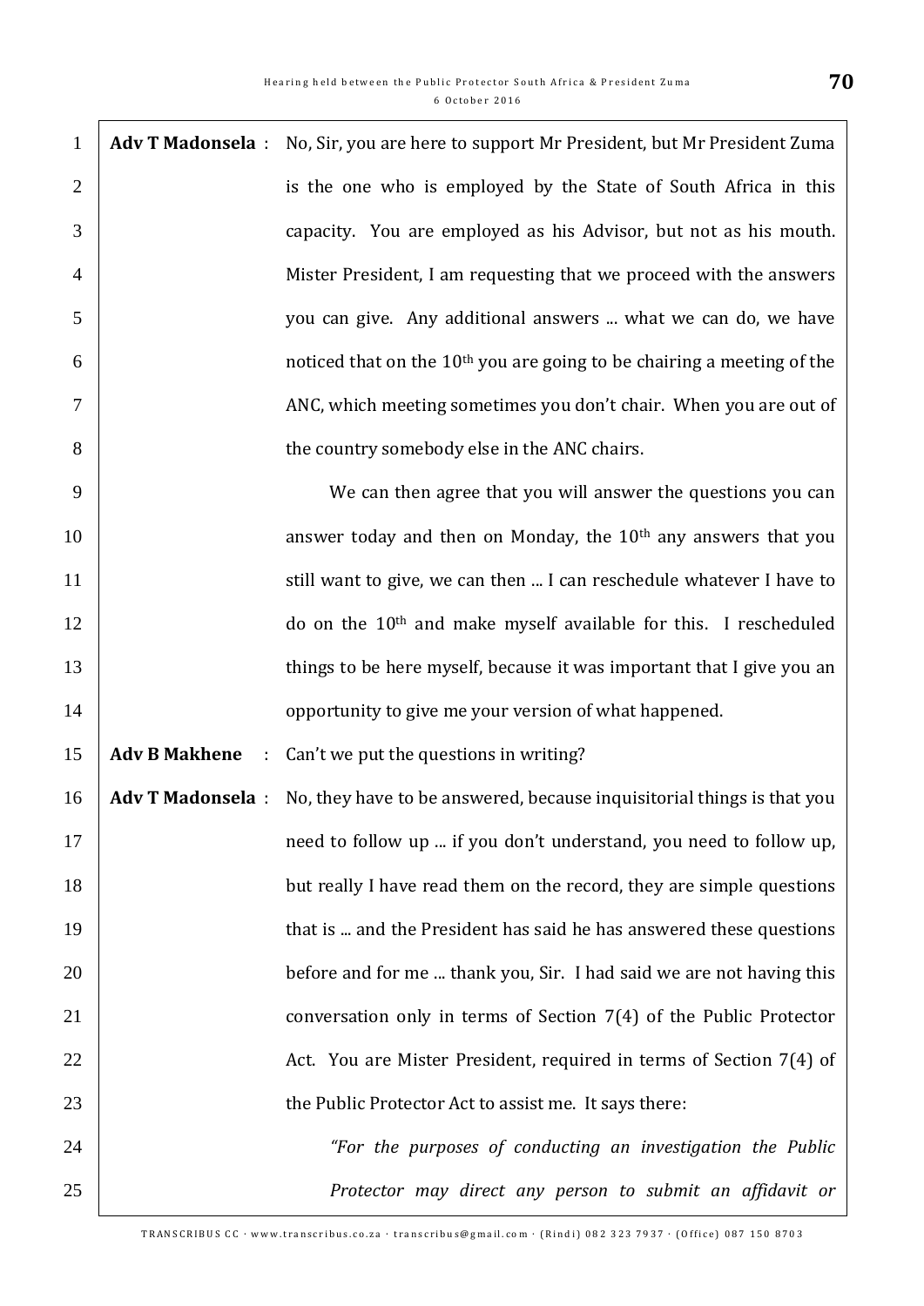**Adv T Madonsela** : No, Sir, you are here to support Mr President, but Mr President Zuma is the one who is employed by the State of South Africa in this capacity. You are employed as his Advisor, but not as his mouth. Mister President, I am requesting that we proceed with the answers you can give. Any additional answers ... what we can do, we have noticed that on the 10th you are going to be chairing a meeting of the ANC, which meeting sometimes you don't chair. When you are out of the country somebody else in the ANC chairs.

We can then agree that you will answer the questions you can answer today and then on Monday, the 10th any answers that you still want to give, we can then ... I can reschedule whatever I have to do on the 10th and make myself available for this. I rescheduled things to be here myself, because it was important that I give you an opportunity to give me your version of what happened.

**Adv B Makhene** : Can't we put the questions in writing?

**Adv T Madonsela** : No, they have to be answered, because inquisitorial things is that you need to follow up ... if you don't understand, you need to follow up, but really I have read them on the record, they are simple questions that is ... and the President has said he has answered these questions before and for me ... thank you, Sir. I had said we are not having this conversation only in terms of Section 7(4) of the Public Protector Act. You are Mister President, required in terms of Section 7(4) of the Public Protector Act to assist me. It says there:

*"For the purposes of conducting an investigation the Public Protector may direct any person to submit an affidavit or*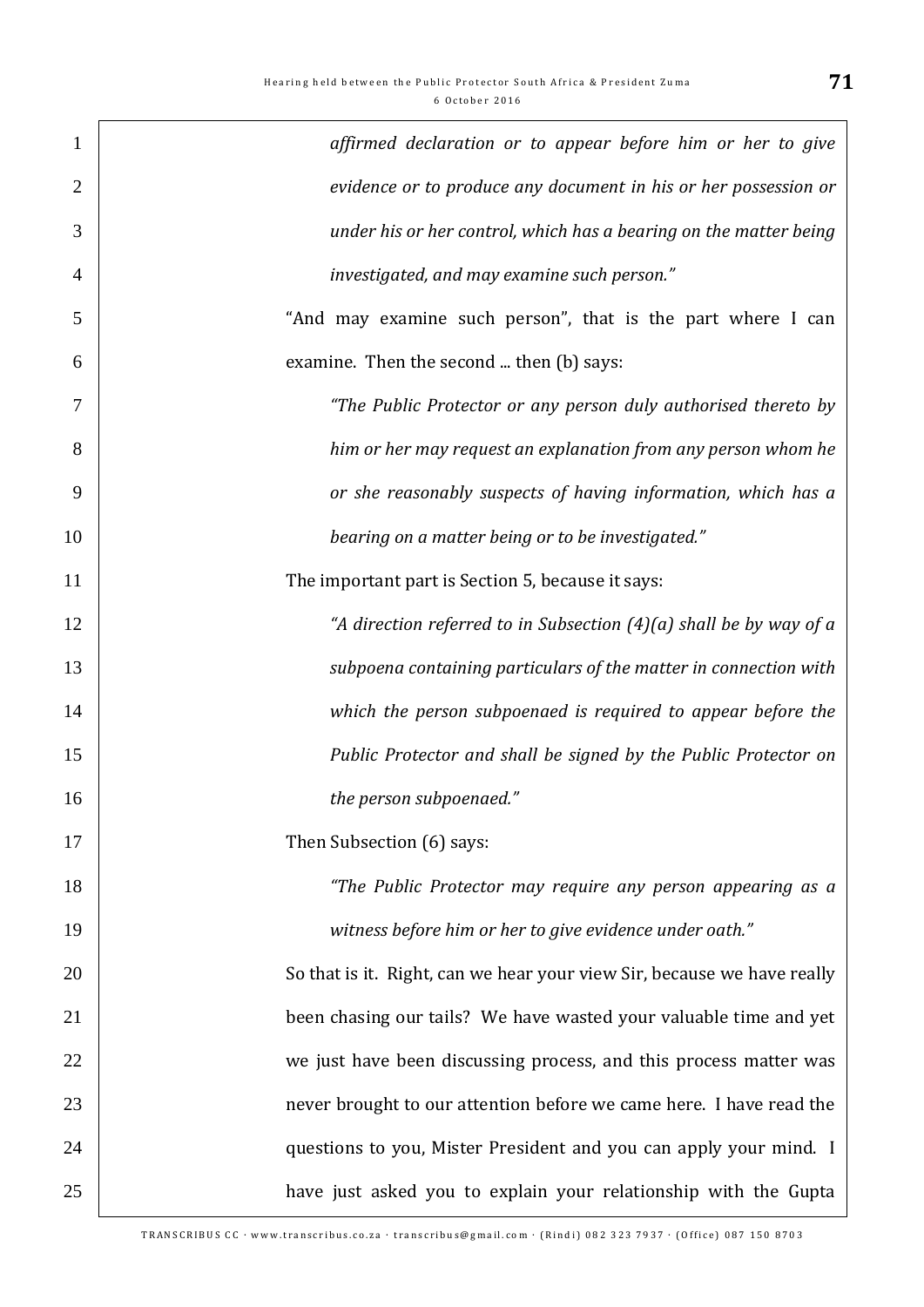> *affirmed declaration or to appear before him or her to give evidence or to produce any document in his or her possession or under his or her control, which has a bearing on the matter being investigated, and may examine such person."*

"And may examine such person", that is the part where I can examine. Then the second ... then (b) says:

> *"The Public Protector or any person duly authorised thereto by him or her may request an explanation from any person whom he or she reasonably suspects of having information, which has a bearing on a matter being or to be investigated."*

The important part is Section 5, because it says:

> *"A direction referred to in Subsection (4)(a) shall be by way of a subpoena containing particulars of the matter in connection with which the person subpoenaed is required to appear before the Public Protector and shall be signed by the Public Protector on the person subpoenaed."*

Then Subsection (6) says:

> *"The Public Protector may require any person appearing as a witness before him or her to give evidence under oath."*

So that is it. Right, can we hear your view Sir, because we have really been chasing our tails? We have wasted your valuable time and yet we just have been discussing process, and this process matter was never brought to our attention before we came here. I have read the questions to you, Mister President and you can apply your mind. I have just asked you to explain your relationship with the Gupta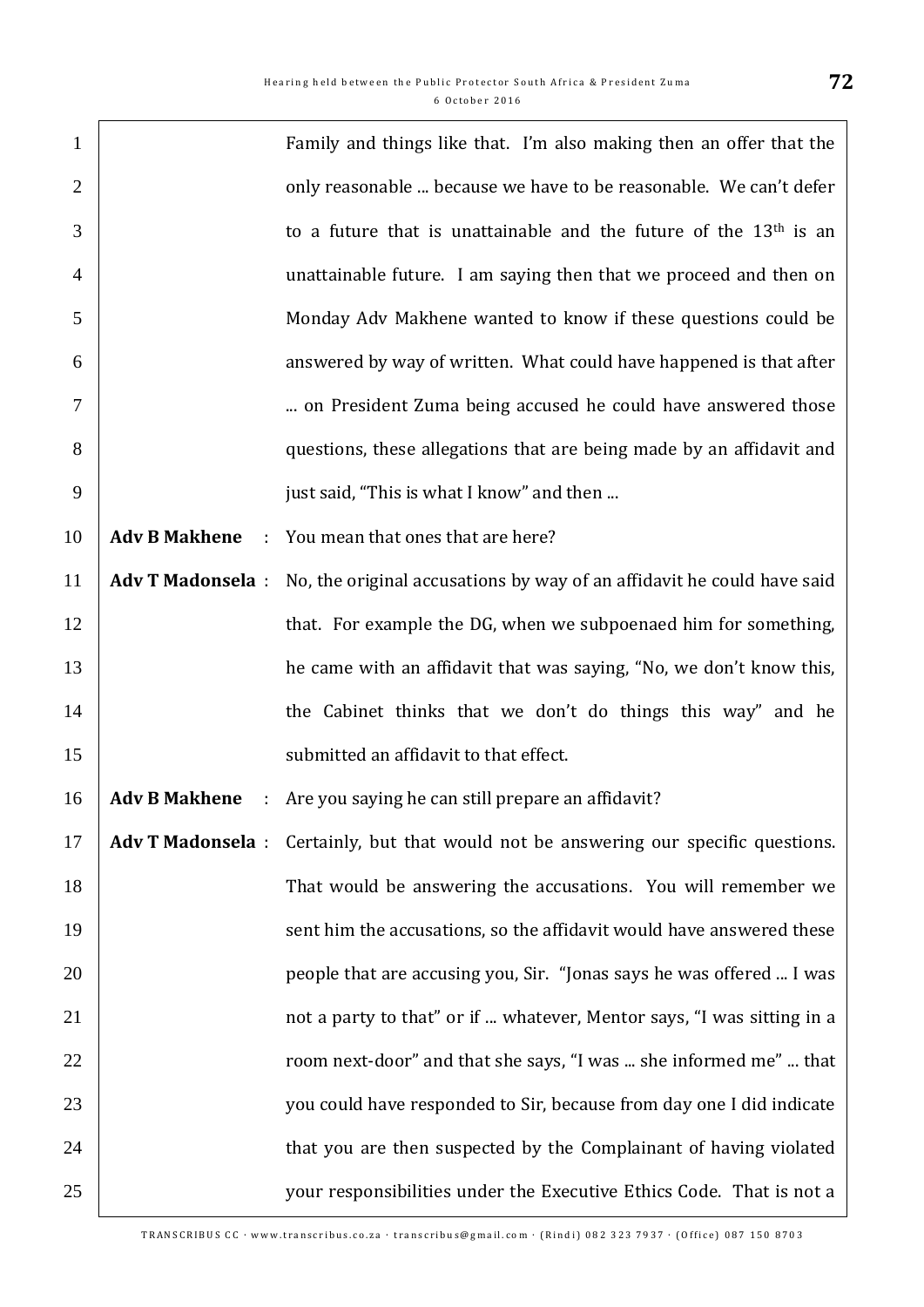Family and things like that. I'm also making then an offer that the only reasonable ... because we have to be reasonable. We can't defer to a future that is unattainable and the future of the 13th is an unattainable future. I am saying then that we proceed and then on Monday Adv Makhene wanted to know if these questions could be answered by way of written. What could have happened is that after ... on President Zuma being accused he could have answered those questions, these allegations that are being made by an affidavit and just said, "This is what I know" and then ...

**Adv B Makhene** : You mean that ones that are here?

**Adv T Madonsela** : No, the original accusations by way of an affidavit he could have said that. For example the DG, when we subpoenaed him for something, he came with an affidavit that was saying, "No, we don't know this, the Cabinet thinks that we don't do things this way" and he submitted an affidavit to that effect.

**Adv B Makhene** : Are you saying he can still prepare an affidavit?

**Adv T Madonsela** : Certainly, but that would not be answering our specific questions. That would be answering the accusations. You will remember we sent him the accusations, so the affidavit would have answered these people that are accusing you, Sir. "Jonas says he was offered ... I was not a party to that" or if ... whatever, Mentor says, "I was sitting in a room next-door" and that she says, "I was ... she informed me" ... that you could have responded to Sir, because from day one I did indicate that you are then suspected by the Complainant of having violated your responsibilities under the Executive Ethics Code. That is not a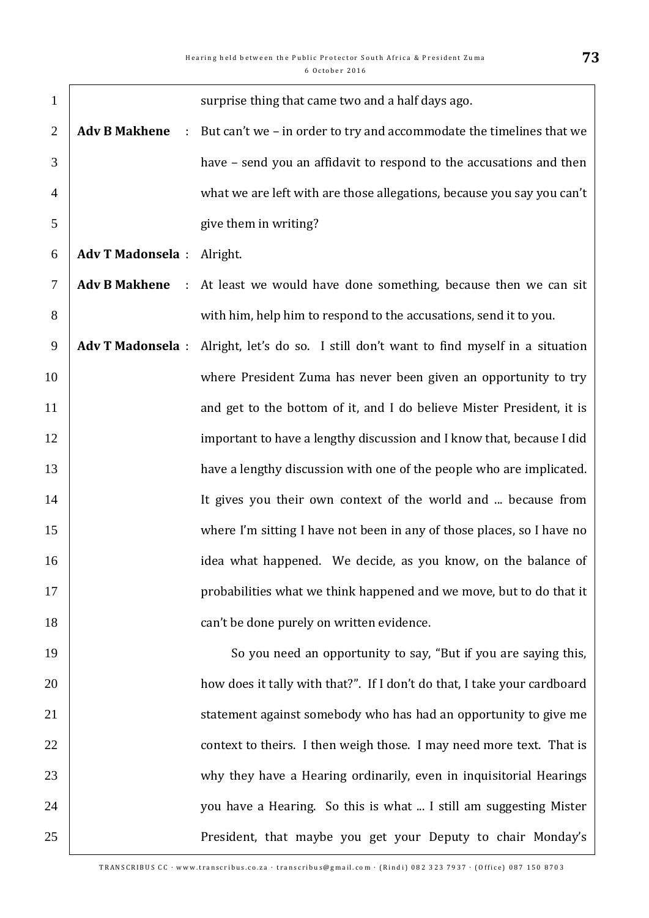surprise thing that came two and a half days ago.

**Adv B Makhene** : But can't we – in order to try and accommodate the timelines that we have – send you an affidavit to respond to the accusations and then what we are left with are those allegations, because you say you can't give them in writing?

**Adv T Madonsela** : Alright.

**Adv B Makhene** : At least we would have done something, because then we can sit with him, help him to respond to the accusations, send it to you.

**Adv T Madonsela** : Alright, let's do so. I still don't want to find myself in a situation where President Zuma has never been given an opportunity to try and get to the bottom of it, and I do believe Mister President, it is important to have a lengthy discussion and I know that, because I did have a lengthy discussion with one of the people who are implicated. It gives you their own context of the world and ... because from where I'm sitting I have not been in any of those places, so I have no idea what happened. We decide, as you know, on the balance of probabilities what we think happened and we move, but to do that it can't be done purely on written evidence.

So you need an opportunity to say, "But if you are saying this, how does it tally with that?". If I don't do that, I take your cardboard statement against somebody who has had an opportunity to give me context to theirs. I then weigh those. I may need more text. That is why they have a Hearing ordinarily, even in inquisitorial Hearings you have a Hearing. So this is what ... I still am suggesting Mister President, that maybe you get your Deputy to chair Monday's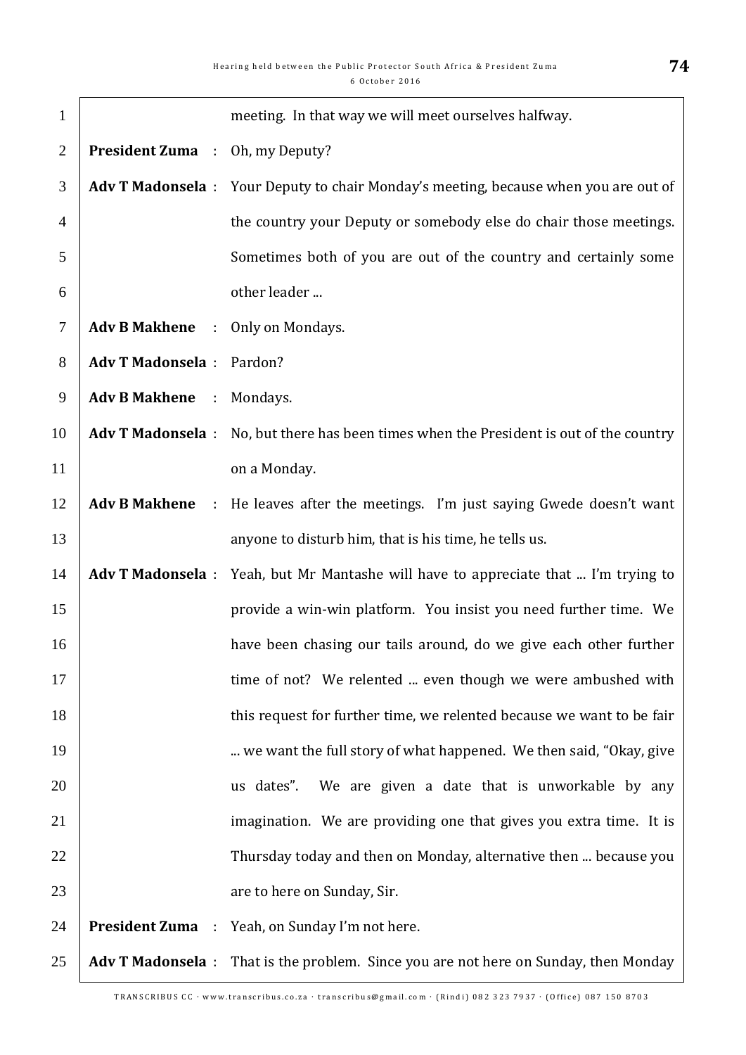meeting. In that way we will meet ourselves halfway.

**President Zuma** : Oh, my Deputy?

**Adv T Madonsela** : Your Deputy to chair Monday's meeting, because when you are out of the country your Deputy or somebody else do chair those meetings. Sometimes both of you are out of the country and certainly some other leader ...

**Adv B Makhene** : Only on Mondays.

**Adv T Madonsela** : Pardon?

**Adv B Makhene** : Mondays.

**Adv T Madonsela** : No, but there has been times when the President is out of the country on a Monday.

**Adv B Makhene** : He leaves after the meetings. I'm just saying Gwede doesn't want anyone to disturb him, that is his time, he tells us.

**Adv T Madonsela** : Yeah, but Mr Mantashe will have to appreciate that ... I'm trying to provide a win-win platform. You insist you need further time. We have been chasing our tails around, do we give each other further time of not? We relented ... even though we were ambushed with this request for further time, we relented because we want to be fair ... we want the full story of what happened. We then said, "Okay, give us dates". We are given a date that is unworkable by any imagination. We are providing one that gives you extra time. It is Thursday today and then on Monday, alternative then ... because you are to here on Sunday, Sir.

**President Zuma** : Yeah, on Sunday I'm not here.

**Adv T Madonsela** : That is the problem. Since you are not here on Sunday, then Monday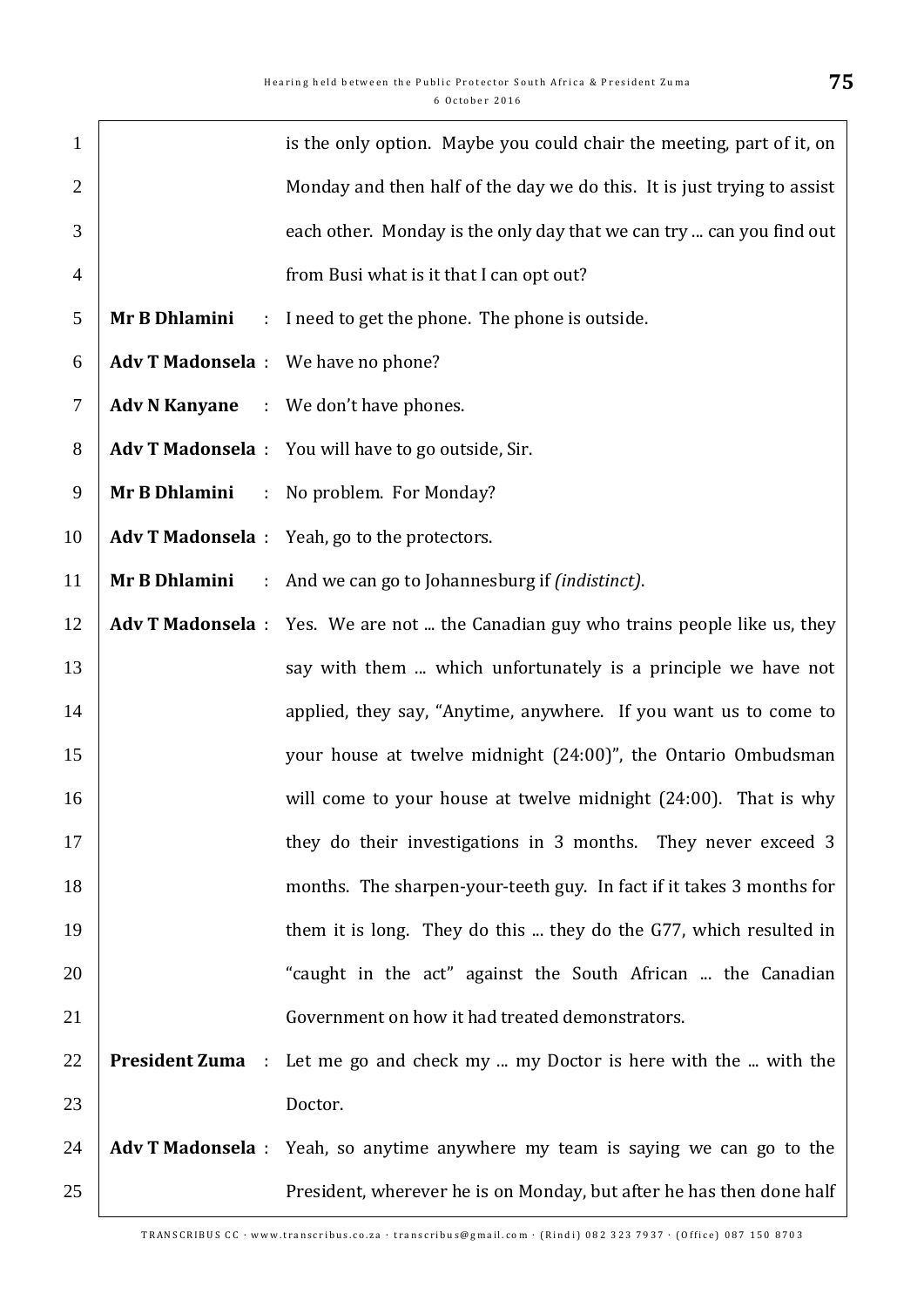is the only option. Maybe you could chair the meeting, part of it, on Monday and then half of the day we do this. It is just trying to assist each other. Monday is the only day that we can try ... can you find out from Busi what is it that I can opt out?

**Mr B Dhlamini** : I need to get the phone. The phone is outside.

**Adv T Madonsela** : We have no phone?

**Adv N Kanyane** : We don't have phones.

**Adv T Madonsela** : You will have to go outside, Sir.

**Mr B Dhlamini** : No problem. For Monday?

**Adv T Madonsela** : Yeah, go to the protectors.

**Mr B Dhlamini** : And we can go to Johannesburg if *(indistinct)*.

**Adv T Madonsela** : Yes. We are not ... the Canadian guy who trains people like us, they say with them ... which unfortunately is a principle we have not applied, they say, "Anytime, anywhere. If you want us to come to your house at twelve midnight (24:00)", the Ontario Ombudsman will come to your house at twelve midnight (24:00). That is why they do their investigations in 3 months. They never exceed 3 months. The sharpen-your-teeth guy. In fact if it takes 3 months for them it is long. They do this ... they do the G77, which resulted in "caught in the act" against the South African ... the Canadian Government on how it had treated demonstrators.

**President Zuma** : Let me go and check my ... my Doctor is here with the ... with the Doctor.

**Adv T Madonsela** : Yeah, so anytime anywhere my team is saying we can go to the President, wherever he is on Monday, but after he has then done half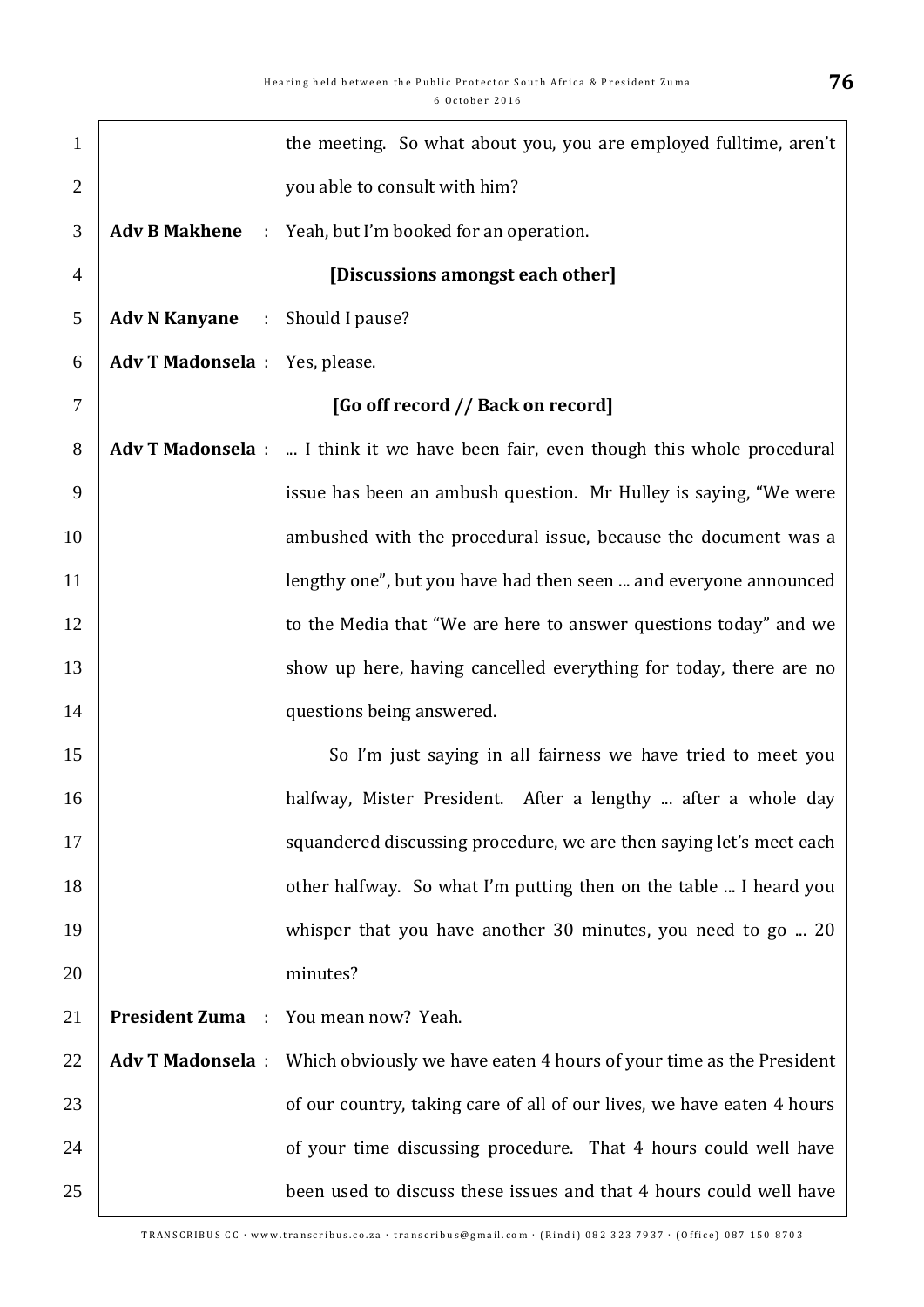the meeting. So what about you, you are employed fulltime, aren't you able to consult with him?

**Adv B Makhene** : Yeah, but I'm booked for an operation.

**[Discussions amongst each other]**

**Adv N Kanyane** : Should I pause?

**Adv T Madonsela** : Yes, please.

**[Go off record // Back on record]**

**Adv T Madonsela** : ... I think it we have been fair, even though this whole procedural issue has been an ambush question. Mr Hulley is saying, "We were ambushed with the procedural issue, because the document was a lengthy one", but you have had then seen ... and everyone announced to the Media that "We are here to answer questions today" and we show up here, having cancelled everything for today, there are no questions being answered.

So I'm just saying in all fairness we have tried to meet you halfway, Mister President. After a lengthy ... after a whole day squandered discussing procedure, we are then saying let's meet each other halfway. So what I'm putting then on the table ... I heard you whisper that you have another 30 minutes, you need to go ... 20 minutes?

**President Zuma** : You mean now? Yeah.

**Adv T Madonsela** : Which obviously we have eaten 4 hours of your time as the President of our country, taking care of all of our lives, we have eaten 4 hours of your time discussing procedure. That 4 hours could well have been used to discuss these issues and that 4 hours could well have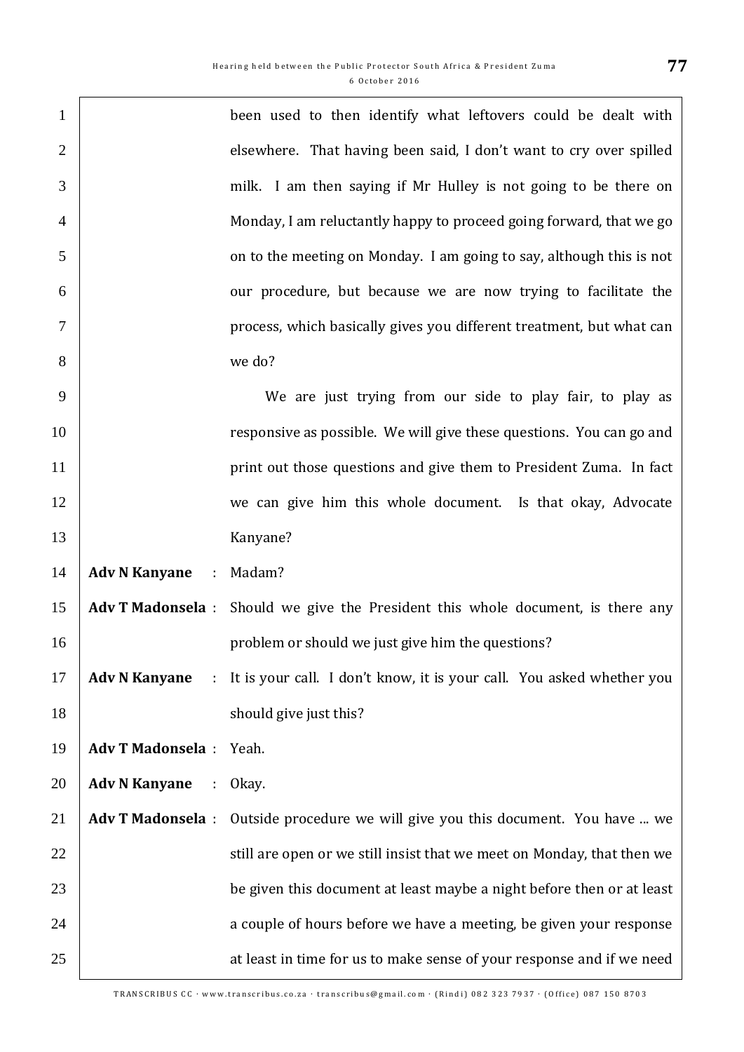been used to then identify what leftovers could be dealt with elsewhere. That having been said, I don't want to cry over spilled milk. I am then saying if Mr Hulley is not going to be there on Monday, I am reluctantly happy to proceed going forward, that we go on to the meeting on Monday. I am going to say, although this is not our procedure, but because we are now trying to facilitate the process, which basically gives you different treatment, but what can we do?

We are just trying from our side to play fair, to play as responsive as possible. We will give these questions. You can go and print out those questions and give them to President Zuma. In fact we can give him this whole document. Is that okay, Advocate Kanyane?

**Adv N Kanyane** : Madam?

**Adv T Madonsela** : Should we give the President this whole document, is there any problem or should we just give him the questions?

**Adv N Kanyane** : It is your call. I don't know, it is your call. You asked whether you should give just this?

**Adv T Madonsela** : Yeah.

**Adv N Kanyane** : Okay.

**Adv T Madonsela** : Outside procedure we will give you this document. You have ... we still are open or we still insist that we meet on Monday, that then we be given this document at least maybe a night before then or at least a couple of hours before we have a meeting, be given your response at least in time for us to make sense of your response and if we need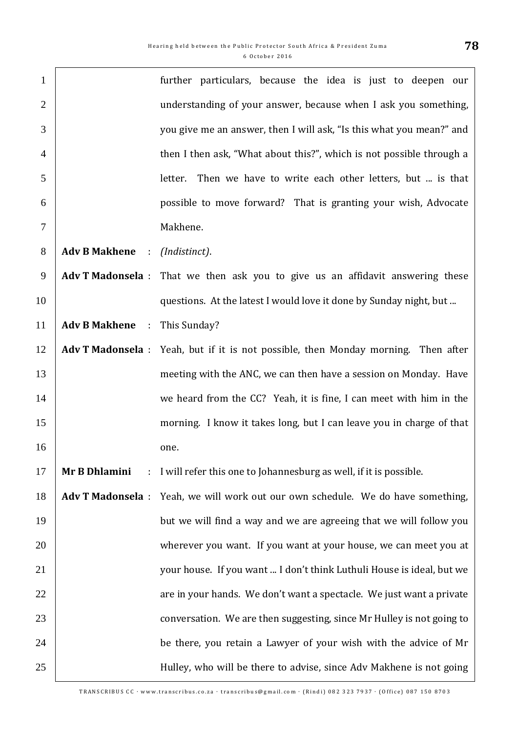further particulars, because the idea is just to deepen our understanding of your answer, because when I ask you something, you give me an answer, then I will ask, "Is this what you mean?" and then I then ask, "What about this?", which is not possible through a letter. Then we have to write each other letters, but ... is that possible to move forward? That is granting your wish, Advocate Makhene.

**Adv B Makhene** : *(Indistinct)*.

**Adv T Madonsela** : That we then ask you to give us an affidavit answering these questions. At the latest I would love it done by Sunday night, but ...

**Adv B Makhene** : This Sunday?

**Adv T Madonsela** : Yeah, but if it is not possible, then Monday morning. Then after meeting with the ANC, we can then have a session on Monday. Have we heard from the CC? Yeah, it is fine, I can meet with him in the morning. I know it takes long, but I can leave you in charge of that one.

**Mr B Dhlamini** : I will refer this one to Johannesburg as well, if it is possible.

**Adv T Madonsela** : Yeah, we will work out our own schedule. We do have something, but we will find a way and we are agreeing that we will follow you wherever you want. If you want at your house, we can meet you at your house. If you want ... I don't think Luthuli House is ideal, but we are in your hands. We don't want a spectacle. We just want a private conversation. We are then suggesting, since Mr Hulley is not going to be there, you retain a Lawyer of your wish with the advice of Mr Hulley, who will be there to advise, since Adv Makhene is not going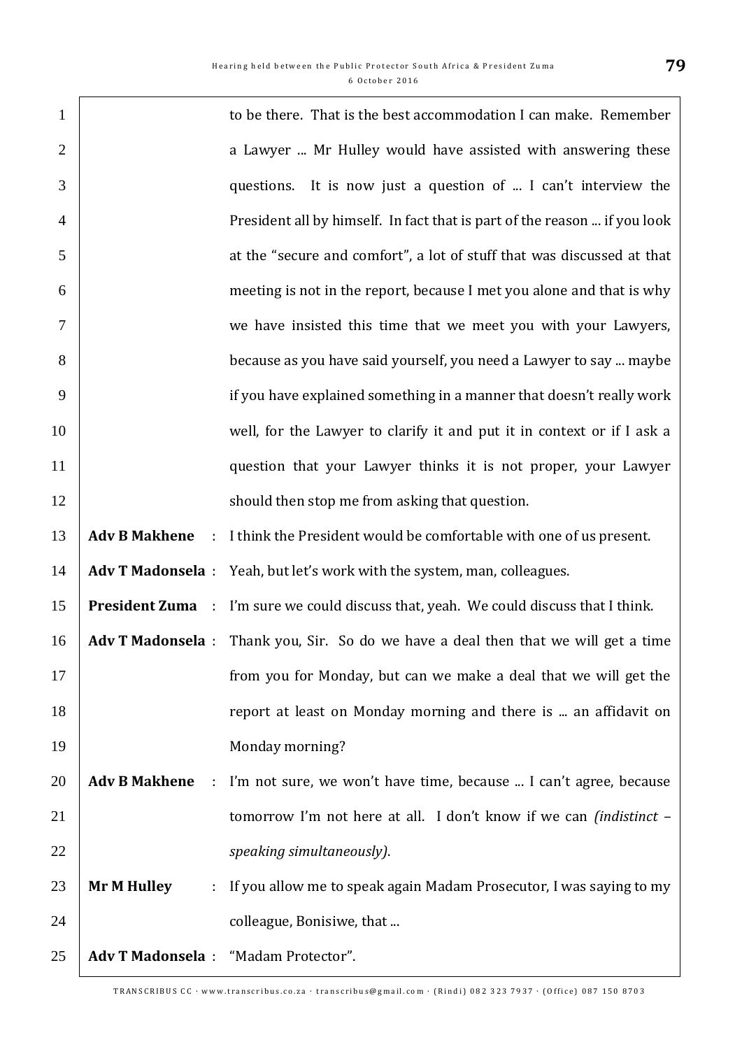to be there. That is the best accommodation I can make. Remember a Lawyer ... Mr Hulley would have assisted with answering these questions. It is now just a question of ... I can't interview the President all by himself. In fact that is part of the reason ... if you look at the "secure and comfort", a lot of stuff that was discussed at that meeting is not in the report, because I met you alone and that is why we have insisted this time that we meet you with your Lawyers, because as you have said yourself, you need a Lawyer to say ... maybe if you have explained something in a manner that doesn't really work well, for the Lawyer to clarify it and put it in context or if I ask a question that your Lawyer thinks it is not proper, your Lawyer should then stop me from asking that question.

**Adv B Makhene** : I think the President would be comfortable with one of us present.

**Adv T Madonsela** : Yeah, but let's work with the system, man, colleagues.

**President Zuma** : I'm sure we could discuss that, yeah. We could discuss that I think.

**Adv T Madonsela** : Thank you, Sir. So do we have a deal then that we will get a time from you for Monday, but can we make a deal that we will get the report at least on Monday morning and there is ... an affidavit on Monday morning?

**Adv B Makhene** : I'm not sure, we won't have time, because ... I can't agree, because tomorrow I'm not here at all. I don't know if we can *(indistinct – speaking simultaneously)*.

**Mr M Hulley** : If you allow me to speak again Madam Prosecutor, I was saying to my colleague, Bonisiwe, that ...

**Adv T Madonsela** : "Madam Protector".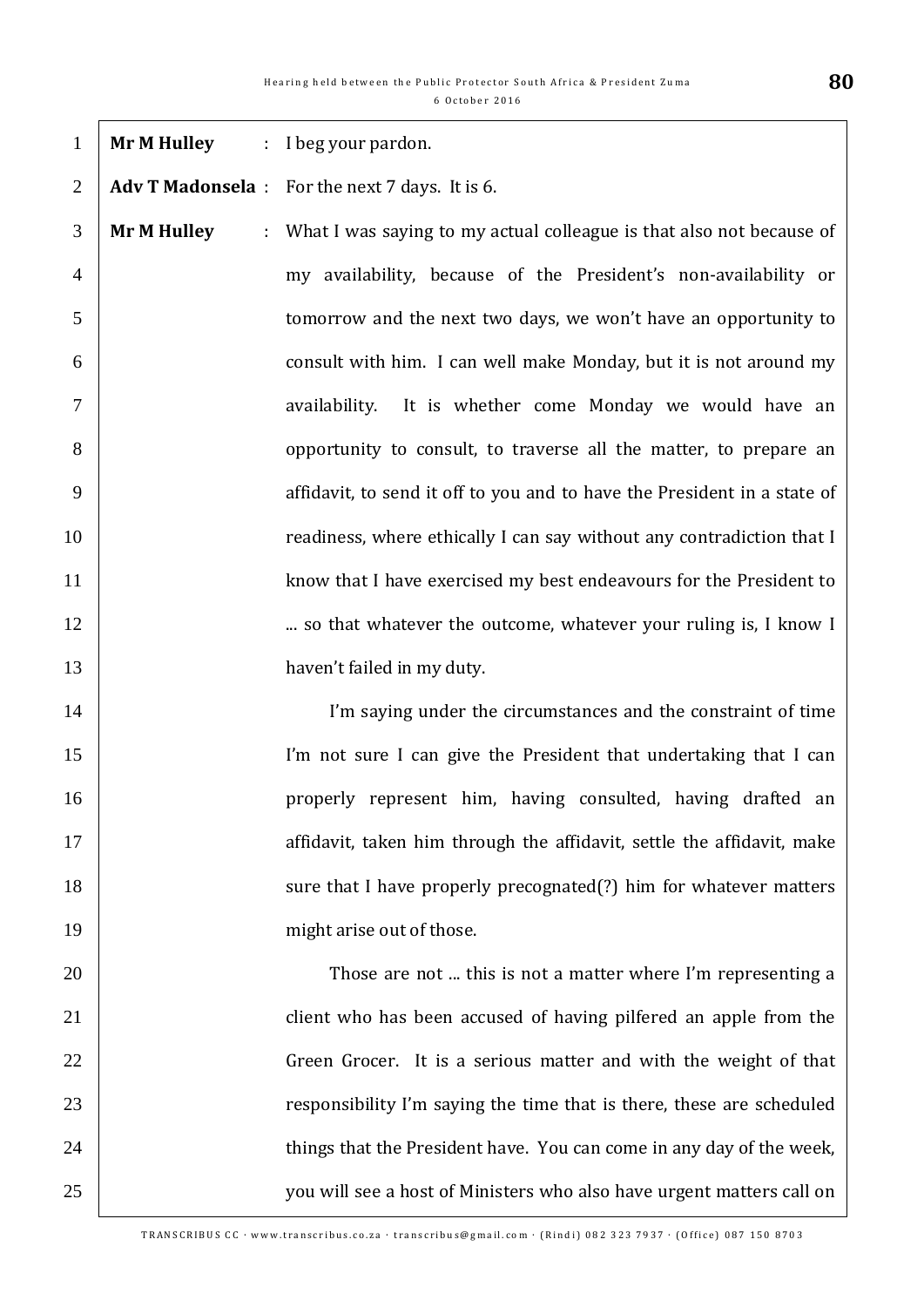**Mr M Hulley** : I beg your pardon.

**Adv T Madonsela** : For the next 7 days. It is 6.

**Mr M Hulley** : What I was saying to my actual colleague is that also not because of my availability, because of the President's non-availability or tomorrow and the next two days, we won't have an opportunity to consult with him. I can well make Monday, but it is not around my availability. It is whether come Monday we would have an opportunity to consult, to traverse all the matter, to prepare an affidavit, to send it off to you and to have the President in a state of readiness, where ethically I can say without any contradiction that I know that I have exercised my best endeavours for the President to ... so that whatever the outcome, whatever your ruling is, I know I haven't failed in my duty.

I'm saying under the circumstances and the constraint of time I'm not sure I can give the President that undertaking that I can properly represent him, having consulted, having drafted an affidavit, taken him through the affidavit, settle the affidavit, make sure that I have properly precognated(?) him for whatever matters might arise out of those.

Those are not ... this is not a matter where I'm representing a client who has been accused of having pilfered an apple from the Green Grocer. It is a serious matter and with the weight of that responsibility I'm saying the time that is there, these are scheduled things that the President have. You can come in any day of the week, you will see a host of Ministers who also have urgent matters call on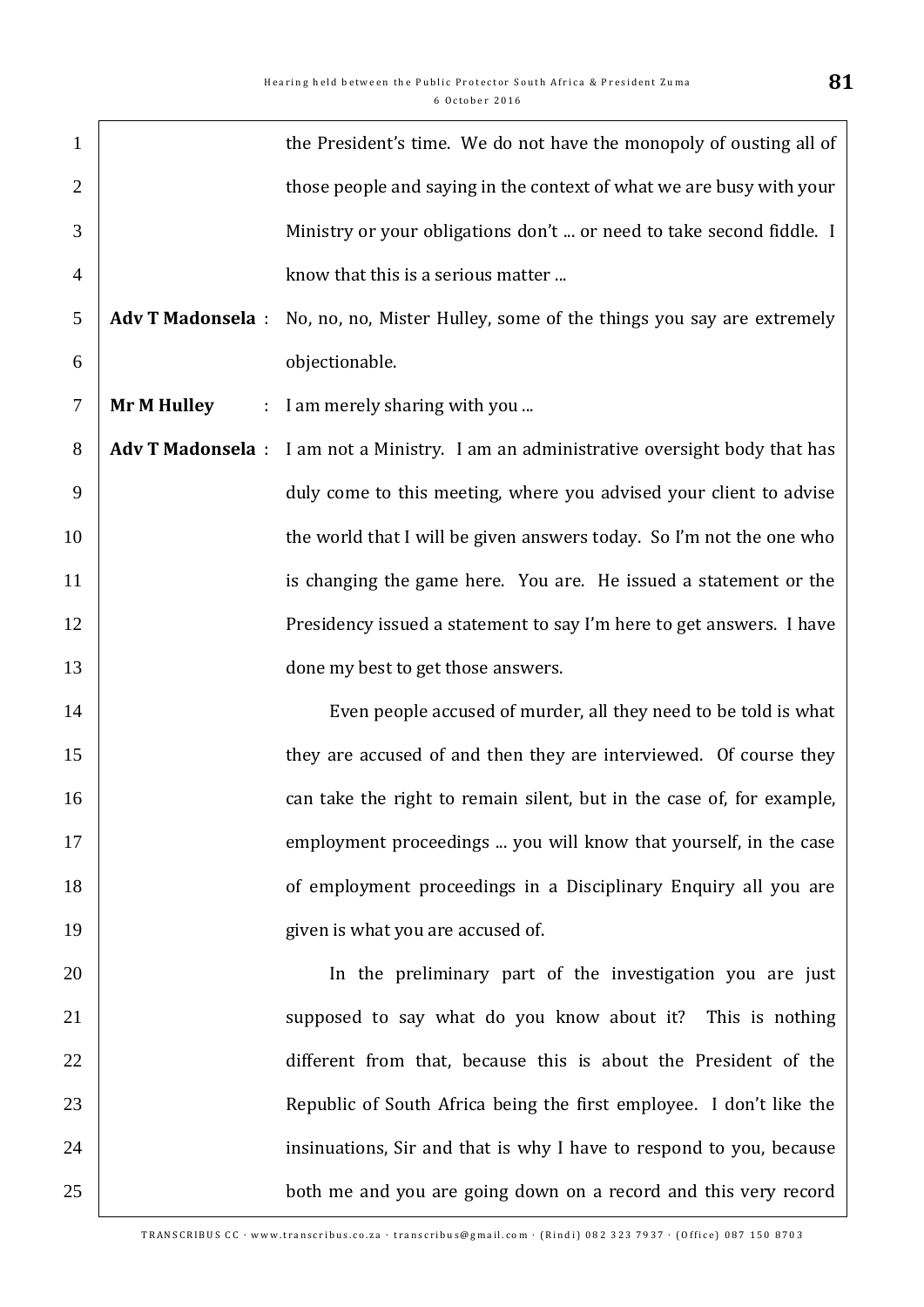the President's time. We do not have the monopoly of ousting all of those people and saying in the context of what we are busy with your Ministry or your obligations don't ... or need to take second fiddle. I know that this is a serious matter ...

**Adv T Madonsela** : No, no, no, Mister Hulley, some of the things you say are extremely objectionable.

**Mr M Hulley** : I am merely sharing with you ...

**Adv T Madonsela** : I am not a Ministry. I am an administrative oversight body that has duly come to this meeting, where you advised your client to advise the world that I will be given answers today. So I'm not the one who is changing the game here. You are. He issued a statement or the Presidency issued a statement to say I'm here to get answers. I have done my best to get those answers.

Even people accused of murder, all they need to be told is what they are accused of and then they are interviewed. Of course they can take the right to remain silent, but in the case of, for example, employment proceedings ... you will know that yourself, in the case of employment proceedings in a Disciplinary Enquiry all you are given is what you are accused of.

In the preliminary part of the investigation you are just supposed to say what do you know about it? This is nothing different from that, because this is about the President of the Republic of South Africa being the first employee. I don't like the insinuations, Sir and that is why I have to respond to you, because both me and you are going down on a record and this very record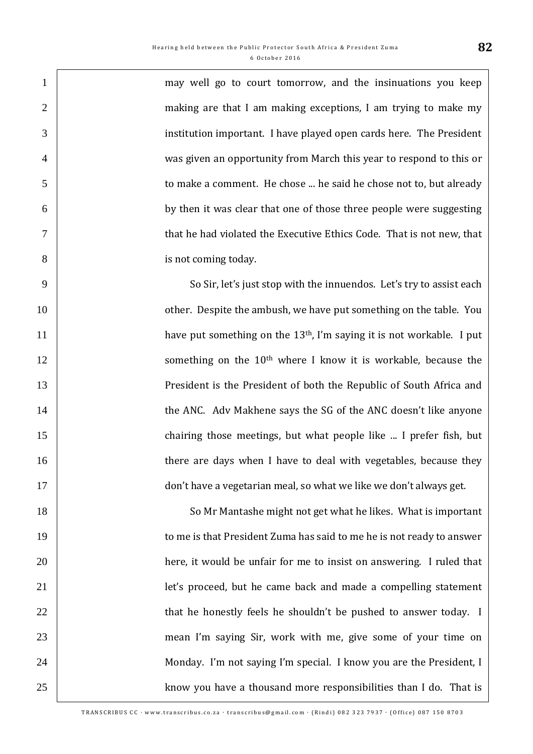may well go to court tomorrow, and the insinuations you keep making are that I am making exceptions, I am trying to make my institution important. I have played open cards here. The President was given an opportunity from March this year to respond to this or to make a comment. He chose ... he said he chose not to, but already by then it was clear that one of those three people were suggesting that he had violated the Executive Ethics Code. That is not new, that is not coming today.

So Sir, let's just stop with the innuendos. Let's try to assist each other. Despite the ambush, we have put something on the table. You have put something on the 13th, I'm saying it is not workable. I put something on the 10th where I know it is workable, because the President is the President of both the Republic of South Africa and the ANC. Adv Makhene says the SG of the ANC doesn't like anyone chairing those meetings, but what people like ... I prefer fish, but there are days when I have to deal with vegetables, because they don't have a vegetarian meal, so what we like we don't always get.

So Mr Mantashe might not get what he likes. What is important to me is that President Zuma has said to me he is not ready to answer here, it would be unfair for me to insist on answering. I ruled that let's proceed, but he came back and made a compelling statement that he honestly feels he shouldn't be pushed to answer today. I mean I'm saying Sir, work with me, give some of your time on Monday. I'm not saying I'm special. I know you are the President, I know you have a thousand more responsibilities than I do. That is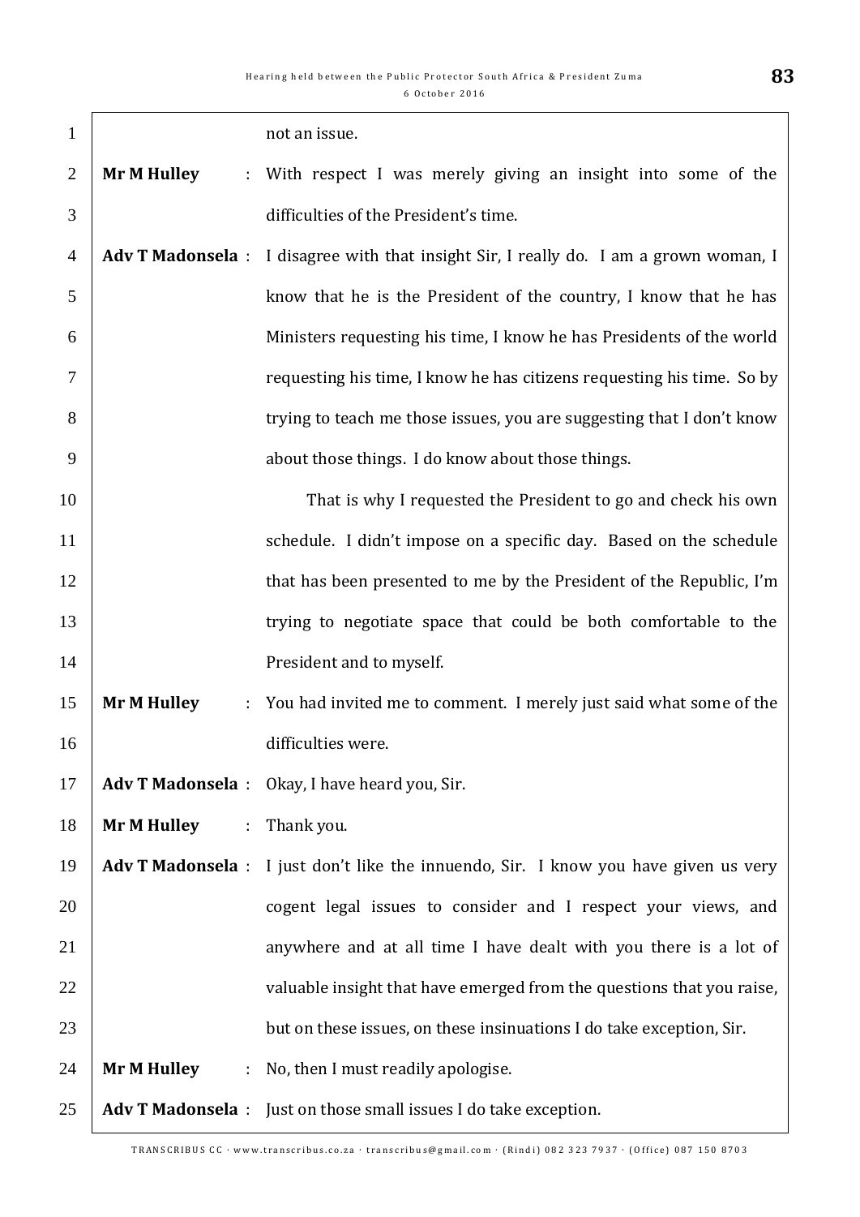not an issue.

**Mr M Hulley** : With respect I was merely giving an insight into some of the difficulties of the President's time.

**Adv T Madonsela** : I disagree with that insight Sir, I really do. I am a grown woman, I know that he is the President of the country, I know that he has Ministers requesting his time, I know he has Presidents of the world requesting his time, I know he has citizens requesting his time. So by trying to teach me those issues, you are suggesting that I don't know about those things. I do know about those things.

That is why I requested the President to go and check his own schedule. I didn't impose on a specific day. Based on the schedule that has been presented to me by the President of the Republic, I'm trying to negotiate space that could be both comfortable to the President and to myself.

**Mr M Hulley** : You had invited me to comment. I merely just said what some of the difficulties were.

**Adv T Madonsela** : Okay, I have heard you, Sir.

**Mr M Hulley** : Thank you.

**Adv T Madonsela** : I just don't like the innuendo, Sir. I know you have given us very cogent legal issues to consider and I respect your views, and anywhere and at all time I have dealt with you there is a lot of valuable insight that have emerged from the questions that you raise, but on these issues, on these insinuations I do take exception, Sir.

**Mr M Hulley** : No, then I must readily apologise.

**Adv T Madonsela** : Just on those small issues I do take exception.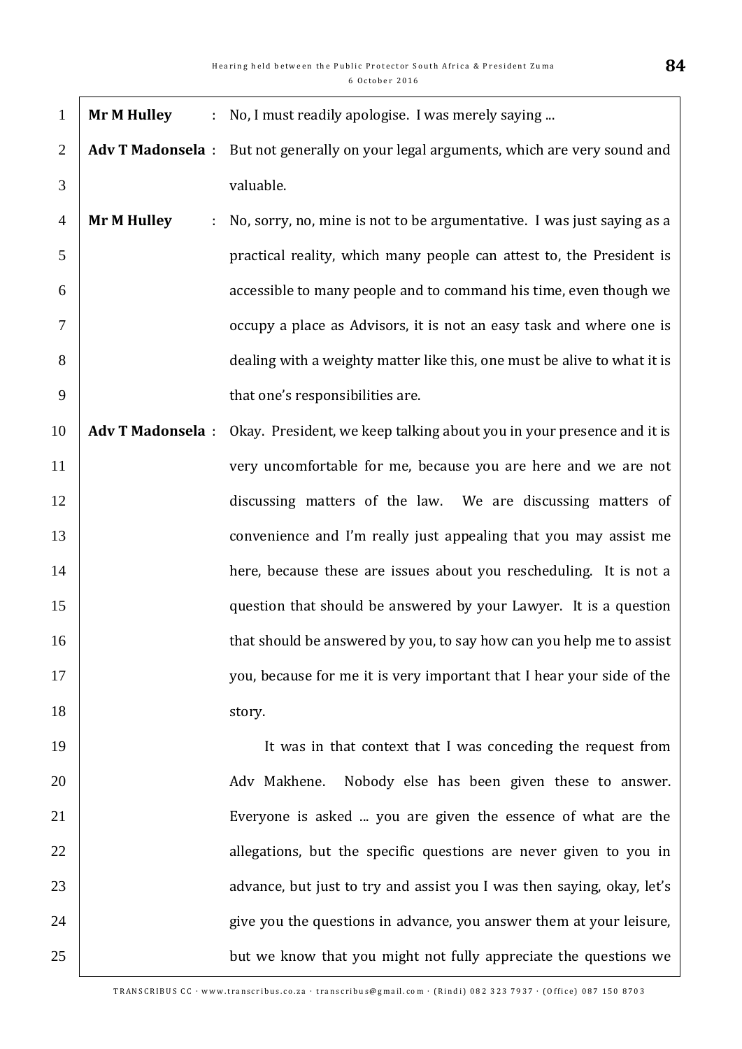**Mr M Hulley** : No, I must readily apologise. I was merely saying ...

**Adv T Madonsela** : But not generally on your legal arguments, which are very sound and valuable.

**Mr M Hulley** : No, sorry, no, mine is not to be argumentative. I was just saying as a practical reality, which many people can attest to, the President is accessible to many people and to command his time, even though we occupy a place as Advisors, it is not an easy task and where one is dealing with a weighty matter like this, one must be alive to what it is that one's responsibilities are.

**Adv T Madonsela** : Okay. President, we keep talking about you in your presence and it is very uncomfortable for me, because you are here and we are not discussing matters of the law. We are discussing matters of convenience and I'm really just appealing that you may assist me here, because these are issues about you rescheduling. It is not a question that should be answered by your Lawyer. It is a question that should be answered by you, to say how can you help me to assist you, because for me it is very important that I hear your side of the story.

It was in that context that I was conceding the request from Adv Makhene. Nobody else has been given these to answer. Everyone is asked ... you are given the essence of what are the allegations, but the specific questions are never given to you in advance, but just to try and assist you I was then saying, okay, let's give you the questions in advance, you answer them at your leisure, but we know that you might not fully appreciate the questions we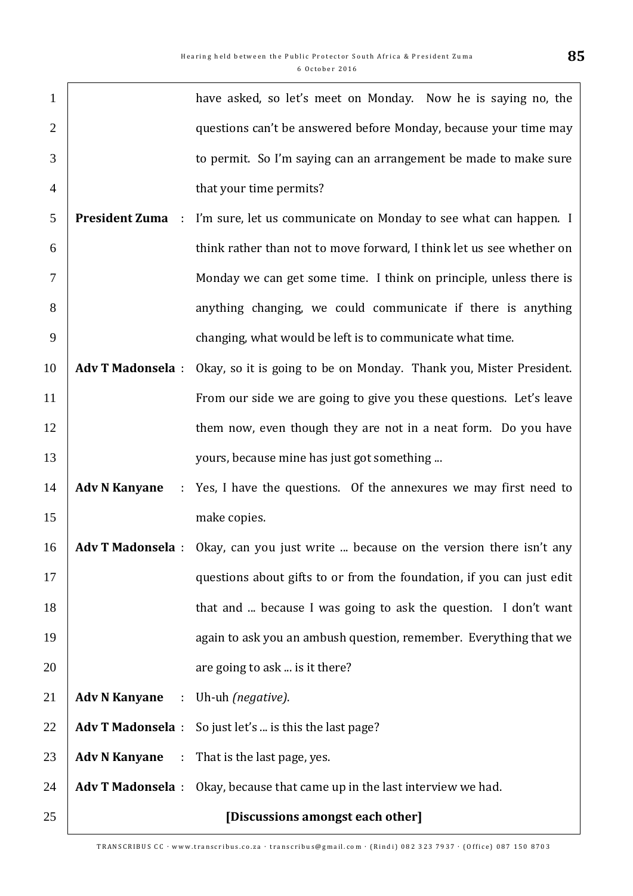have asked, so let's meet on Monday. Now he is saying no, the questions can't be answered before Monday, because your time may to permit. So I'm saying can an arrangement be made to make sure that your time permits?

**President Zuma** : I'm sure, let us communicate on Monday to see what can happen. I think rather than not to move forward, I think let us see whether on Monday we can get some time. I think on principle, unless there is anything changing, we could communicate if there is anything changing, what would be left is to communicate what time.

**Adv T Madonsela** : Okay, so it is going to be on Monday. Thank you, Mister President. From our side we are going to give you these questions. Let's leave them now, even though they are not in a neat form. Do you have yours, because mine has just got something ...

**Adv N Kanyane** : Yes, I have the questions. Of the annexures we may first need to make copies.

**Adv T Madonsela** : Okay, can you just write ... because on the version there isn't any questions about gifts to or from the foundation, if you can just edit that and ... because I was going to ask the question. I don't want again to ask you an ambush question, remember. Everything that we are going to ask ... is it there?

**Adv N Kanyane** : Uh-uh *(negative)*.

**Adv T Madonsela** : So just let's ... is this the last page?

**Adv N Kanyane** : That is the last page, yes.

**Adv T Madonsela** : Okay, because that came up in the last interview we had.

**[Discussions amongst each other]**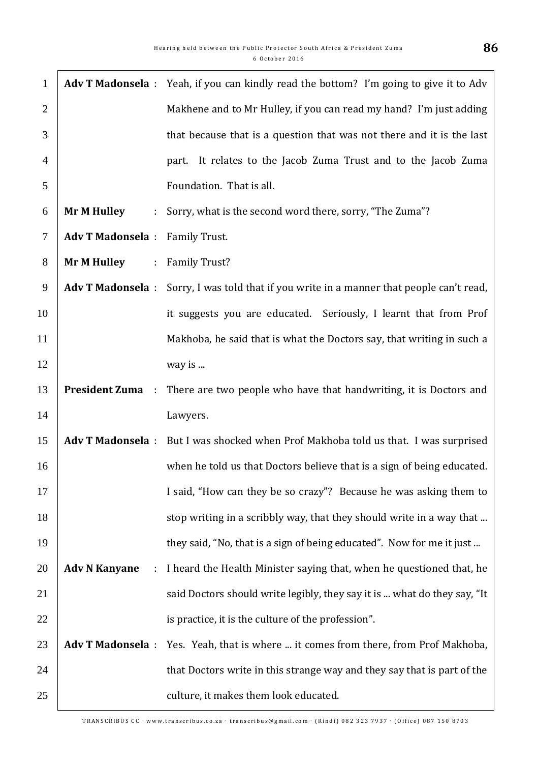**Adv T Madonsela** : Yeah, if you can kindly read the bottom? I'm going to give it to Adv Makhene and to Mr Hulley, if you can read my hand? I'm just adding that because that is a question that was not there and it is the last part. It relates to the Jacob Zuma Trust and to the Jacob Zuma Foundation. That is all.

**Mr M Hulley** : Sorry, what is the second word there, sorry, "The Zuma"?

**Adv T Madonsela** : Family Trust.

**Mr M Hulley** : Family Trust?

**Adv T Madonsela** : Sorry, I was told that if you write in a manner that people can't read, it suggests you are educated. Seriously, I learnt that from Prof Makhoba, he said that is what the Doctors say, that writing in such a way is ...

**President Zuma** : There are two people who have that handwriting, it is Doctors and Lawyers.

**Adv T Madonsela** : But I was shocked when Prof Makhoba told us that. I was surprised when he told us that Doctors believe that is a sign of being educated. I said, "How can they be so crazy"? Because he was asking them to stop writing in a scribbly way, that they should write in a way that ... they said, "No, that is a sign of being educated". Now for me it just ...

**Adv N Kanyane** : I heard the Health Minister saying that, when he questioned that, he said Doctors should write legibly, they say it is ... what do they say, "It is practice, it is the culture of the profession".

**Adv T Madonsela** : Yes. Yeah, that is where ... it comes from there, from Prof Makhoba, that Doctors write in this strange way and they say that is part of the culture, it makes them look educated.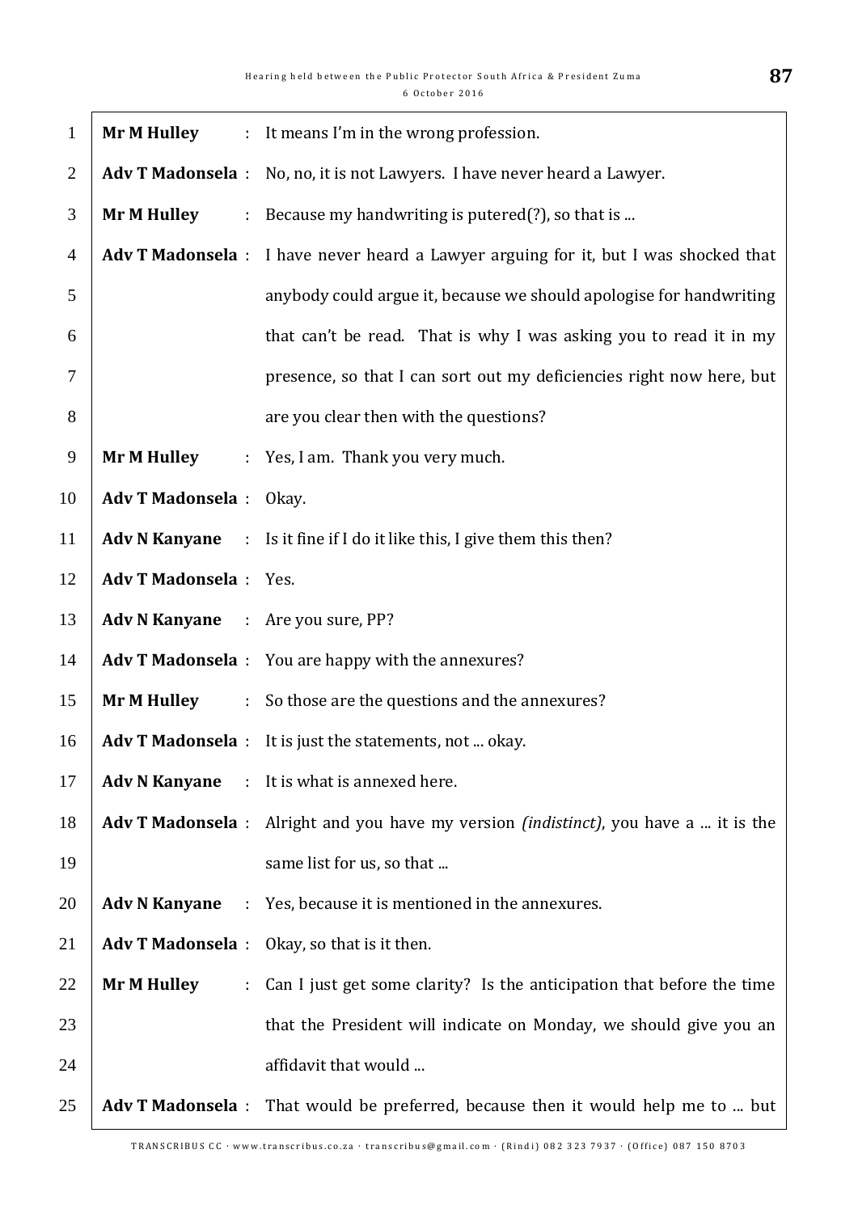**Mr M Hulley** : It means I'm in the wrong profession.

**Adv T Madonsela** : No, no, it is not Lawyers. I have never heard a Lawyer.

**Mr M Hulley** : Because my handwriting is putered(?), so that is ...

**Adv T Madonsela** : I have never heard a Lawyer arguing for it, but I was shocked that anybody could argue it, because we should apologise for handwriting that can't be read. That is why I was asking you to read it in my presence, so that I can sort out my deficiencies right now here, but are you clear then with the questions?

**Mr M Hulley** : Yes, I am. Thank you very much.

**Adv T Madonsela** : Okay.

**Adv N Kanyane** : Is it fine if I do it like this, I give them this then?

**Adv T Madonsela** : Yes.

**Adv N Kanyane** : Are you sure, PP?

**Adv T Madonsela** : You are happy with the annexures?

**Mr M Hulley** : So those are the questions and the annexures?

**Adv T Madonsela** : It is just the statements, not ... okay.

**Adv N Kanyane** : It is what is annexed here.

**Adv T Madonsela** : Alright and you have my version *(indistinct)*, you have a ... it is the same list for us, so that ...

**Adv N Kanyane** : Yes, because it is mentioned in the annexures.

**Adv T Madonsela** : Okay, so that is it then.

**Mr M Hulley** : Can I just get some clarity? Is the anticipation that before the time that the President will indicate on Monday, we should give you an affidavit that would ...

**Adv T Madonsela** : That would be preferred, because then it would help me to ... but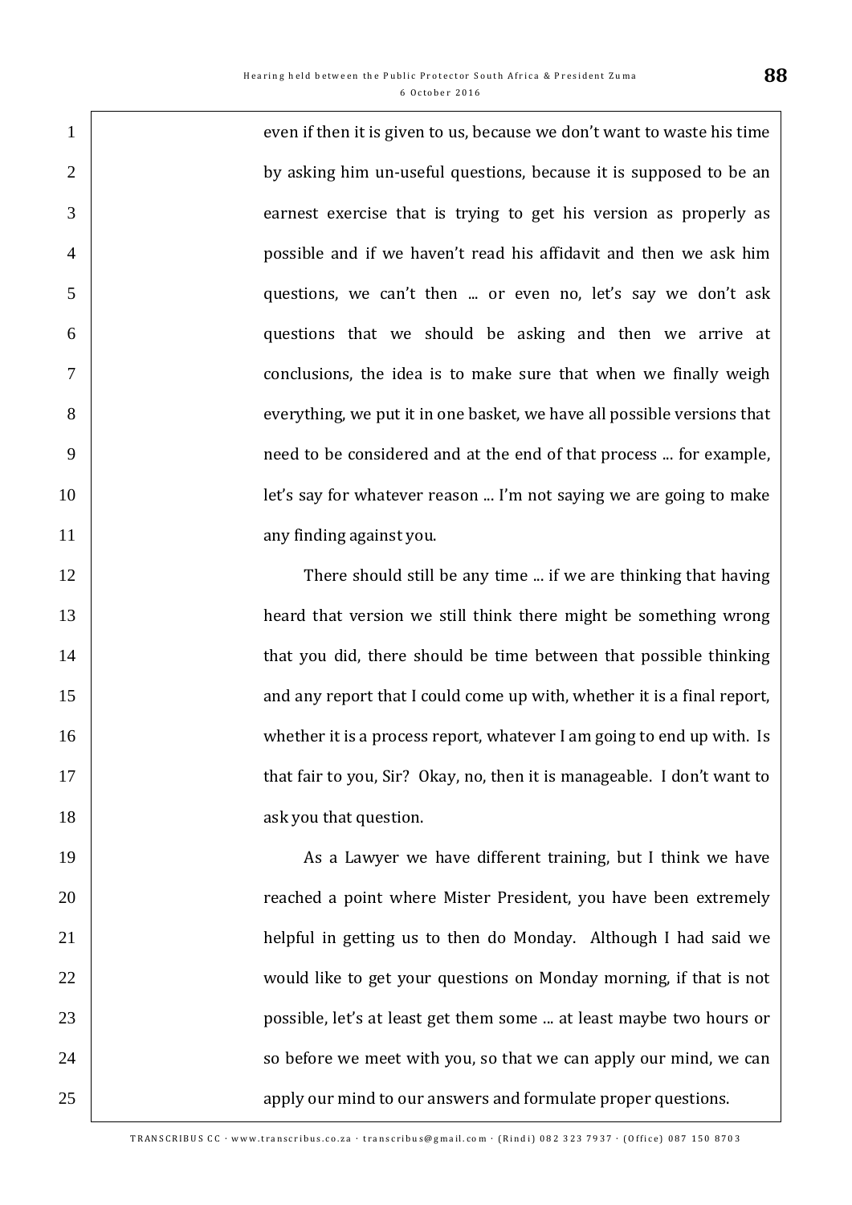even if then it is given to us, because we don't want to waste his time by asking him un-useful questions, because it is supposed to be an earnest exercise that is trying to get his version as properly as possible and if we haven't read his affidavit and then we ask him questions, we can't then ... or even no, let's say we don't ask questions that we should be asking and then we arrive at conclusions, the idea is to make sure that when we finally weigh everything, we put it in one basket, we have all possible versions that need to be considered and at the end of that process ... for example, let's say for whatever reason ... I'm not saying we are going to make any finding against you.

There should still be any time ... if we are thinking that having heard that version we still think there might be something wrong that you did, there should be time between that possible thinking and any report that I could come up with, whether it is a final report, whether it is a process report, whatever I am going to end up with. Is that fair to you, Sir? Okay, no, then it is manageable. I don't want to ask you that question.

As a Lawyer we have different training, but I think we have reached a point where Mister President, you have been extremely helpful in getting us to then do Monday. Although I had said we would like to get your questions on Monday morning, if that is not possible, let's at least get them some ... at least maybe two hours or so before we meet with you, so that we can apply our mind, we can apply our mind to our answers and formulate proper questions.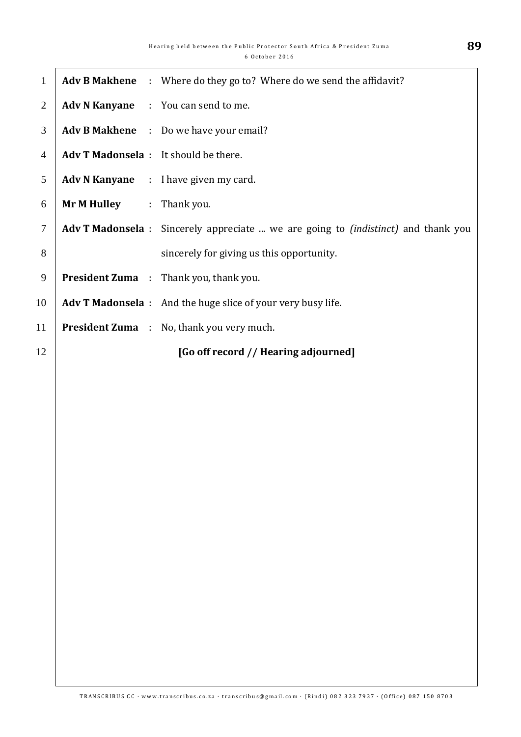**Adv B Makhene** : Where do they go to? Where do we send the affidavit?

**Adv N Kanyane** : You can send to me.

**Adv B Makhene** : Do we have your email?

**Adv T Madonsela** : It should be there.

**Adv N Kanyane** : I have given my card.

**Mr M Hulley** : Thank you.

**Adv T Madonsela** : Sincerely appreciate ... we are going to *(indistinct)* and thank you sincerely for giving us this opportunity.

**President Zuma** : Thank you, thank you.

**Adv T Madonsela** : And the huge slice of your very busy life.

**President Zuma** : No, thank you very much.

**[Go off record // Hearing adjourned]**